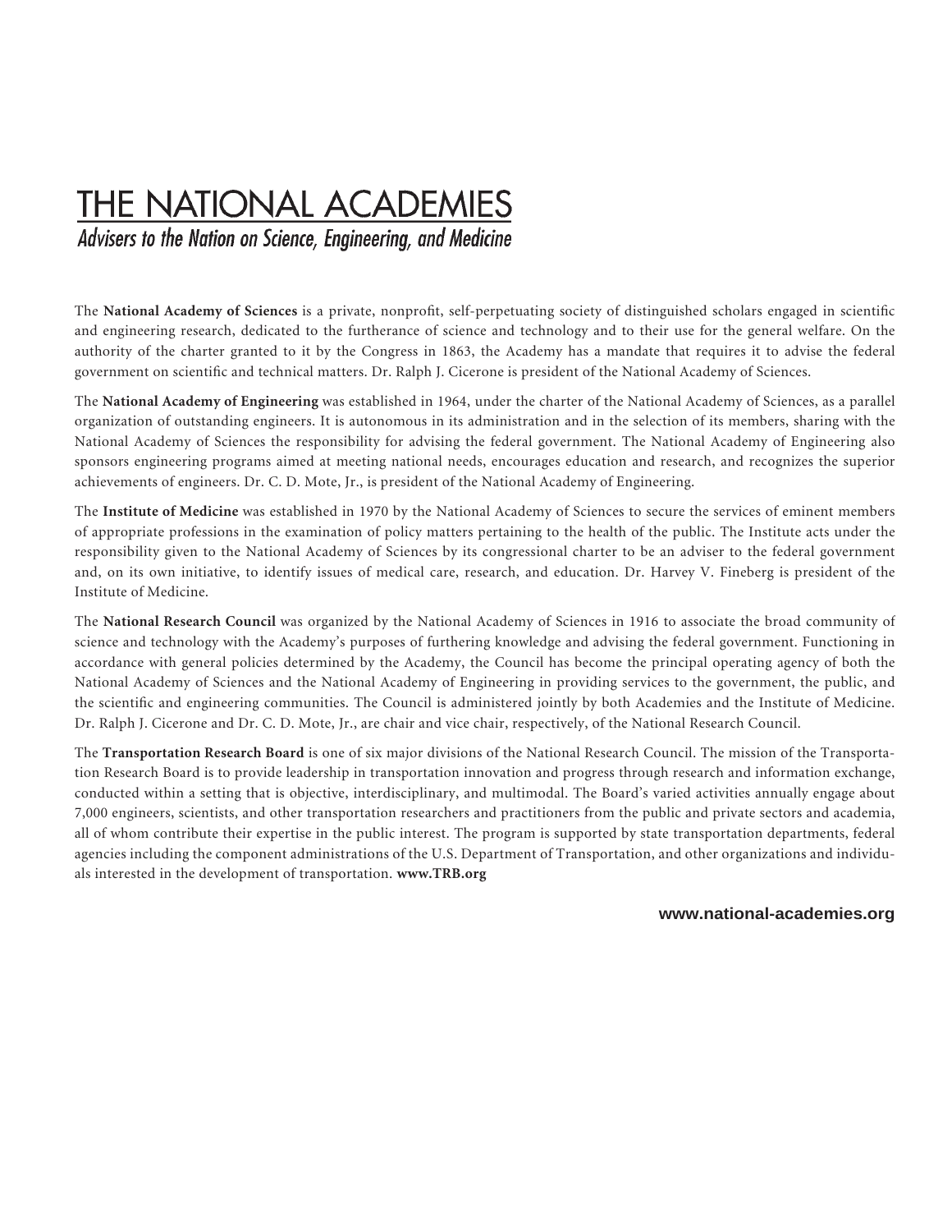# THE NATIONAL ACADEMIES

*Advisers to the Nation on Science, Engineering, and Medicine*

The **National Academy of Sciences** is a private, nonprofit, self-perpetuating society of distinguished scholars engaged in scientific and engineering research, dedicated to the furtherance of science and technology and to their use for the general welfare. On the authority of the charter granted to it by the Congress in 1863, the Academy has a mandate that requires it to advise the federal government on scientific and technical matters. Dr. Ralph J. Cicerone is president of the National Academy of Sciences.

The **National Academy of Engineering** was established in 1964, under the charter of the National Academy of Sciences, as a parallel organization of outstanding engineers. It is autonomous in its administration and in the selection of its members, sharing with the National Academy of Sciences the responsibility for advising the federal government. The National Academy of Engineering also sponsors engineering programs aimed at meeting national needs, encourages education and research, and recognizes the superior achievements of engineers. Dr. C. D. Mote, Jr., is president of the National Academy of Engineering.

The **Institute of Medicine** was established in 1970 by the National Academy of Sciences to secure the services of eminent members of appropriate professions in the examination of policy matters pertaining to the health of the public. The Institute acts under the responsibility given to the National Academy of Sciences by its congressional charter to be an adviser to the federal government and, on its own initiative, to identify issues of medical care, research, and education. Dr. Harvey V. Fineberg is president of the Institute of Medicine.

The **National Research Council** was organized by the National Academy of Sciences in 1916 to associate the broad community of science and technology with the Academy's purposes of furthering knowledge and advising the federal government. Functioning in accordance with general policies determined by the Academy, the Council has become the principal operating agency of both the National Academy of Sciences and the National Academy of Engineering in providing services to the government, the public, and the scientific and engineering communities. The Council is administered jointly by both Academies and the Institute of Medicine. Dr. Ralph J. Cicerone and Dr. C. D. Mote, Jr., are chair and vice chair, respectively, of the National Research Council.

The **Transportation Research Board** is one of six major divisions of the National Research Council. The mission of the Transportation Research Board is to provide leadership in transportation innovation and progress through research and information exchange, conducted within a setting that is objective, interdisciplinary, and multimodal. The Board's varied activities annually engage about 7,000 engineers, scientists, and other transportation researchers and practitioners from the public and private sectors and academia, all of whom contribute their expertise in the public interest. The program is supported by state transportation departments, federal agencies including the component administrations of the U.S. Department of Transportation, and other organizations and individuals interested in the development of transportation. **www.TRB.org**

**www.national-academies.org**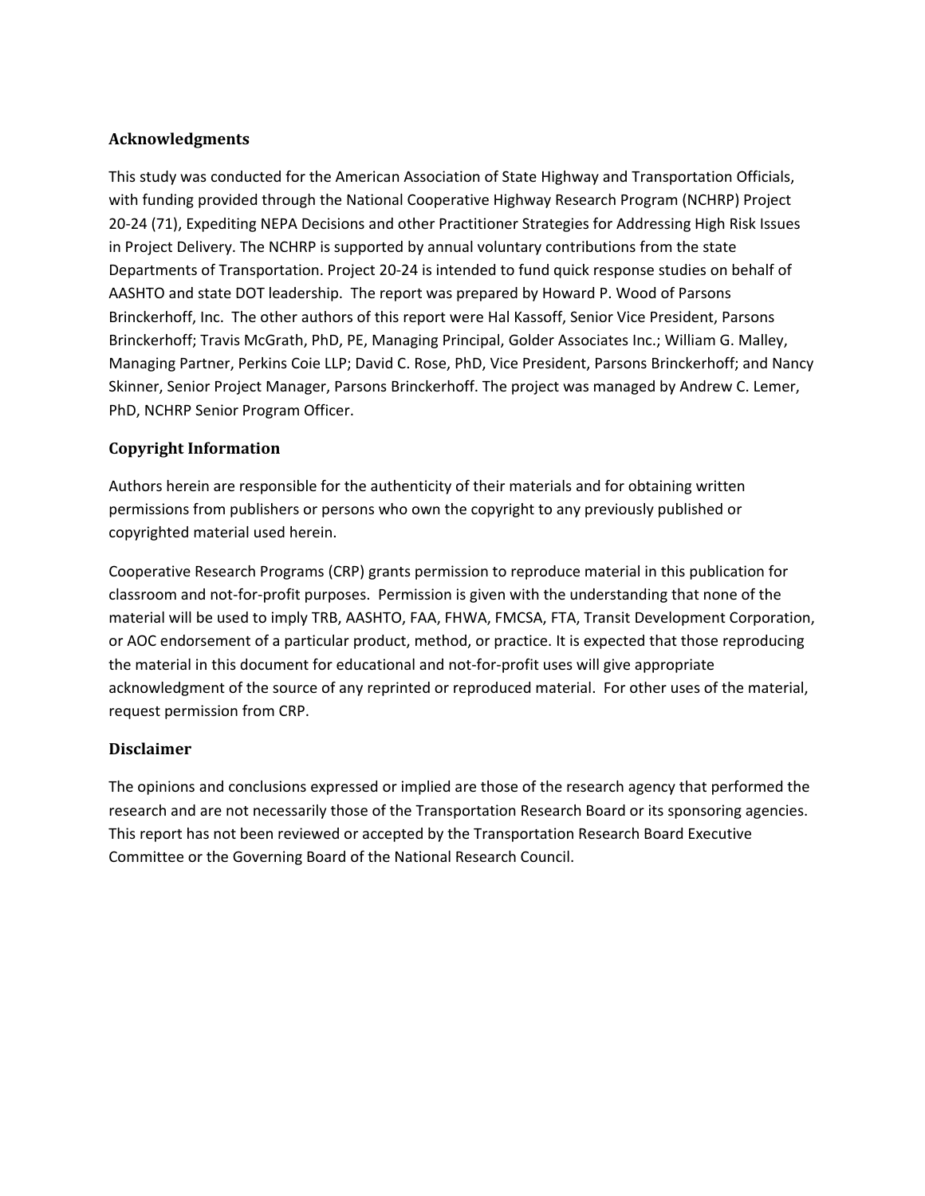## Acknowledgments

This study was conducted for the American Association of State Highway and Transportation Officials, with funding provided through the National Cooperative Highway Research Program (NCHRP) Project 20-24 (71), Expediting NEPA Decisions and other Practitioner Strategies for Addressing High Risk Issues in Project Delivery. The NCHRP is supported by annual voluntary contributions from the state Departments of Transportation. Project 20-24 is intended to fund quick response studies on behalf of AASHTO and state DOT leadership. The report was prepared by Howard P. Wood of Parsons Brinckerhoff, Inc. The other authors of this report were Hal Kassoff, Senior Vice President, Parsons Brinckerhoff; Travis McGrath, PhD, PE, Managing Principal, Golder Associates Inc.; William G. Malley, Managing Partner, Perkins Coie LLP; David C. Rose, PhD, Vice President, Parsons Brinckerhoff; and Nancy Skinner, Senior Project Manager, Parsons Brinckerhoff. The project was managed by Andrew C. Lemer, PhD, NCHRP Senior Program Officer.

## Copyright Information

Authors herein are responsible for the authenticity of their materials and for obtaining written permissions from publishers or persons who own the copyright to any previously published or copyrighted material used herein.

Cooperative Research Programs (CRP) grants permission to reproduce material in this publication for classroom and not-for-profit purposes. Permission is given with the understanding that none of the material will be used to imply TRB, AASHTO, FAA, FHWA, FMCSA, FTA, Transit Development Corporation, or AOC endorsement of a particular product, method, or practice. It is expected that those reproducing the material in this document for educational and not-for-profit uses will give appropriate acknowledgment of the source of any reprinted or reproduced material. For other uses of the material, request permission from CRP.

## Disclaimer

The opinions and conclusions expressed or implied are those of the research agency that performed the research and are not necessarily those of the Transportation Research Board or its sponsoring agencies. This report has not been reviewed or accepted by the Transportation Research Board Executive Committee or the Governing Board of the National Research Council.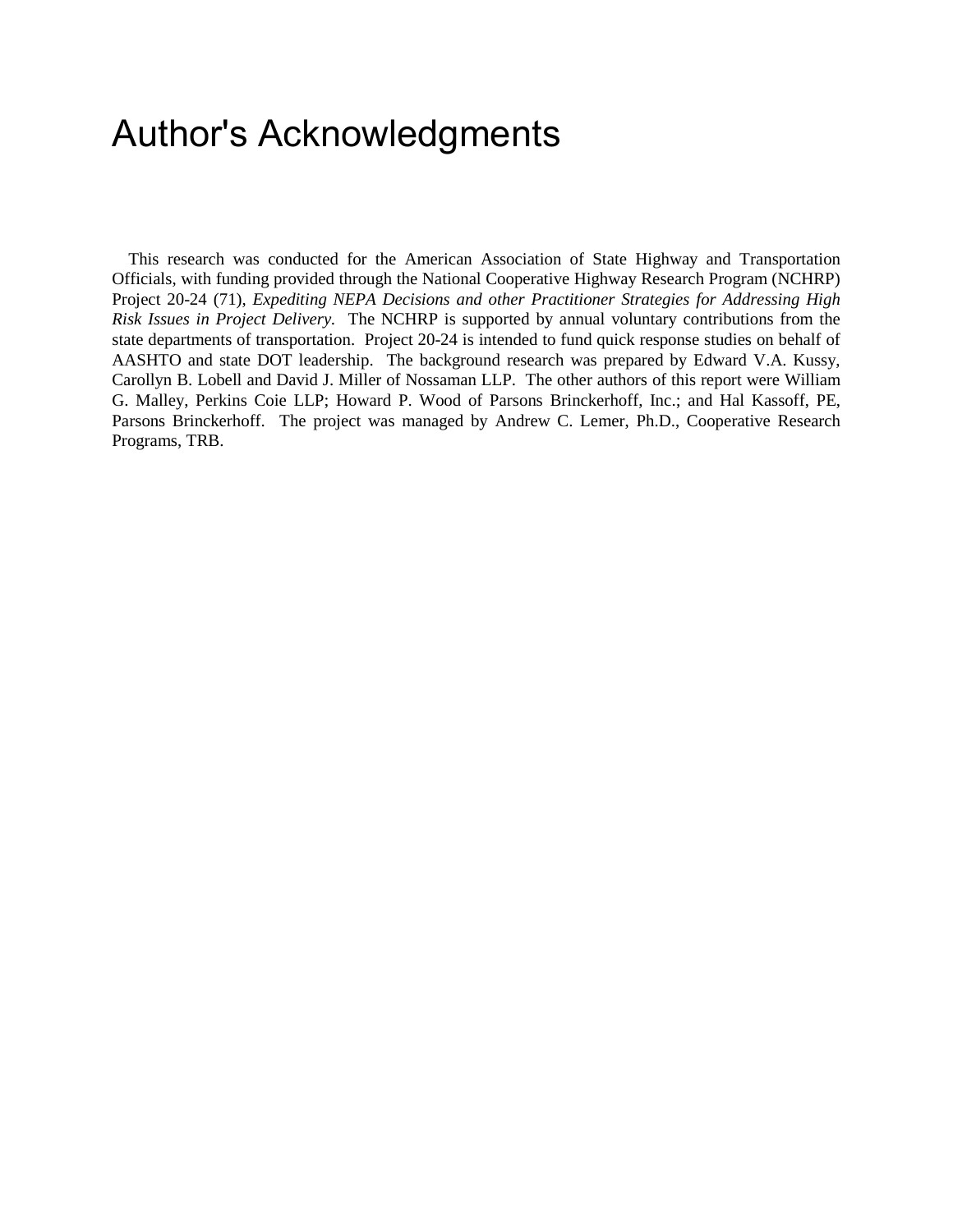# Author's Acknowledgments

This research was conducted for the American Association of State Highway and Transportation Officials, with funding provided through the National Cooperative Highway Research Program (NCHRP) Project 20-24 (71), *Expediting NEPA Decisions and other Practitioner Strategies for Addressing High Risk Issues in Project Delivery.* The NCHRP is supported by annual voluntary contributions from the state departments of transportation. Project 20-24 is intended to fund quick response studies on behalf of AASHTO and state DOT leadership. The background research was prepared by Edward V.A. Kussy, Carollyn B. Lobell and David J. Miller of Nossaman LLP. The other authors of this report were William G. Malley, Perkins Coie LLP; Howard P. Wood of Parsons Brinckerhoff, Inc.; and Hal Kassoff, PE, Parsons Brinckerhoff. The project was managed by Andrew C. Lemer, Ph.D., Cooperative Research Programs, TRB.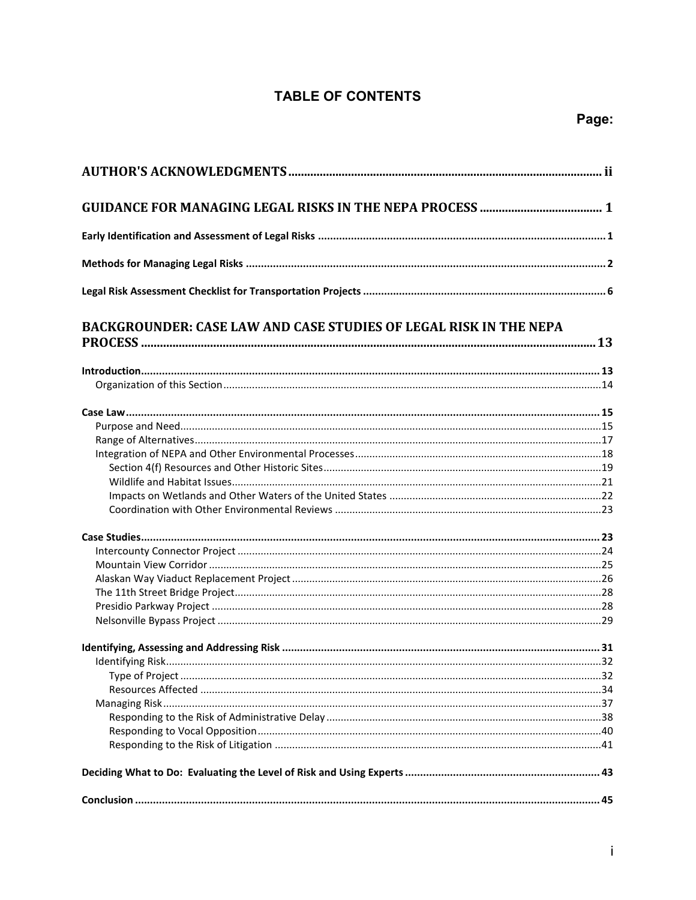# TABLE OF CONTENTS

**Page:**

**AUTHOR'S ACKNOWLEDGMENTS** .......... ii

**GUIDANCE FOR MANAGING LEGAL RISKS IN THE NEPA PROCESS** .......... 1

**Early Identification and Assessment of Legal Risks** .......... 1

**Methods for Managing Legal Risks** .......... 2

**Legal Risk Assessment Checklist for Transportation Projects** .......... 6

**BACKGROUNDER: CASE LAW AND CASE STUDIES OF LEGAL RISK IN THE NEPA PROCESS** .......... 13

**Introduction** .......... 13
- Organization of this Section .......... 14

**Case Law** .......... 15
- Purpose and Need .......... 15
- Range of Alternatives .......... 17
- Integration of NEPA and Other Environmental Processes .......... 18
  - Section 4(f) Resources and Other Historic Sites .......... 19
  - Wildlife and Habitat Issues .......... 21
  - Impacts on Wetlands and Other Waters of the United States .......... 22
  - Coordination with Other Environmental Reviews .......... 23

**Case Studies** .......... 23
- Intercounty Connector Project .......... 24
- Mountain View Corridor .......... 25
- Alaskan Way Viaduct Replacement Project .......... 26
- The 11th Street Bridge Project .......... 28
- Presidio Parkway Project .......... 28
- Nelsonville Bypass Project .......... 29

**Identifying, Assessing and Addressing Risk** .......... 31
- Identifying Risk .......... 32
  - Type of Project .......... 32
  - Resources Affected .......... 34
- Managing Risk .......... 37
  - Responding to the Risk of Administrative Delay .......... 38
  - Responding to Vocal Opposition .......... 40
  - Responding to the Risk of Litigation .......... 41

**Deciding What to Do: Evaluating the Level of Risk and Using Experts** .......... 43

**Conclusion** .......... 45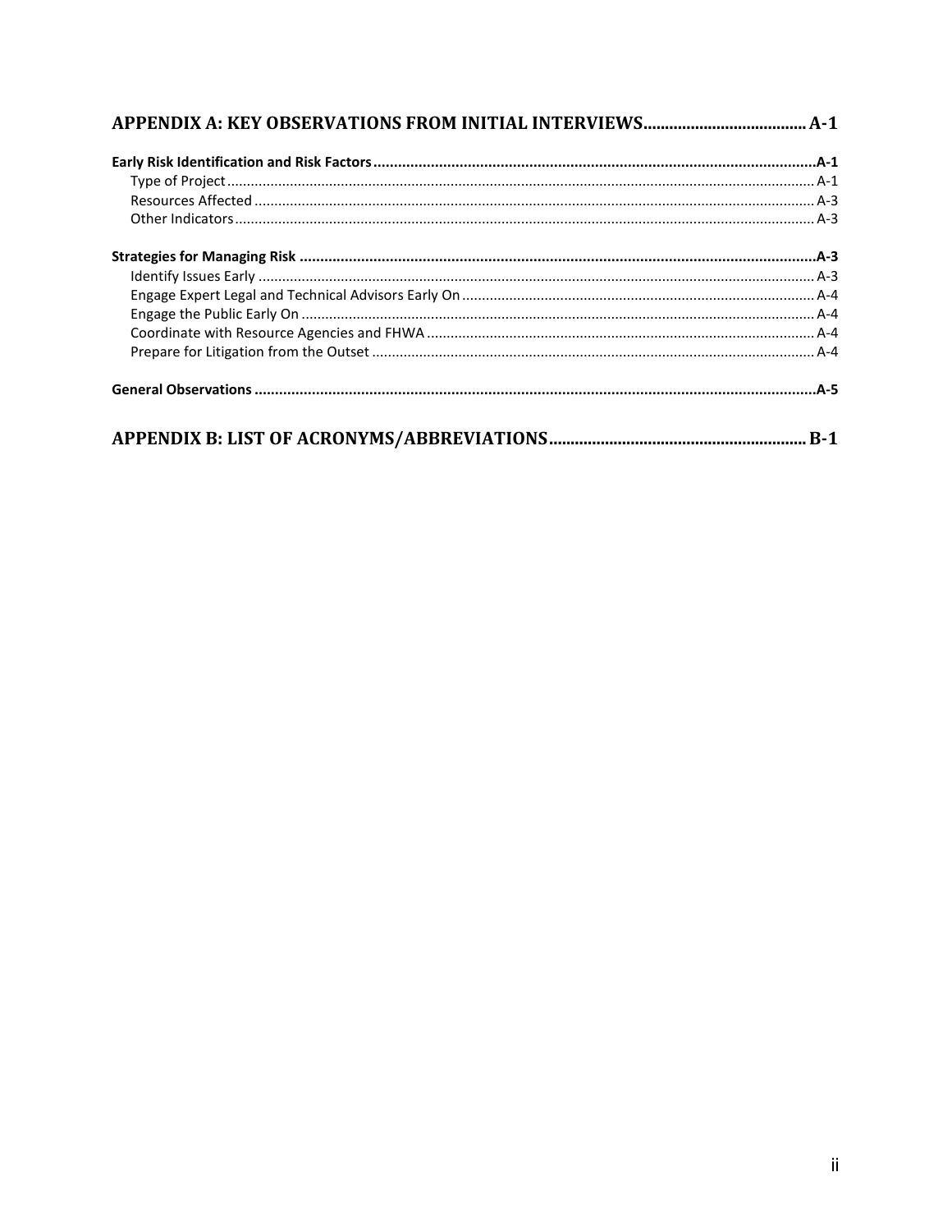**APPENDIX A: KEY OBSERVATIONS FROM INITIAL INTERVIEWS** ..................................... A-1

**Early Risk Identification and Risk Factors** ..................................... A-1

- Type of Project ..................................... A-1
- Resources Affected ..................................... A-3
- Other Indicators ..................................... A-3

**Strategies for Managing Risk** ..................................... A-3

- Identify Issues Early ..................................... A-3
- Engage Expert Legal and Technical Advisors Early On ..................................... A-4
- Engage the Public Early On ..................................... A-4
- Coordinate with Resource Agencies and FHWA ..................................... A-4
- Prepare for Litigation from the Outset ..................................... A-4

**General Observations** ..................................... A-5

**APPENDIX B: LIST OF ACRONYMS/ABBREVIATIONS** ..................................... B-1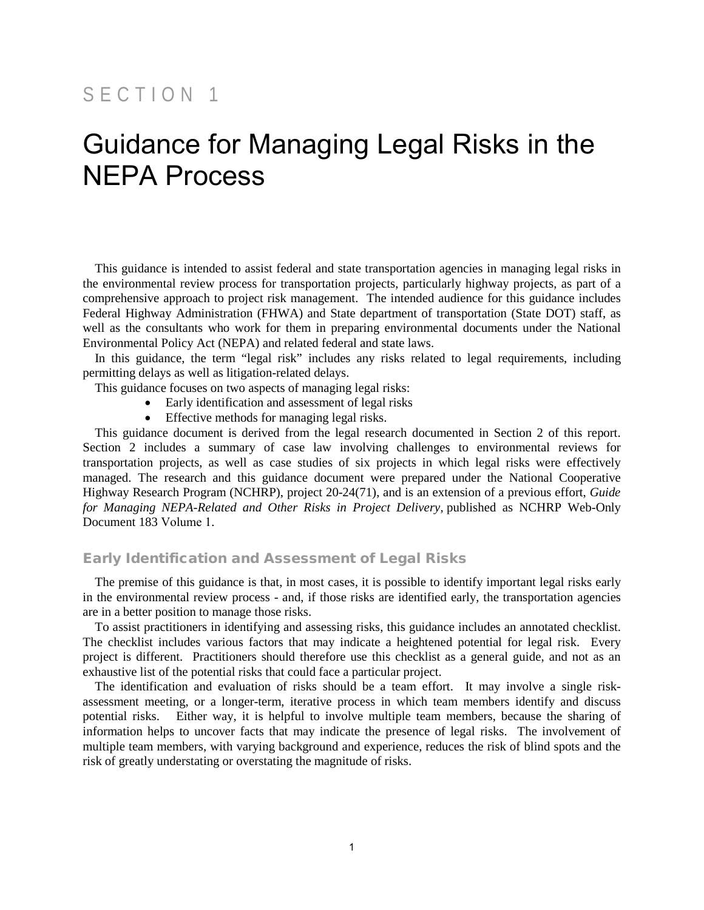SECTION 1

# Guidance for Managing Legal Risks in the NEPA Process

This guidance is intended to assist federal and state transportation agencies in managing legal risks in the environmental review process for transportation projects, particularly highway projects, as part of a comprehensive approach to project risk management. The intended audience for this guidance includes Federal Highway Administration (FHWA) and State department of transportation (State DOT) staff, as well as the consultants who work for them in preparing environmental documents under the National Environmental Policy Act (NEPA) and related federal and state laws.

In this guidance, the term "legal risk" includes any risks related to legal requirements, including permitting delays as well as litigation-related delays.

This guidance focuses on two aspects of managing legal risks:

- Early identification and assessment of legal risks
- Effective methods for managing legal risks.

This guidance document is derived from the legal research documented in Section 2 of this report. Section 2 includes a summary of case law involving challenges to environmental reviews for transportation projects, as well as case studies of six projects in which legal risks were effectively managed. The research and this guidance document were prepared under the National Cooperative Highway Research Program (NCHRP), project 20-24(71), and is an extension of a previous effort, *Guide for Managing NEPA-Related and Other Risks in Project Delivery,* published as NCHRP Web-Only Document 183 Volume 1.

## Early Identification and Assessment of Legal Risks

The premise of this guidance is that, in most cases, it is possible to identify important legal risks early in the environmental review process - and, if those risks are identified early, the transportation agencies are in a better position to manage those risks.

To assist practitioners in identifying and assessing risks, this guidance includes an annotated checklist. The checklist includes various factors that may indicate a heightened potential for legal risk. Every project is different. Practitioners should therefore use this checklist as a general guide, and not as an exhaustive list of the potential risks that could face a particular project.

The identification and evaluation of risks should be a team effort. It may involve a single risk-assessment meeting, or a longer-term, iterative process in which team members identify and discuss potential risks. Either way, it is helpful to involve multiple team members, because the sharing of information helps to uncover facts that may indicate the presence of legal risks. The involvement of multiple team members, with varying background and experience, reduces the risk of blind spots and the risk of greatly understating or overstating the magnitude of risks.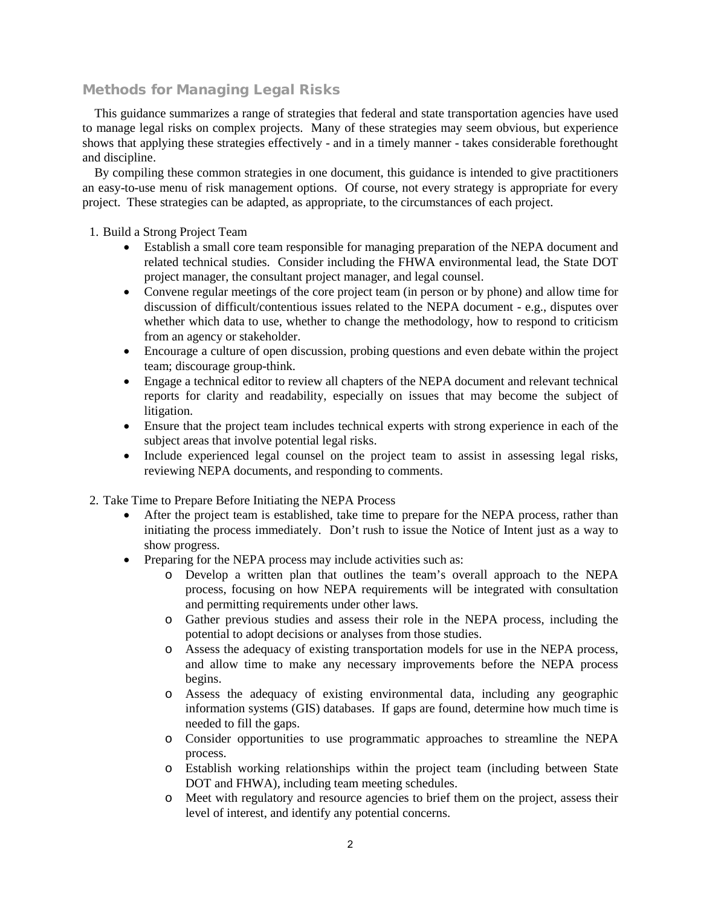## Methods for Managing Legal Risks

This guidance summarizes a range of strategies that federal and state transportation agencies have used to manage legal risks on complex projects. Many of these strategies may seem obvious, but experience shows that applying these strategies effectively - and in a timely manner - takes considerable forethought and discipline.

By compiling these common strategies in one document, this guidance is intended to give practitioners an easy-to-use menu of risk management options. Of course, not every strategy is appropriate for every project. These strategies can be adapted, as appropriate, to the circumstances of each project.

1. Build a Strong Project Team
   - Establish a small core team responsible for managing preparation of the NEPA document and related technical studies. Consider including the FHWA environmental lead, the State DOT project manager, the consultant project manager, and legal counsel.
   - Convene regular meetings of the core project team (in person or by phone) and allow time for discussion of difficult/contentious issues related to the NEPA document - e.g., disputes over whether which data to use, whether to change the methodology, how to respond to criticism from an agency or stakeholder.
   - Encourage a culture of open discussion, probing questions and even debate within the project team; discourage group-think.
   - Engage a technical editor to review all chapters of the NEPA document and relevant technical reports for clarity and readability, especially on issues that may become the subject of litigation.
   - Ensure that the project team includes technical experts with strong experience in each of the subject areas that involve potential legal risks.
   - Include experienced legal counsel on the project team to assist in assessing legal risks, reviewing NEPA documents, and responding to comments.

2. Take Time to Prepare Before Initiating the NEPA Process
   - After the project team is established, take time to prepare for the NEPA process, rather than initiating the process immediately. Don't rush to issue the Notice of Intent just as a way to show progress.
   - Preparing for the NEPA process may include activities such as:
     - Develop a written plan that outlines the team's overall approach to the NEPA process, focusing on how NEPA requirements will be integrated with consultation and permitting requirements under other laws.
     - Gather previous studies and assess their role in the NEPA process, including the potential to adopt decisions or analyses from those studies.
     - Assess the adequacy of existing transportation models for use in the NEPA process, and allow time to make any necessary improvements before the NEPA process begins.
     - Assess the adequacy of existing environmental data, including any geographic information systems (GIS) databases. If gaps are found, determine how much time is needed to fill the gaps.
     - Consider opportunities to use programmatic approaches to streamline the NEPA process.
     - Establish working relationships within the project team (including between State DOT and FHWA), including team meeting schedules.
     - Meet with regulatory and resource agencies to brief them on the project, assess their level of interest, and identify any potential concerns.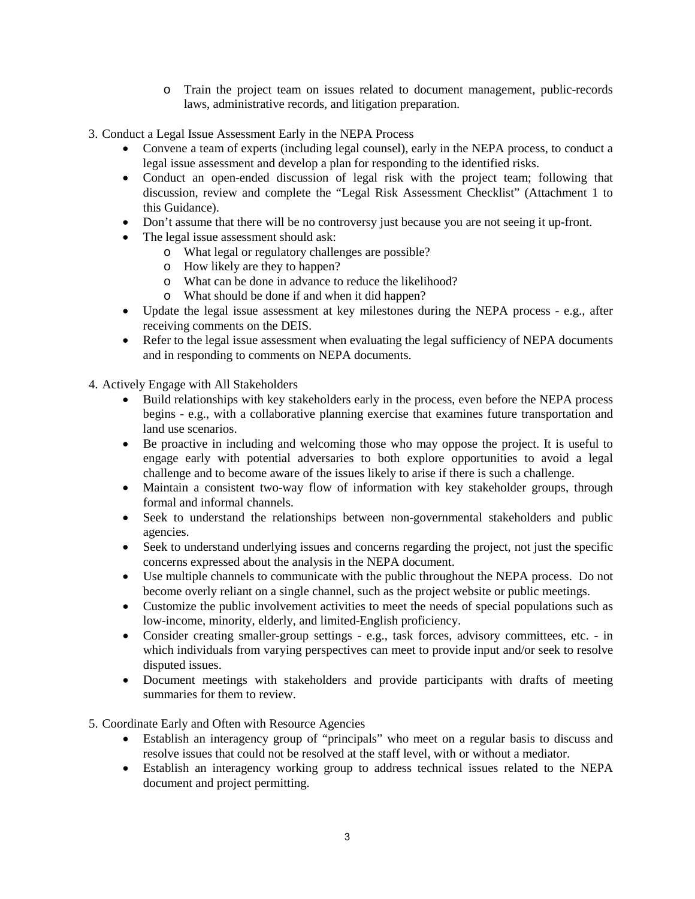- Train the project team on issues related to document management, public-records laws, administrative records, and litigation preparation.

3. Conduct a Legal Issue Assessment Early in the NEPA Process
   - Convene a team of experts (including legal counsel), early in the NEPA process, to conduct a legal issue assessment and develop a plan for responding to the identified risks.
   - Conduct an open-ended discussion of legal risk with the project team; following that discussion, review and complete the "Legal Risk Assessment Checklist" (Attachment 1 to this Guidance).
   - Don't assume that there will be no controversy just because you are not seeing it up-front.
   - The legal issue assessment should ask:
     - What legal or regulatory challenges are possible?
     - How likely are they to happen?
     - What can be done in advance to reduce the likelihood?
     - What should be done if and when it did happen?
   - Update the legal issue assessment at key milestones during the NEPA process - e.g., after receiving comments on the DEIS.
   - Refer to the legal issue assessment when evaluating the legal sufficiency of NEPA documents and in responding to comments on NEPA documents.

4. Actively Engage with All Stakeholders
   - Build relationships with key stakeholders early in the process, even before the NEPA process begins - e.g., with a collaborative planning exercise that examines future transportation and land use scenarios.
   - Be proactive in including and welcoming those who may oppose the project. It is useful to engage early with potential adversaries to both explore opportunities to avoid a legal challenge and to become aware of the issues likely to arise if there is such a challenge.
   - Maintain a consistent two-way flow of information with key stakeholder groups, through formal and informal channels.
   - Seek to understand the relationships between non-governmental stakeholders and public agencies.
   - Seek to understand underlying issues and concerns regarding the project, not just the specific concerns expressed about the analysis in the NEPA document.
   - Use multiple channels to communicate with the public throughout the NEPA process. Do not become overly reliant on a single channel, such as the project website or public meetings.
   - Customize the public involvement activities to meet the needs of special populations such as low-income, minority, elderly, and limited-English proficiency.
   - Consider creating smaller-group settings - e.g., task forces, advisory committees, etc. - in which individuals from varying perspectives can meet to provide input and/or seek to resolve disputed issues.
   - Document meetings with stakeholders and provide participants with drafts of meeting summaries for them to review.

5. Coordinate Early and Often with Resource Agencies
   - Establish an interagency group of "principals" who meet on a regular basis to discuss and resolve issues that could not be resolved at the staff level, with or without a mediator.
   - Establish an interagency working group to address technical issues related to the NEPA document and project permitting.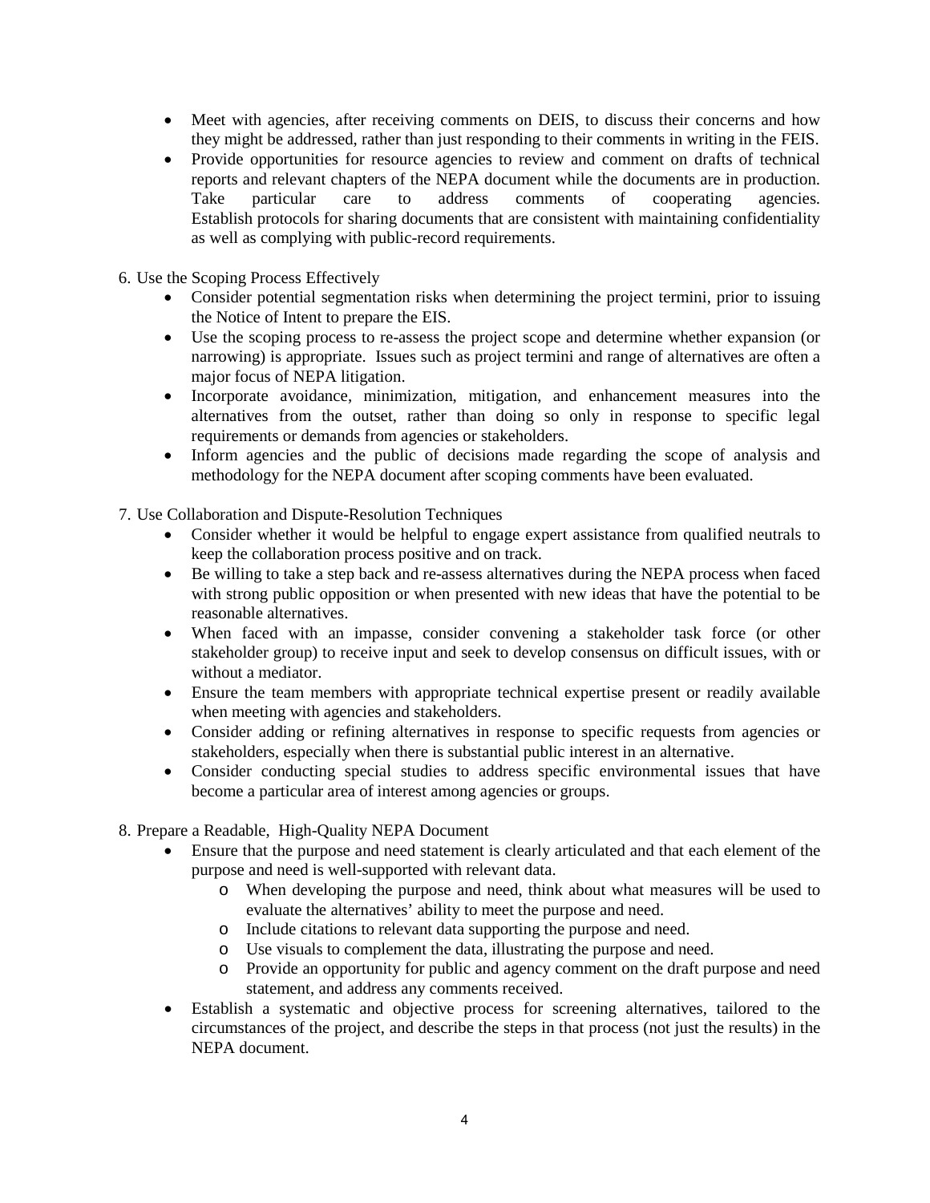- Meet with agencies, after receiving comments on DEIS, to discuss their concerns and how they might be addressed, rather than just responding to their comments in writing in the FEIS.
- Provide opportunities for resource agencies to review and comment on drafts of technical reports and relevant chapters of the NEPA document while the documents are in production. Take particular care to address comments of cooperating agencies. Establish protocols for sharing documents that are consistent with maintaining confidentiality as well as complying with public-record requirements.

6. Use the Scoping Process Effectively
   - Consider potential segmentation risks when determining the project termini, prior to issuing the Notice of Intent to prepare the EIS.
   - Use the scoping process to re-assess the project scope and determine whether expansion (or narrowing) is appropriate. Issues such as project termini and range of alternatives are often a major focus of NEPA litigation.
   - Incorporate avoidance, minimization, mitigation, and enhancement measures into the alternatives from the outset, rather than doing so only in response to specific legal requirements or demands from agencies or stakeholders.
   - Inform agencies and the public of decisions made regarding the scope of analysis and methodology for the NEPA document after scoping comments have been evaluated.

7. Use Collaboration and Dispute-Resolution Techniques
   - Consider whether it would be helpful to engage expert assistance from qualified neutrals to keep the collaboration process positive and on track.
   - Be willing to take a step back and re-assess alternatives during the NEPA process when faced with strong public opposition or when presented with new ideas that have the potential to be reasonable alternatives.
   - When faced with an impasse, consider convening a stakeholder task force (or other stakeholder group) to receive input and seek to develop consensus on difficult issues, with or without a mediator.
   - Ensure the team members with appropriate technical expertise present or readily available when meeting with agencies and stakeholders.
   - Consider adding or refining alternatives in response to specific requests from agencies or stakeholders, especially when there is substantial public interest in an alternative.
   - Consider conducting special studies to address specific environmental issues that have become a particular area of interest among agencies or groups.

8. Prepare a Readable, High-Quality NEPA Document
   - Ensure that the purpose and need statement is clearly articulated and that each element of the purpose and need is well-supported with relevant data.
     - When developing the purpose and need, think about what measures will be used to evaluate the alternatives' ability to meet the purpose and need.
     - Include citations to relevant data supporting the purpose and need.
     - Use visuals to complement the data, illustrating the purpose and need.
     - Provide an opportunity for public and agency comment on the draft purpose and need statement, and address any comments received.
   - Establish a systematic and objective process for screening alternatives, tailored to the circumstances of the project, and describe the steps in that process (not just the results) in the NEPA document.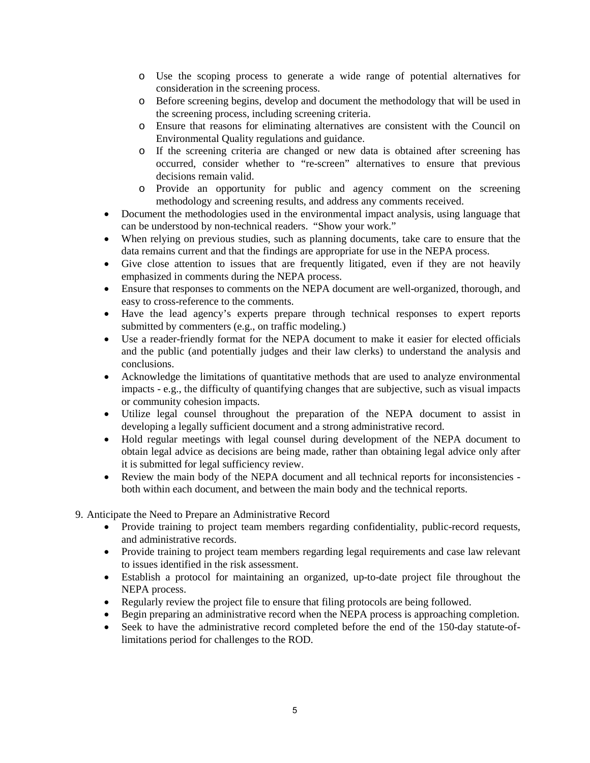- Use the scoping process to generate a wide range of potential alternatives for consideration in the screening process.
    - Before screening begins, develop and document the methodology that will be used in the screening process, including screening criteria.
    - Ensure that reasons for eliminating alternatives are consistent with the Council on Environmental Quality regulations and guidance.
    - If the screening criteria are changed or new data is obtained after screening has occurred, consider whether to "re-screen" alternatives to ensure that previous decisions remain valid.
    - Provide an opportunity for public and agency comment on the screening methodology and screening results, and address any comments received.
- Document the methodologies used in the environmental impact analysis, using language that can be understood by non-technical readers. "Show your work."
- When relying on previous studies, such as planning documents, take care to ensure that the data remains current and that the findings are appropriate for use in the NEPA process.
- Give close attention to issues that are frequently litigated, even if they are not heavily emphasized in comments during the NEPA process.
- Ensure that responses to comments on the NEPA document are well-organized, thorough, and easy to cross-reference to the comments.
- Have the lead agency's experts prepare through technical responses to expert reports submitted by commenters (e.g., on traffic modeling.)
- Use a reader-friendly format for the NEPA document to make it easier for elected officials and the public (and potentially judges and their law clerks) to understand the analysis and conclusions.
- Acknowledge the limitations of quantitative methods that are used to analyze environmental impacts - e.g., the difficulty of quantifying changes that are subjective, such as visual impacts or community cohesion impacts.
- Utilize legal counsel throughout the preparation of the NEPA document to assist in developing a legally sufficient document and a strong administrative record.
- Hold regular meetings with legal counsel during development of the NEPA document to obtain legal advice as decisions are being made, rather than obtaining legal advice only after it is submitted for legal sufficiency review.
- Review the main body of the NEPA document and all technical reports for inconsistencies - both within each document, and between the main body and the technical reports.

9. Anticipate the Need to Prepare an Administrative Record
    - Provide training to project team members regarding confidentiality, public-record requests, and administrative records.
    - Provide training to project team members regarding legal requirements and case law relevant to issues identified in the risk assessment.
    - Establish a protocol for maintaining an organized, up-to-date project file throughout the NEPA process.
    - Regularly review the project file to ensure that filing protocols are being followed.
    - Begin preparing an administrative record when the NEPA process is approaching completion.
    - Seek to have the administrative record completed before the end of the 150-day statute-of-limitations period for challenges to the ROD.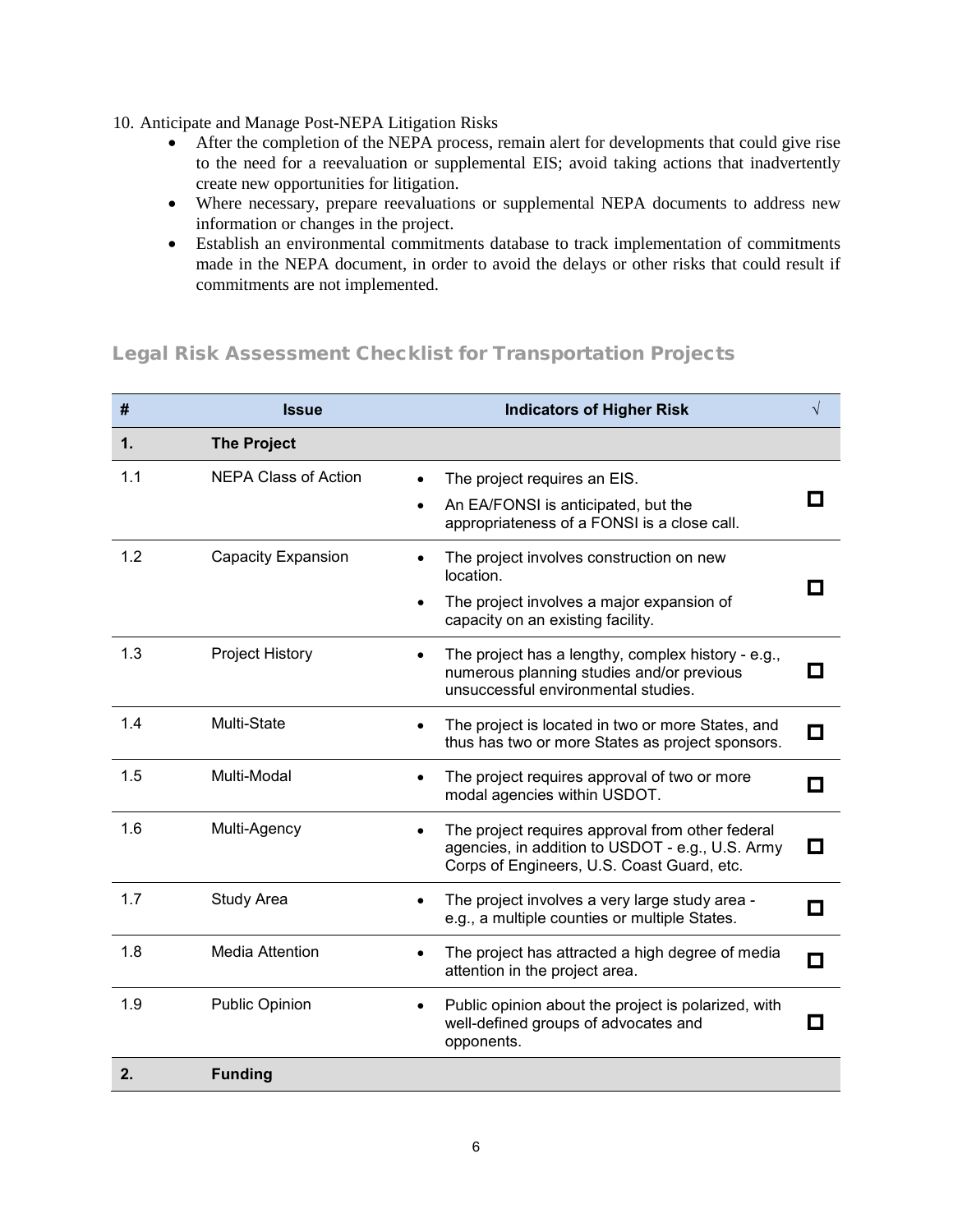10. Anticipate and Manage Post-NEPA Litigation Risks
    - After the completion of the NEPA process, remain alert for developments that could give rise to the need for a reevaluation or supplemental EIS; avoid taking actions that inadvertently create new opportunities for litigation.
    - Where necessary, prepare reevaluations or supplemental NEPA documents to address new information or changes in the project.
    - Establish an environmental commitments database to track implementation of commitments made in the NEPA document, in order to avoid the delays or other risks that could result if commitments are not implemented.

## Legal Risk Assessment Checklist for Transportation Projects

| # | Issue | Indicators of Higher Risk | √ |
|---|---|---|---|
| **1.** | **The Project** | | |
| 1.1 | NEPA Class of Action | • The project requires an EIS.<br>• An EA/FONSI is anticipated, but the appropriateness of a FONSI is a close call. | ☐ |
| 1.2 | Capacity Expansion | • The project involves construction on new location.<br>• The project involves a major expansion of capacity on an existing facility. | ☐ |
| 1.3 | Project History | • The project has a lengthy, complex history - e.g., numerous planning studies and/or previous unsuccessful environmental studies. | ☐ |
| 1.4 | Multi-State | • The project is located in two or more States, and thus has two or more States as project sponsors. | ☐ |
| 1.5 | Multi-Modal | • The project requires approval of two or more modal agencies within USDOT. | ☐ |
| 1.6 | Multi-Agency | • The project requires approval from other federal agencies, in addition to USDOT - e.g., U.S. Army Corps of Engineers, U.S. Coast Guard, etc. | ☐ |
| 1.7 | Study Area | • The project involves a very large study area - e.g., a multiple counties or multiple States. | ☐ |
| 1.8 | Media Attention | • The project has attracted a high degree of media attention in the project area. | ☐ |
| 1.9 | Public Opinion | • Public opinion about the project is polarized, with well-defined groups of advocates and opponents. | ☐ |
| **2.** | **Funding** | | |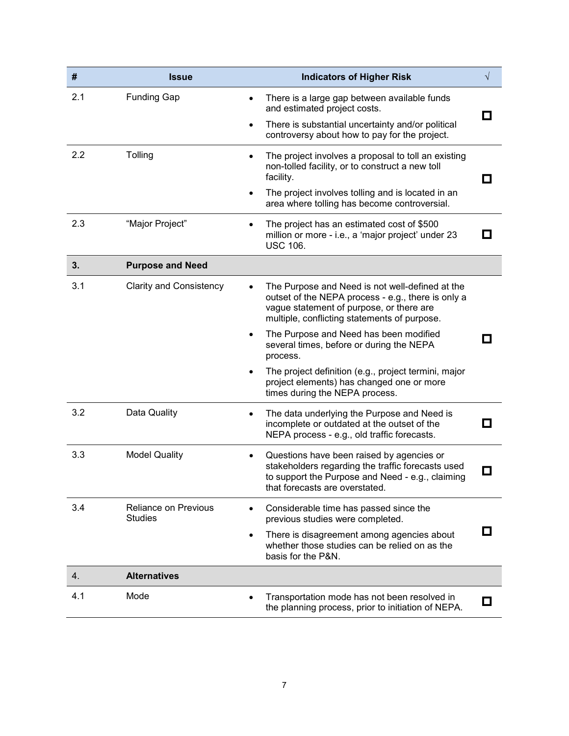| # | Issue | Indicators of Higher Risk | √ |
|---|---|---|---|
| 2.1 | Funding Gap | • There is a large gap between available funds and estimated project costs.<br>• There is substantial uncertainty and/or political controversy about how to pay for the project. | ☐ |
| 2.2 | Tolling | • The project involves a proposal to toll an existing non-tolled facility, or to construct a new toll facility.<br>• The project involves tolling and is located in an area where tolling has become controversial. | ☐ |
| 2.3 | "Major Project" | • The project has an estimated cost of $500 million or more - i.e., a 'major project' under 23 USC 106. | ☐ |
| **3.** | **Purpose and Need** | | |
| 3.1 | Clarity and Consistency | • The Purpose and Need is not well-defined at the outset of the NEPA process - e.g., there is only a vague statement of purpose, or there are multiple, conflicting statements of purpose.<br>• The Purpose and Need has been modified several times, before or during the NEPA process.<br>• The project definition (e.g., project termini, major project elements) has changed one or more times during the NEPA process. | ☐ |
| 3.2 | Data Quality | • The data underlying the Purpose and Need is incomplete or outdated at the outset of the NEPA process - e.g., old traffic forecasts. | ☐ |
| 3.3 | Model Quality | • Questions have been raised by agencies or stakeholders regarding the traffic forecasts used to support the Purpose and Need - e.g., claiming that forecasts are overstated. | ☐ |
| 3.4 | Reliance on Previous Studies | • Considerable time has passed since the previous studies were completed.<br>• There is disagreement among agencies about whether those studies can be relied on as the basis for the P&N. | ☐ |
| 4. | **Alternatives** | | |
| 4.1 | Mode | • Transportation mode has not been resolved in the planning process, prior to initiation of NEPA. | ☐ |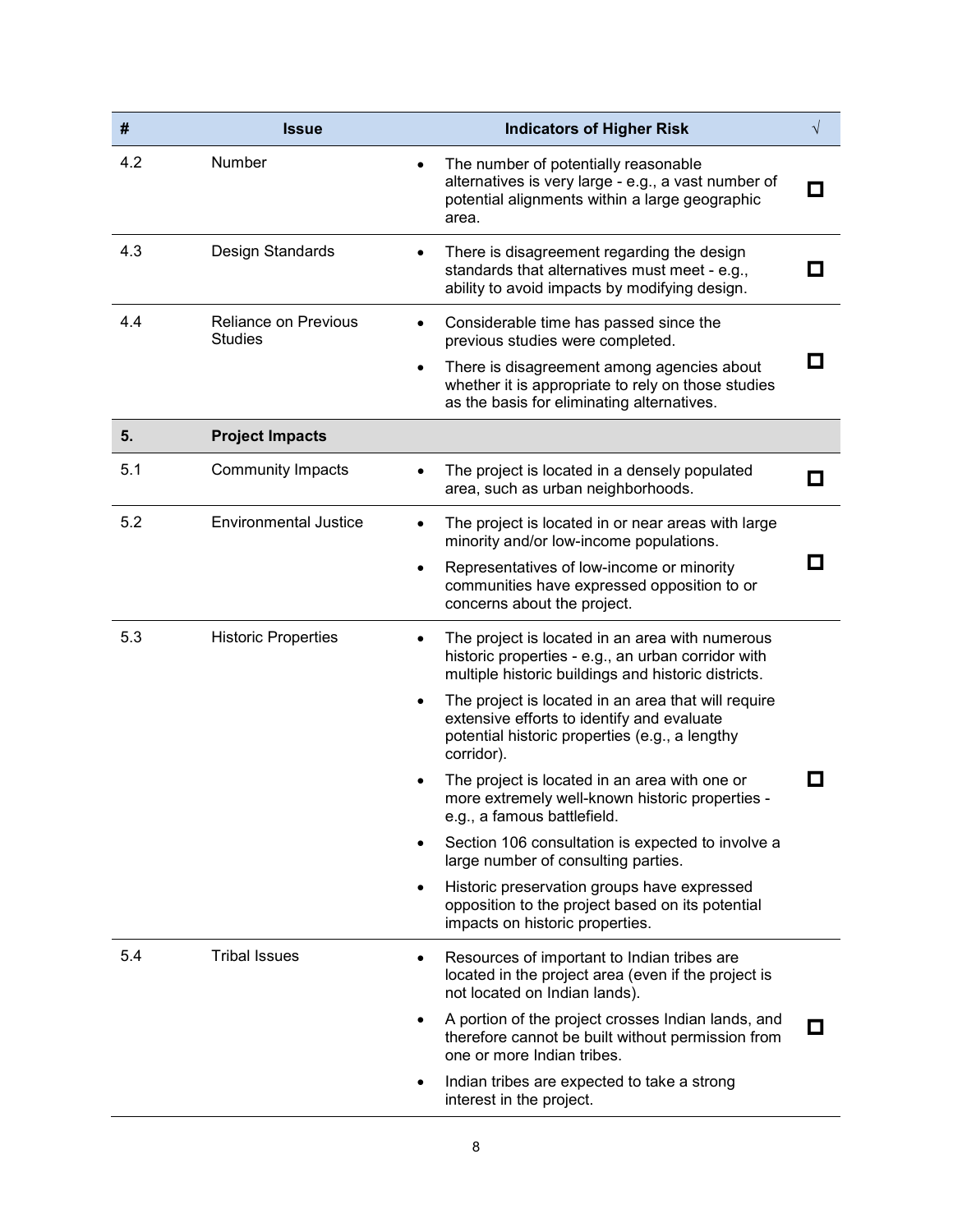| # | Issue | Indicators of Higher Risk | √ |
|---|---|---|---|
| 4.2 | Number | • The number of potentially reasonable alternatives is very large - e.g., a vast number of potential alignments within a large geographic area. | ☐ |
| 4.3 | Design Standards | • There is disagreement regarding the design standards that alternatives must meet - e.g., ability to avoid impacts by modifying design. | ☐ |
| 4.4 | Reliance on Previous Studies | • Considerable time has passed since the previous studies were completed.<br>• There is disagreement among agencies about whether it is appropriate to rely on those studies as the basis for eliminating alternatives. | ☐ |
| **5.** | **Project Impacts** | | |
| 5.1 | Community Impacts | • The project is located in a densely populated area, such as urban neighborhoods. | ☐ |
| 5.2 | Environmental Justice | • The project is located in or near areas with large minority and/or low-income populations.<br>• Representatives of low-income or minority communities have expressed opposition to or concerns about the project. | ☐ |
| 5.3 | Historic Properties | • The project is located in an area with numerous historic properties - e.g., an urban corridor with multiple historic buildings and historic districts.<br>• The project is located in an area that will require extensive efforts to identify and evaluate potential historic properties (e.g., a lengthy corridor).<br>• The project is located in an area with one or more extremely well-known historic properties - e.g., a famous battlefield.<br>• Section 106 consultation is expected to involve a large number of consulting parties.<br>• Historic preservation groups have expressed opposition to the project based on its potential impacts on historic properties. | ☐ |
| 5.4 | Tribal Issues | • Resources of important to Indian tribes are located in the project area (even if the project is not located on Indian lands).<br>• A portion of the project crosses Indian lands, and therefore cannot be built without permission from one or more Indian tribes.<br>• Indian tribes are expected to take a strong interest in the project. | ☐ |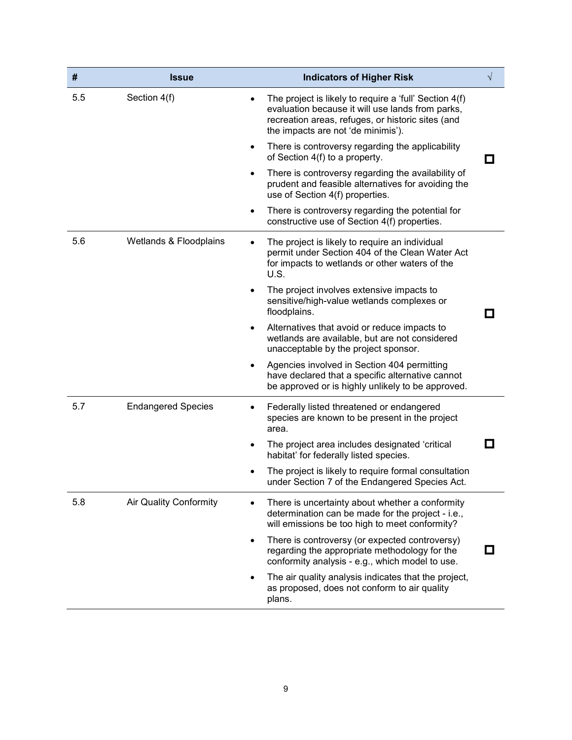| # | Issue | Indicators of Higher Risk | √ |
|---|---|---|---|
| 5.5 | Section 4(f) | • The project is likely to require a 'full' Section 4(f) evaluation because it will use lands from parks, recreation areas, refuges, or historic sites (and the impacts are not 'de minimis').<br>• There is controversy regarding the applicability of Section 4(f) to a property.<br>• There is controversy regarding the availability of prudent and feasible alternatives for avoiding the use of Section 4(f) properties.<br>• There is controversy regarding the potential for constructive use of Section 4(f) properties. | ☐ |
| 5.6 | Wetlands & Floodplains | • The project is likely to require an individual permit under Section 404 of the Clean Water Act for impacts to wetlands or other waters of the U.S.<br>• The project involves extensive impacts to sensitive/high-value wetlands complexes or floodplains.<br>• Alternatives that avoid or reduce impacts to wetlands are available, but are not considered unacceptable by the project sponsor.<br>• Agencies involved in Section 404 permitting have declared that a specific alternative cannot be approved or is highly unlikely to be approved. | ☐ |
| 5.7 | Endangered Species | • Federally listed threatened or endangered species are known to be present in the project area.<br>• The project area includes designated 'critical habitat' for federally listed species.<br>• The project is likely to require formal consultation under Section 7 of the Endangered Species Act. | ☐ |
| 5.8 | Air Quality Conformity | • There is uncertainty about whether a conformity determination can be made for the project - i.e., will emissions be too high to meet conformity?<br>• There is controversy (or expected controversy) regarding the appropriate methodology for the conformity analysis - e.g., which model to use.<br>• The air quality analysis indicates that the project, as proposed, does not conform to air quality plans. | ☐ |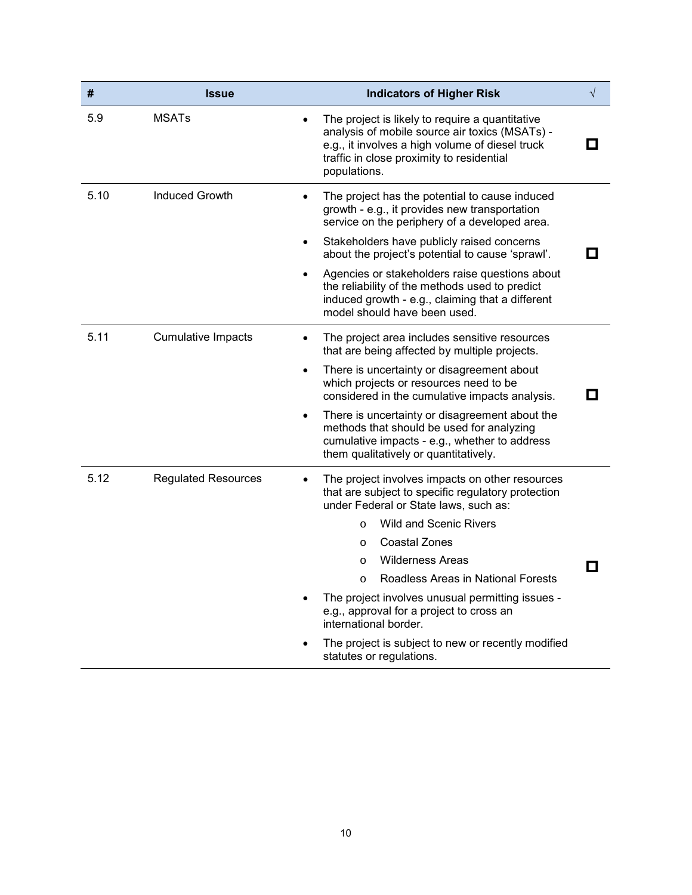| # | Issue | Indicators of Higher Risk | √ |
|---|---|---|---|
| 5.9 | MSATs | • The project is likely to require a quantitative analysis of mobile source air toxics (MSATs) - e.g., it involves a high volume of diesel truck traffic in close proximity to residential populations. | ☐ |
| 5.10 | Induced Growth | • The project has the potential to cause induced growth - e.g., it provides new transportation service on the periphery of a developed area.<br>• Stakeholders have publicly raised concerns about the project's potential to cause 'sprawl'.<br>• Agencies or stakeholders raise questions about the reliability of the methods used to predict induced growth - e.g., claiming that a different model should have been used. | ☐ |
| 5.11 | Cumulative Impacts | • The project area includes sensitive resources that are being affected by multiple projects.<br>• There is uncertainty or disagreement about which projects or resources need to be considered in the cumulative impacts analysis.<br>• There is uncertainty or disagreement about the methods that should be used for analyzing cumulative impacts - e.g., whether to address them qualitatively or quantitatively. | ☐ |
| 5.12 | Regulated Resources | • The project involves impacts on other resources that are subject to specific regulatory protection under Federal or State laws, such as:<br>&nbsp;&nbsp;o Wild and Scenic Rivers<br>&nbsp;&nbsp;o Coastal Zones<br>&nbsp;&nbsp;o Wilderness Areas<br>&nbsp;&nbsp;o Roadless Areas in National Forests<br>• The project involves unusual permitting issues - e.g., approval for a project to cross an international border.<br>• The project is subject to new or recently modified statutes or regulations. | ☐ |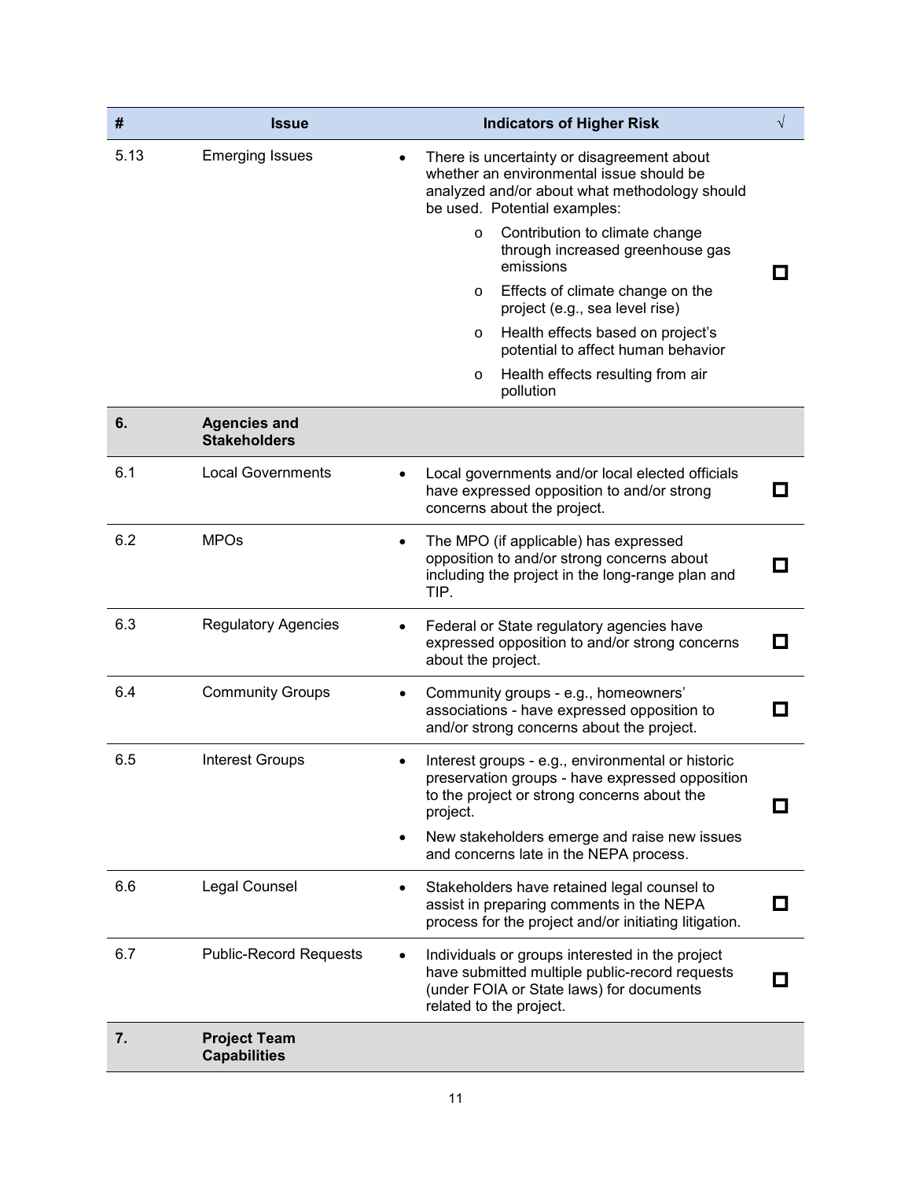| # | Issue | Indicators of Higher Risk | √ |
|---|---|---|---|
| 5.13 | Emerging Issues | • There is uncertainty or disagreement about whether an environmental issue should be analyzed and/or about what methodology should be used. Potential examples:<br>o Contribution to climate change through increased greenhouse gas emissions<br>o Effects of climate change on the project (e.g., sea level rise)<br>o Health effects based on project's potential to affect human behavior<br>o Health effects resulting from air pollution | ☐ |
| **6.** | **Agencies and Stakeholders** | | |
| 6.1 | Local Governments | • Local governments and/or local elected officials have expressed opposition to and/or strong concerns about the project. | ☐ |
| 6.2 | MPOs | • The MPO (if applicable) has expressed opposition to and/or strong concerns about including the project in the long-range plan and TIP. | ☐ |
| 6.3 | Regulatory Agencies | • Federal or State regulatory agencies have expressed opposition to and/or strong concerns about the project. | ☐ |
| 6.4 | Community Groups | • Community groups - e.g., homeowners' associations - have expressed opposition to and/or strong concerns about the project. | ☐ |
| 6.5 | Interest Groups | • Interest groups - e.g., environmental or historic preservation groups - have expressed opposition to the project or strong concerns about the project.<br>• New stakeholders emerge and raise new issues and concerns late in the NEPA process. | ☐ |
| 6.6 | Legal Counsel | • Stakeholders have retained legal counsel to assist in preparing comments in the NEPA process for the project and/or initiating litigation. | ☐ |
| 6.7 | Public-Record Requests | • Individuals or groups interested in the project have submitted multiple public-record requests (under FOIA or State laws) for documents related to the project. | ☐ |
| **7.** | **Project Team Capabilities** | | |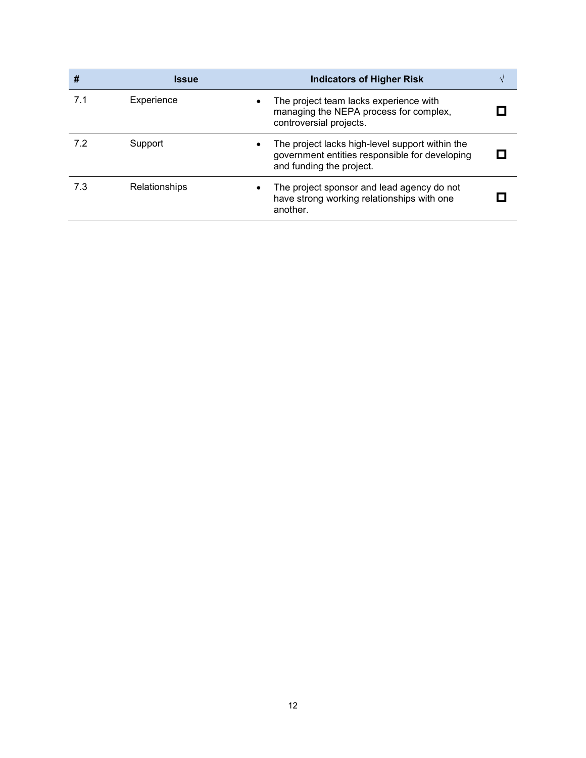| # | Issue | Indicators of Higher Risk | √ |
|---|---|---|---|
| 7.1 | Experience | • The project team lacks experience with managing the NEPA process for complex, controversial projects. | ☐ |
| 7.2 | Support | • The project lacks high-level support within the government entities responsible for developing and funding the project. | ☐ |
| 7.3 | Relationships | • The project sponsor and lead agency do not have strong working relationships with one another. | ☐ |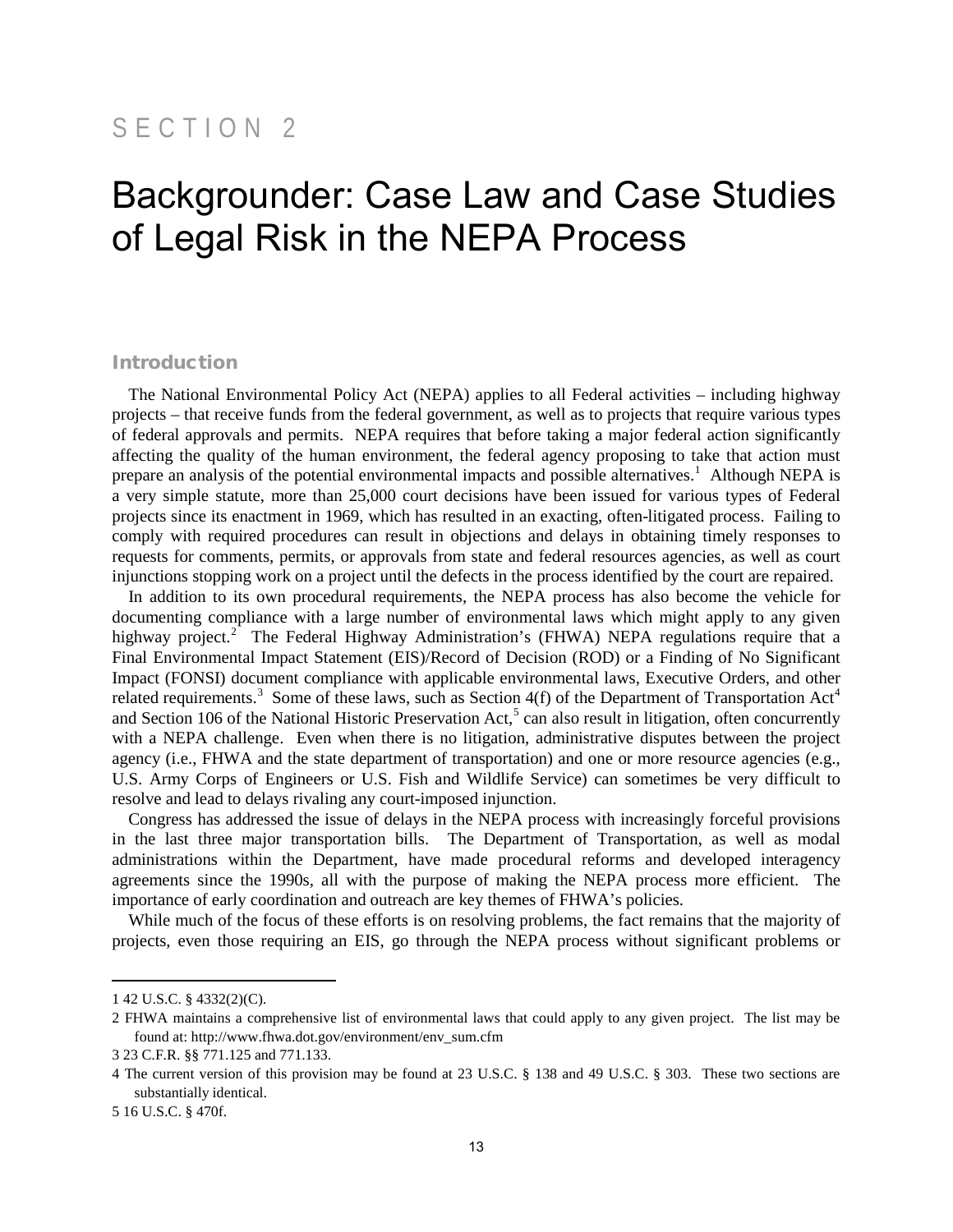SECTION 2

# Backgrounder: Case Law and Case Studies of Legal Risk in the NEPA Process

## Introduction

The National Environmental Policy Act (NEPA) applies to all Federal activities – including highway projects – that receive funds from the federal government, as well as to projects that require various types of federal approvals and permits. NEPA requires that before taking a major federal action significantly affecting the quality of the human environment, the federal agency proposing to take that action must prepare an analysis of the potential environmental impacts and possible alternatives.[1] Although NEPA is a very simple statute, more than 25,000 court decisions have been issued for various types of Federal projects since its enactment in 1969, which has resulted in an exacting, often-litigated process. Failing to comply with required procedures can result in objections and delays in obtaining timely responses to requests for comments, permits, or approvals from state and federal resources agencies, as well as court injunctions stopping work on a project until the defects in the process identified by the court are repaired.

In addition to its own procedural requirements, the NEPA process has also become the vehicle for documenting compliance with a large number of environmental laws which might apply to any given highway project.[2] The Federal Highway Administration's (FHWA) NEPA regulations require that a Final Environmental Impact Statement (EIS)/Record of Decision (ROD) or a Finding of No Significant Impact (FONSI) document compliance with applicable environmental laws, Executive Orders, and other related requirements.[3] Some of these laws, such as Section 4(f) of the Department of Transportation Act[4] and Section 106 of the National Historic Preservation Act,[5] can also result in litigation, often concurrently with a NEPA challenge. Even when there is no litigation, administrative disputes between the project agency (i.e., FHWA and the state department of transportation) and one or more resource agencies (e.g., U.S. Army Corps of Engineers or U.S. Fish and Wildlife Service) can sometimes be very difficult to resolve and lead to delays rivaling any court-imposed injunction.

Congress has addressed the issue of delays in the NEPA process with increasingly forceful provisions in the last three major transportation bills. The Department of Transportation, as well as modal administrations within the Department, have made procedural reforms and developed interagency agreements since the 1990s, all with the purpose of making the NEPA process more efficient. The importance of early coordination and outreach are key themes of FHWA's policies.

While much of the focus of these efforts is on resolving problems, the fact remains that the majority of projects, even those requiring an EIS, go through the NEPA process without significant problems or

---

1 42 U.S.C. § 4332(2)(C).

2 FHWA maintains a comprehensive list of environmental laws that could apply to any given project. The list may be found at: http://www.fhwa.dot.gov/environment/env_sum.cfm

3 23 C.F.R. §§ 771.125 and 771.133.

4 The current version of this provision may be found at 23 U.S.C. § 138 and 49 U.S.C. § 303. These two sections are substantially identical.

5 16 U.S.C. § 470f.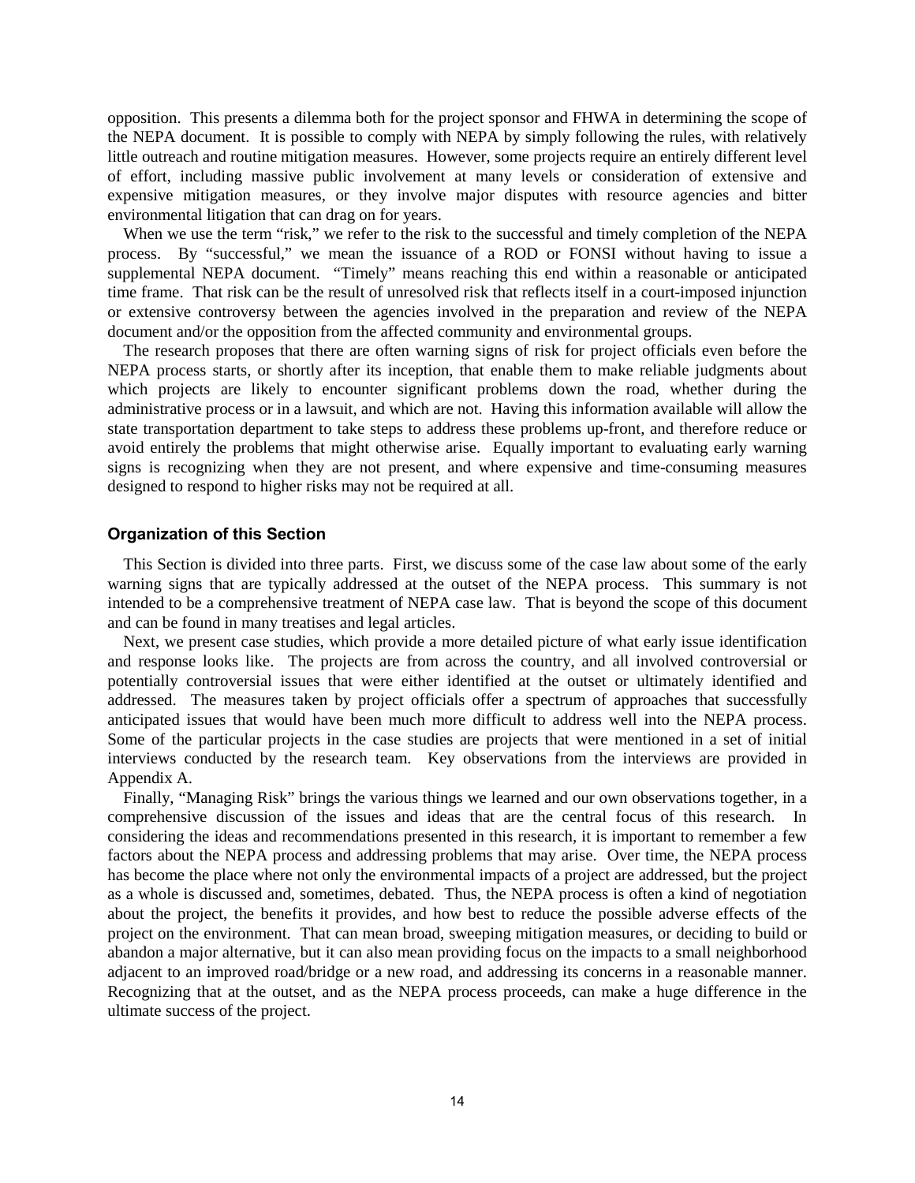opposition. This presents a dilemma both for the project sponsor and FHWA in determining the scope of the NEPA document. It is possible to comply with NEPA by simply following the rules, with relatively little outreach and routine mitigation measures. However, some projects require an entirely different level of effort, including massive public involvement at many levels or consideration of extensive and expensive mitigation measures, or they involve major disputes with resource agencies and bitter environmental litigation that can drag on for years.

When we use the term "risk," we refer to the risk to the successful and timely completion of the NEPA process. By "successful," we mean the issuance of a ROD or FONSI without having to issue a supplemental NEPA document. "Timely" means reaching this end within a reasonable or anticipated time frame. That risk can be the result of unresolved risk that reflects itself in a court-imposed injunction or extensive controversy between the agencies involved in the preparation and review of the NEPA document and/or the opposition from the affected community and environmental groups.

The research proposes that there are often warning signs of risk for project officials even before the NEPA process starts, or shortly after its inception, that enable them to make reliable judgments about which projects are likely to encounter significant problems down the road, whether during the administrative process or in a lawsuit, and which are not. Having this information available will allow the state transportation department to take steps to address these problems up-front, and therefore reduce or avoid entirely the problems that might otherwise arise. Equally important to evaluating early warning signs is recognizing when they are not present, and where expensive and time-consuming measures designed to respond to higher risks may not be required at all.

### Organization of this Section

This Section is divided into three parts. First, we discuss some of the case law about some of the early warning signs that are typically addressed at the outset of the NEPA process. This summary is not intended to be a comprehensive treatment of NEPA case law. That is beyond the scope of this document and can be found in many treatises and legal articles.

Next, we present case studies, which provide a more detailed picture of what early issue identification and response looks like. The projects are from across the country, and all involved controversial or potentially controversial issues that were either identified at the outset or ultimately identified and addressed. The measures taken by project officials offer a spectrum of approaches that successfully anticipated issues that would have been much more difficult to address well into the NEPA process. Some of the particular projects in the case studies are projects that were mentioned in a set of initial interviews conducted by the research team. Key observations from the interviews are provided in Appendix A.

Finally, "Managing Risk" brings the various things we learned and our own observations together, in a comprehensive discussion of the issues and ideas that are the central focus of this research. In considering the ideas and recommendations presented in this research, it is important to remember a few factors about the NEPA process and addressing problems that may arise. Over time, the NEPA process has become the place where not only the environmental impacts of a project are addressed, but the project as a whole is discussed and, sometimes, debated. Thus, the NEPA process is often a kind of negotiation about the project, the benefits it provides, and how best to reduce the possible adverse effects of the project on the environment. That can mean broad, sweeping mitigation measures, or deciding to build or abandon a major alternative, but it can also mean providing focus on the impacts to a small neighborhood adjacent to an improved road/bridge or a new road, and addressing its concerns in a reasonable manner. Recognizing that at the outset, and as the NEPA process proceeds, can make a huge difference in the ultimate success of the project.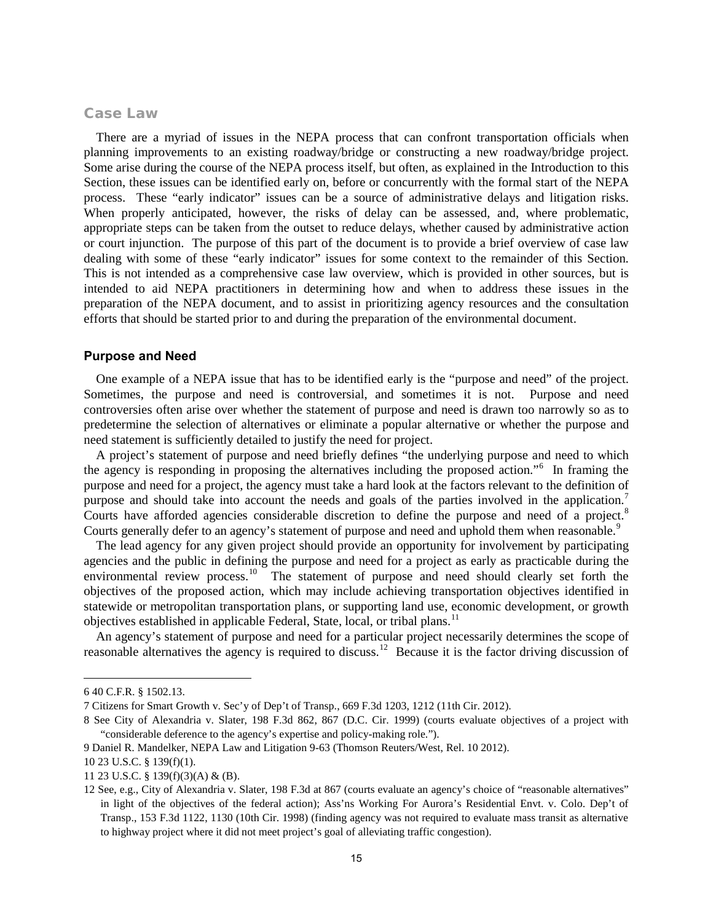## Case Law

There are a myriad of issues in the NEPA process that can confront transportation officials when planning improvements to an existing roadway/bridge or constructing a new roadway/bridge project. Some arise during the course of the NEPA process itself, but often, as explained in the Introduction to this Section, these issues can be identified early on, before or concurrently with the formal start of the NEPA process. These "early indicator" issues can be a source of administrative delays and litigation risks. When properly anticipated, however, the risks of delay can be assessed, and, where problematic, appropriate steps can be taken from the outset to reduce delays, whether caused by administrative action or court injunction. The purpose of this part of the document is to provide a brief overview of case law dealing with some of these "early indicator" issues for some context to the remainder of this Section. This is not intended as a comprehensive case law overview, which is provided in other sources, but is intended to aid NEPA practitioners in determining how and when to address these issues in the preparation of the NEPA document, and to assist in prioritizing agency resources and the consultation efforts that should be started prior to and during the preparation of the environmental document.

### Purpose and Need

One example of a NEPA issue that has to be identified early is the "purpose and need" of the project. Sometimes, the purpose and need is controversial, and sometimes it is not. Purpose and need controversies often arise over whether the statement of purpose and need is drawn too narrowly so as to predetermine the selection of alternatives or eliminate a popular alternative or whether the purpose and need statement is sufficiently detailed to justify the need for project.

A project's statement of purpose and need briefly defines "the underlying purpose and need to which the agency is responding in proposing the alternatives including the proposed action."[6] In framing the purpose and need for a project, the agency must take a hard look at the factors relevant to the definition of purpose and should take into account the needs and goals of the parties involved in the application.[7] Courts have afforded agencies considerable discretion to define the purpose and need of a project.[8] Courts generally defer to an agency's statement of purpose and need and uphold them when reasonable.[9]

The lead agency for any given project should provide an opportunity for involvement by participating agencies and the public in defining the purpose and need for a project as early as practicable during the environmental review process.[10] The statement of purpose and need should clearly set forth the objectives of the proposed action, which may include achieving transportation objectives identified in statewide or metropolitan transportation plans, or supporting land use, economic development, or growth objectives established in applicable Federal, State, local, or tribal plans.[11]

An agency's statement of purpose and need for a particular project necessarily determines the scope of reasonable alternatives the agency is required to discuss.[12] Because it is the factor driving discussion of

---

6 40 C.F.R. § 1502.13.

7 Citizens for Smart Growth v. Sec'y of Dep't of Transp., 669 F.3d 1203, 1212 (11th Cir. 2012).

8 See City of Alexandria v. Slater, 198 F.3d 862, 867 (D.C. Cir. 1999) (courts evaluate objectives of a project with "considerable deference to the agency's expertise and policy-making role.").

9 Daniel R. Mandelker, NEPA Law and Litigation 9-63 (Thomson Reuters/West, Rel. 10 2012).

10 23 U.S.C. § 139(f)(1).

11 23 U.S.C. § 139(f)(3)(A) & (B).

12 See, e.g., City of Alexandria v. Slater, 198 F.3d at 867 (courts evaluate an agency's choice of "reasonable alternatives" in light of the objectives of the federal action); Ass'ns Working For Aurora's Residential Envt. v. Colo. Dep't of Transp., 153 F.3d 1122, 1130 (10th Cir. 1998) (finding agency was not required to evaluate mass transit as alternative to highway project where it did not meet project's goal of alleviating traffic congestion).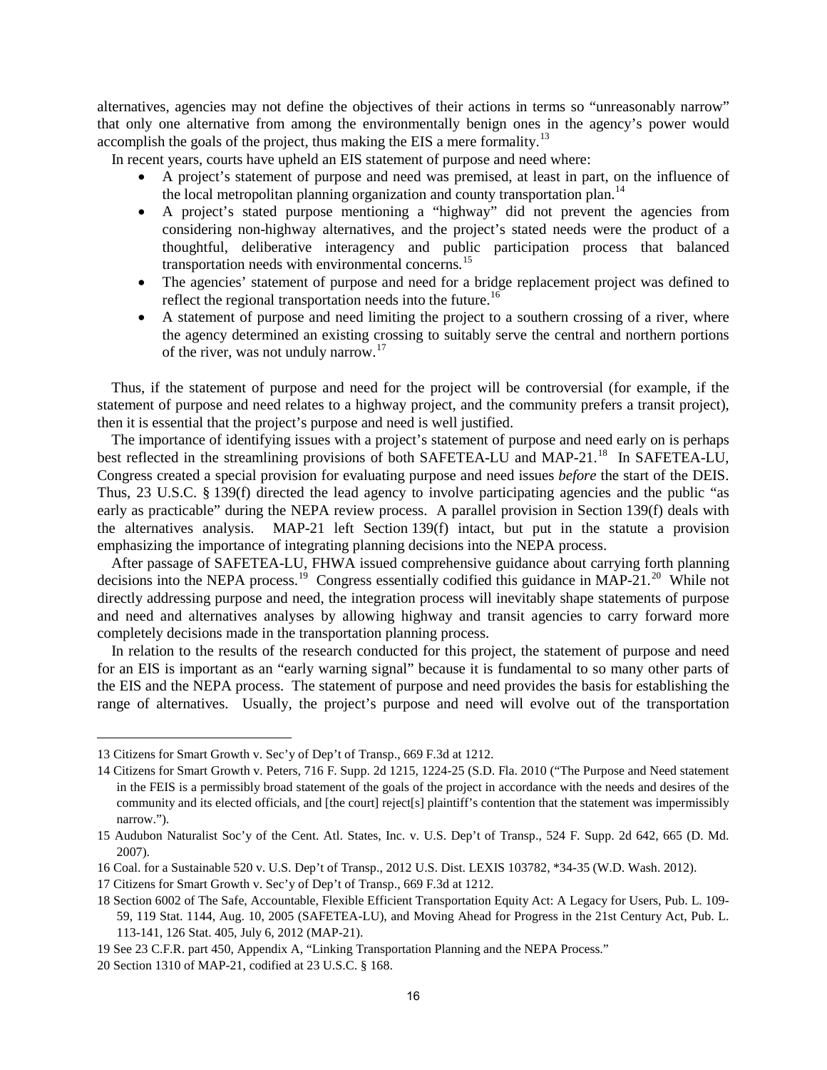alternatives, agencies may not define the objectives of their actions in terms so "unreasonably narrow" that only one alternative from among the environmentally benign ones in the agency's power would accomplish the goals of the project, thus making the EIS a mere formality.[13]

In recent years, courts have upheld an EIS statement of purpose and need where:

- A project's statement of purpose and need was premised, at least in part, on the influence of the local metropolitan planning organization and county transportation plan.[14]
- A project's stated purpose mentioning a "highway" did not prevent the agencies from considering non-highway alternatives, and the project's stated needs were the product of a thoughtful, deliberative interagency and public participation process that balanced transportation needs with environmental concerns.[15]
- The agencies' statement of purpose and need for a bridge replacement project was defined to reflect the regional transportation needs into the future.[16]
- A statement of purpose and need limiting the project to a southern crossing of a river, where the agency determined an existing crossing to suitably serve the central and northern portions of the river, was not unduly narrow.[17]

Thus, if the statement of purpose and need for the project will be controversial (for example, if the statement of purpose and need relates to a highway project, and the community prefers a transit project), then it is essential that the project's purpose and need is well justified.

The importance of identifying issues with a project's statement of purpose and need early on is perhaps best reflected in the streamlining provisions of both SAFETEA-LU and MAP-21.[18] In SAFETEA-LU, Congress created a special provision for evaluating purpose and need issues *before* the start of the DEIS. Thus, 23 U.S.C. § 139(f) directed the lead agency to involve participating agencies and the public "as early as practicable" during the NEPA review process. A parallel provision in Section 139(f) deals with the alternatives analysis. MAP-21 left Section 139(f) intact, but put in the statute a provision emphasizing the importance of integrating planning decisions into the NEPA process.

After passage of SAFETEA-LU, FHWA issued comprehensive guidance about carrying forth planning decisions into the NEPA process.[19] Congress essentially codified this guidance in MAP-21.[20] While not directly addressing purpose and need, the integration process will inevitably shape statements of purpose and need and alternatives analyses by allowing highway and transit agencies to carry forward more completely decisions made in the transportation planning process.

In relation to the results of the research conducted for this project, the statement of purpose and need for an EIS is important as an "early warning signal" because it is fundamental to so many other parts of the EIS and the NEPA process. The statement of purpose and need provides the basis for establishing the range of alternatives. Usually, the project's purpose and need will evolve out of the transportation

---

13 Citizens for Smart Growth v. Sec'y of Dep't of Transp., 669 F.3d at 1212.

14 Citizens for Smart Growth v. Peters, 716 F. Supp. 2d 1215, 1224-25 (S.D. Fla. 2010 ("The Purpose and Need statement in the FEIS is a permissibly broad statement of the goals of the project in accordance with the needs and desires of the community and its elected officials, and [the court] reject[s] plaintiff's contention that the statement was impermissibly narrow.").

15 Audubon Naturalist Soc'y of the Cent. Atl. States, Inc. v. U.S. Dep't of Transp., 524 F. Supp. 2d 642, 665 (D. Md. 2007).

16 Coal. for a Sustainable 520 v. U.S. Dep't of Transp., 2012 U.S. Dist. LEXIS 103782, *34-35 (W.D. Wash. 2012).

17 Citizens for Smart Growth v. Sec'y of Dep't of Transp., 669 F.3d at 1212.

18 Section 6002 of The Safe, Accountable, Flexible Efficient Transportation Equity Act: A Legacy for Users, Pub. L. 109-59, 119 Stat. 1144, Aug. 10, 2005 (SAFETEA-LU), and Moving Ahead for Progress in the 21st Century Act, Pub. L. 113-141, 126 Stat. 405, July 6, 2012 (MAP-21).

19 See 23 C.F.R. part 450, Appendix A, "Linking Transportation Planning and the NEPA Process."

20 Section 1310 of MAP-21, codified at 23 U.S.C. § 168.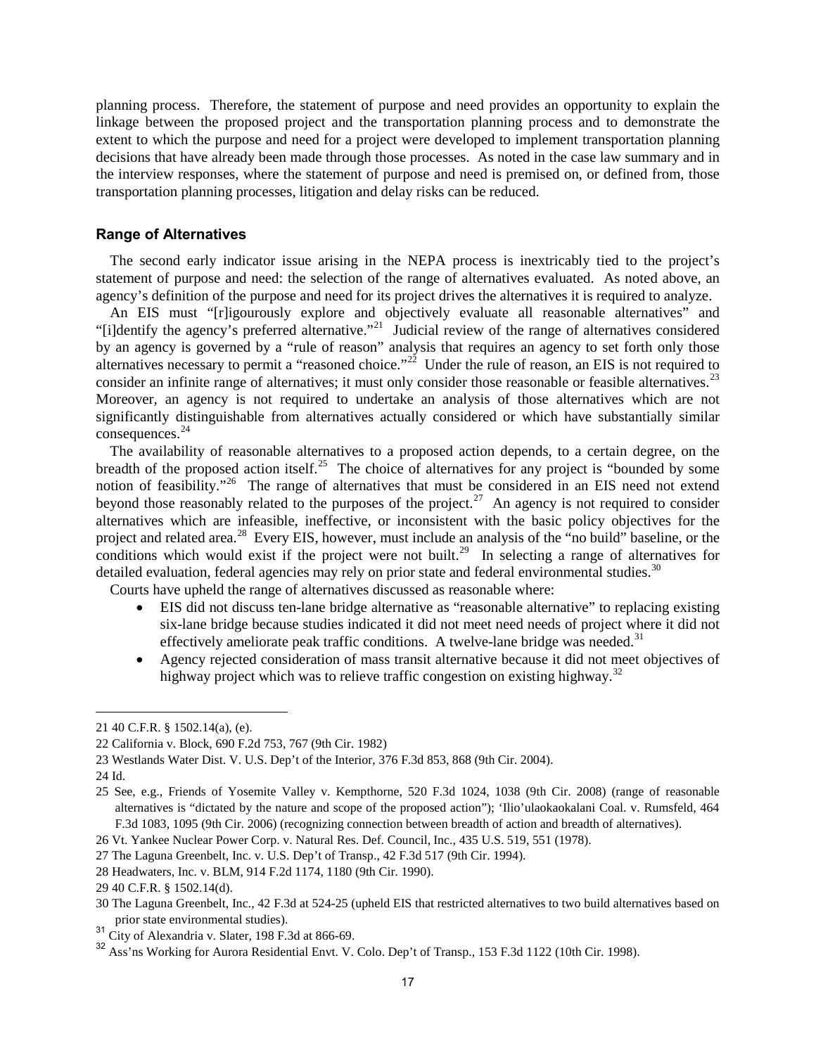planning process. Therefore, the statement of purpose and need provides an opportunity to explain the linkage between the proposed project and the transportation planning process and to demonstrate the extent to which the purpose and need for a project were developed to implement transportation planning decisions that have already been made through those processes. As noted in the case law summary and in the interview responses, where the statement of purpose and need is premised on, or defined from, those transportation planning processes, litigation and delay risks can be reduced.

### Range of Alternatives

The second early indicator issue arising in the NEPA process is inextricably tied to the project's statement of purpose and need: the selection of the range of alternatives evaluated. As noted above, an agency's definition of the purpose and need for its project drives the alternatives it is required to analyze.

An EIS must "[r]igourously explore and objectively evaluate all reasonable alternatives" and "[i]dentify the agency's preferred alternative."[21] Judicial review of the range of alternatives considered by an agency is governed by a "rule of reason" analysis that requires an agency to set forth only those alternatives necessary to permit a "reasoned choice."[22] Under the rule of reason, an EIS is not required to consider an infinite range of alternatives; it must only consider those reasonable or feasible alternatives.[23] Moreover, an agency is not required to undertake an analysis of those alternatives which are not significantly distinguishable from alternatives actually considered or which have substantially similar consequences.[24]

The availability of reasonable alternatives to a proposed action depends, to a certain degree, on the breadth of the proposed action itself.[25] The choice of alternatives for any project is "bounded by some notion of feasibility."[26] The range of alternatives that must be considered in an EIS need not extend beyond those reasonably related to the purposes of the project.[27] An agency is not required to consider alternatives which are infeasible, ineffective, or inconsistent with the basic policy objectives for the project and related area.[28] Every EIS, however, must include an analysis of the "no build" baseline, or the conditions which would exist if the project were not built.[29] In selecting a range of alternatives for detailed evaluation, federal agencies may rely on prior state and federal environmental studies.[30]

Courts have upheld the range of alternatives discussed as reasonable where:

- EIS did not discuss ten-lane bridge alternative as "reasonable alternative" to replacing existing six-lane bridge because studies indicated it did not meet need needs of project where it did not effectively ameliorate peak traffic conditions. A twelve-lane bridge was needed.[31]
- Agency rejected consideration of mass transit alternative because it did not meet objectives of highway project which was to relieve traffic congestion on existing highway.[32]

---

21 40 C.F.R. § 1502.14(a), (e).

22 California v. Block, 690 F.2d 753, 767 (9th Cir. 1982)

23 Westlands Water Dist. V. U.S. Dep't of the Interior, 376 F.3d 853, 868 (9th Cir. 2004).

24 Id.

25 See, e.g., Friends of Yosemite Valley v. Kempthorne, 520 F.3d 1024, 1038 (9th Cir. 2008) (range of reasonable alternatives is "dictated by the nature and scope of the proposed action"); 'Ilio'ulaokaokalani Coal. v. Rumsfeld, 464 F.3d 1083, 1095 (9th Cir. 2006) (recognizing connection between breadth of action and breadth of alternatives).

26 Vt. Yankee Nuclear Power Corp. v. Natural Res. Def. Council, Inc., 435 U.S. 519, 551 (1978).

27 The Laguna Greenbelt, Inc. v. U.S. Dep't of Transp., 42 F.3d 517 (9th Cir. 1994).

28 Headwaters, Inc. v. BLM, 914 F.2d 1174, 1180 (9th Cir. 1990).

29 40 C.F.R. § 1502.14(d).

30 The Laguna Greenbelt, Inc., 42 F.3d at 524-25 (upheld EIS that restricted alternatives to two build alternatives based on prior state environmental studies).

31 City of Alexandria v. Slater, 198 F.3d at 866-69.

32 Ass'ns Working for Aurora Residential Envt. V. Colo. Dep't of Transp., 153 F.3d 1122 (10th Cir. 1998).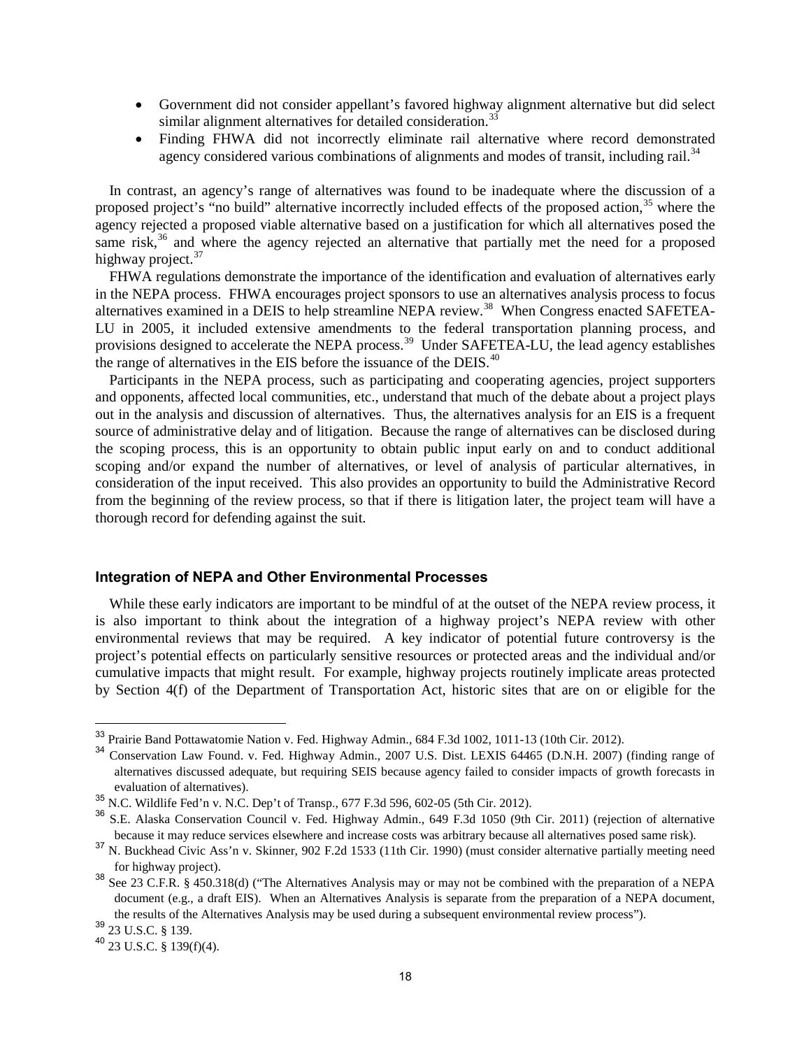- Government did not consider appellant's favored highway alignment alternative but did select similar alignment alternatives for detailed consideration.[33]
- Finding FHWA did not incorrectly eliminate rail alternative where record demonstrated agency considered various combinations of alignments and modes of transit, including rail.[34]

In contrast, an agency's range of alternatives was found to be inadequate where the discussion of a proposed project's "no build" alternative incorrectly included effects of the proposed action,[35] where the agency rejected a proposed viable alternative based on a justification for which all alternatives posed the same risk,[36] and where the agency rejected an alternative that partially met the need for a proposed highway project.[37]

FHWA regulations demonstrate the importance of the identification and evaluation of alternatives early in the NEPA process. FHWA encourages project sponsors to use an alternatives analysis process to focus alternatives examined in a DEIS to help streamline NEPA review.[38] When Congress enacted SAFETEA-LU in 2005, it included extensive amendments to the federal transportation planning process, and provisions designed to accelerate the NEPA process.[39] Under SAFETEA-LU, the lead agency establishes the range of alternatives in the EIS before the issuance of the DEIS.[40]

Participants in the NEPA process, such as participating and cooperating agencies, project supporters and opponents, affected local communities, etc., understand that much of the debate about a project plays out in the analysis and discussion of alternatives. Thus, the alternatives analysis for an EIS is a frequent source of administrative delay and of litigation. Because the range of alternatives can be disclosed during the scoping process, this is an opportunity to obtain public input early on and to conduct additional scoping and/or expand the number of alternatives, or level of analysis of particular alternatives, in consideration of the input received. This also provides an opportunity to build the Administrative Record from the beginning of the review process, so that if there is litigation later, the project team will have a thorough record for defending against the suit.

### Integration of NEPA and Other Environmental Processes

While these early indicators are important to be mindful of at the outset of the NEPA review process, it is also important to think about the integration of a highway project's NEPA review with other environmental reviews that may be required. A key indicator of potential future controversy is the project's potential effects on particularly sensitive resources or protected areas and the individual and/or cumulative impacts that might result. For example, highway projects routinely implicate areas protected by Section 4(f) of the Department of Transportation Act, historic sites that are on or eligible for the

---

[33] Prairie Band Pottawatomie Nation v. Fed. Highway Admin., 684 F.3d 1002, 1011-13 (10th Cir. 2012).

[34] Conservation Law Found. v. Fed. Highway Admin., 2007 U.S. Dist. LEXIS 64465 (D.N.H. 2007) (finding range of alternatives discussed adequate, but requiring SEIS because agency failed to consider impacts of growth forecasts in evaluation of alternatives).

[35] N.C. Wildlife Fed'n v. N.C. Dep't of Transp., 677 F.3d 596, 602-05 (5th Cir. 2012).

[36] S.E. Alaska Conservation Council v. Fed. Highway Admin., 649 F.3d 1050 (9th Cir. 2011) (rejection of alternative because it may reduce services elsewhere and increase costs was arbitrary because all alternatives posed same risk).

[37] N. Buckhead Civic Ass'n v. Skinner, 902 F.2d 1533 (11th Cir. 1990) (must consider alternative partially meeting need for highway project).

[38] See 23 C.F.R. § 450.318(d) ("The Alternatives Analysis may or may not be combined with the preparation of a NEPA document (e.g., a draft EIS). When an Alternatives Analysis is separate from the preparation of a NEPA document, the results of the Alternatives Analysis may be used during a subsequent environmental review process").

[39] 23 U.S.C. § 139.

[40] 23 U.S.C. § 139(f)(4).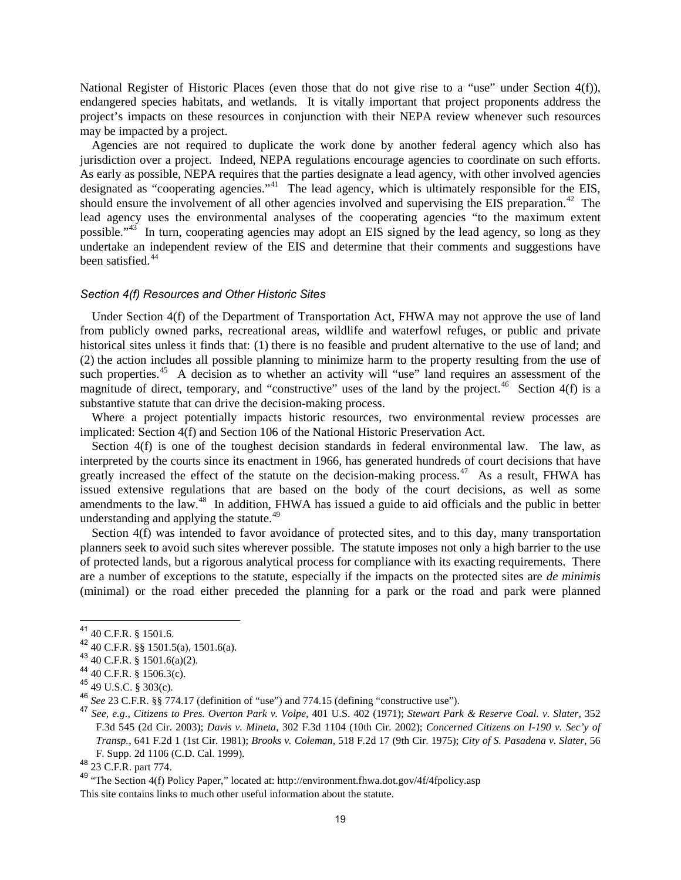National Register of Historic Places (even those that do not give rise to a "use" under Section 4(f)), endangered species habitats, and wetlands. It is vitally important that project proponents address the project's impacts on these resources in conjunction with their NEPA review whenever such resources may be impacted by a project.

Agencies are not required to duplicate the work done by another federal agency which also has jurisdiction over a project. Indeed, NEPA regulations encourage agencies to coordinate on such efforts. As early as possible, NEPA requires that the parties designate a lead agency, with other involved agencies designated as "cooperating agencies."[41] The lead agency, which is ultimately responsible for the EIS, should ensure the involvement of all other agencies involved and supervising the EIS preparation.[42] The lead agency uses the environmental analyses of the cooperating agencies "to the maximum extent possible."[43] In turn, cooperating agencies may adopt an EIS signed by the lead agency, so long as they undertake an independent review of the EIS and determine that their comments and suggestions have been satisfied.[44]

### *Section 4(f) Resources and Other Historic Sites*

Under Section 4(f) of the Department of Transportation Act, FHWA may not approve the use of land from publicly owned parks, recreational areas, wildlife and waterfowl refuges, or public and private historical sites unless it finds that: (1) there is no feasible and prudent alternative to the use of land; and (2) the action includes all possible planning to minimize harm to the property resulting from the use of such properties.[45] A decision as to whether an activity will "use" land requires an assessment of the magnitude of direct, temporary, and "constructive" uses of the land by the project.[46] Section 4(f) is a substantive statute that can drive the decision-making process.

Where a project potentially impacts historic resources, two environmental review processes are implicated: Section 4(f) and Section 106 of the National Historic Preservation Act.

Section 4(f) is one of the toughest decision standards in federal environmental law. The law, as interpreted by the courts since its enactment in 1966, has generated hundreds of court decisions that have greatly increased the effect of the statute on the decision-making process.[47] As a result, FHWA has issued extensive regulations that are based on the body of the court decisions, as well as some amendments to the law.[48] In addition, FHWA has issued a guide to aid officials and the public in better understanding and applying the statute.[49]

Section 4(f) was intended to favor avoidance of protected sites, and to this day, many transportation planners seek to avoid such sites wherever possible. The statute imposes not only a high barrier to the use of protected lands, but a rigorous analytical process for compliance with its exacting requirements. There are a number of exceptions to the statute, especially if the impacts on the protected sites are *de minimis* (minimal) or the road either preceded the planning for a park or the road and park were planned

---

[41] 40 C.F.R. § 1501.6.

[42] 40 C.F.R. §§ 1501.5(a), 1501.6(a).

[43] 40 C.F.R. § 1501.6(a)(2).

[44] 40 C.F.R. § 1506.3(c).

[45] 49 U.S.C. § 303(c).

[46] *See* 23 C.F.R. §§ 774.17 (definition of "use") and 774.15 (defining "constructive use").

[47] *See, e.g.*, *Citizens to Pres. Overton Park v. Volpe*, 401 U.S. 402 (1971); *Stewart Park & Reserve Coal. v. Slater*, 352 F.3d 545 (2d Cir. 2003); *Davis v. Mineta*, 302 F.3d 1104 (10th Cir. 2002); *Concerned Citizens on I-190 v. Sec'y of Transp.*, 641 F.2d 1 (1st Cir. 1981); *Brooks v. Coleman*, 518 F.2d 17 (9th Cir. 1975); *City of S. Pasadena v. Slater*, 56 F. Supp. 2d 1106 (C.D. Cal. 1999).

[48] 23 C.F.R. part 774.

[49] "The Section 4(f) Policy Paper," located at: http://environment.fhwa.dot.gov/4f/4fpolicy.asp

This site contains links to much other useful information about the statute.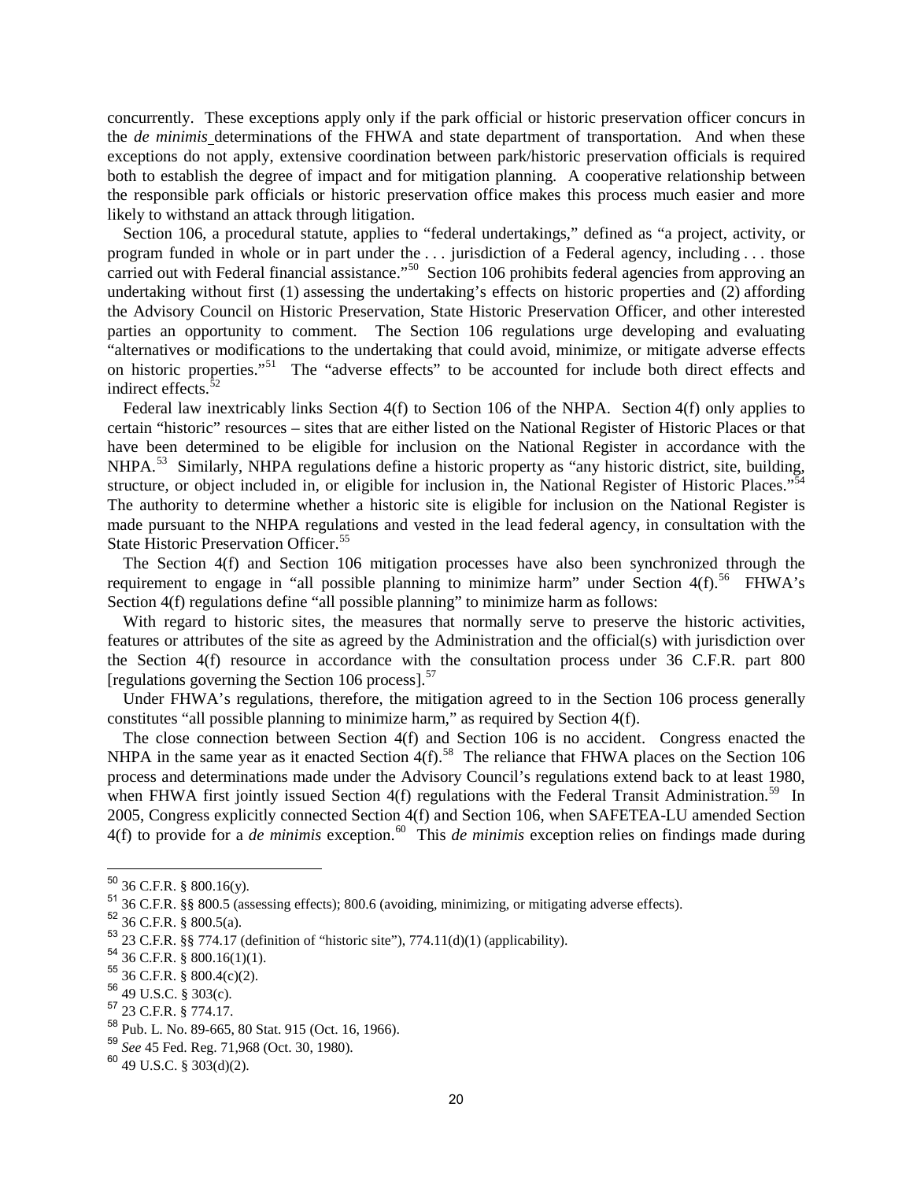concurrently. These exceptions apply only if the park official or historic preservation officer concurs in the *de minimis* determinations of the FHWA and state department of transportation. And when these exceptions do not apply, extensive coordination between park/historic preservation officials is required both to establish the degree of impact and for mitigation planning. A cooperative relationship between the responsible park officials or historic preservation office makes this process much easier and more likely to withstand an attack through litigation.

Section 106, a procedural statute, applies to "federal undertakings," defined as "a project, activity, or program funded in whole or in part under the . . . jurisdiction of a Federal agency, including . . . those carried out with Federal financial assistance."[50] Section 106 prohibits federal agencies from approving an undertaking without first (1) assessing the undertaking's effects on historic properties and (2) affording the Advisory Council on Historic Preservation, State Historic Preservation Officer, and other interested parties an opportunity to comment. The Section 106 regulations urge developing and evaluating "alternatives or modifications to the undertaking that could avoid, minimize, or mitigate adverse effects on historic properties."[51] The "adverse effects" to be accounted for include both direct effects and indirect effects.[52]

Federal law inextricably links Section 4(f) to Section 106 of the NHPA. Section 4(f) only applies to certain "historic" resources – sites that are either listed on the National Register of Historic Places or that have been determined to be eligible for inclusion on the National Register in accordance with the NHPA.[53] Similarly, NHPA regulations define a historic property as "any historic district, site, building, structure, or object included in, or eligible for inclusion in, the National Register of Historic Places."[54] The authority to determine whether a historic site is eligible for inclusion on the National Register is made pursuant to the NHPA regulations and vested in the lead federal agency, in consultation with the State Historic Preservation Officer.[55]

The Section 4(f) and Section 106 mitigation processes have also been synchronized through the requirement to engage in "all possible planning to minimize harm" under Section 4(f).[56] FHWA's Section 4(f) regulations define "all possible planning" to minimize harm as follows:

With regard to historic sites, the measures that normally serve to preserve the historic activities, features or attributes of the site as agreed by the Administration and the official(s) with jurisdiction over the Section 4(f) resource in accordance with the consultation process under 36 C.F.R. part 800 [regulations governing the Section 106 process].[57]

Under FHWA's regulations, therefore, the mitigation agreed to in the Section 106 process generally constitutes "all possible planning to minimize harm," as required by Section 4(f).

The close connection between Section 4(f) and Section 106 is no accident. Congress enacted the NHPA in the same year as it enacted Section 4(f).[58] The reliance that FHWA places on the Section 106 process and determinations made under the Advisory Council's regulations extend back to at least 1980, when FHWA first jointly issued Section 4(f) regulations with the Federal Transit Administration.[59] In 2005, Congress explicitly connected Section 4(f) and Section 106, when SAFETEA-LU amended Section 4(f) to provide for a *de minimis* exception.[60] This *de minimis* exception relies on findings made during

---

[50] 36 C.F.R. § 800.16(y).

[51] 36 C.F.R. §§ 800.5 (assessing effects); 800.6 (avoiding, minimizing, or mitigating adverse effects).

[52] 36 C.F.R. § 800.5(a).

[53] 23 C.F.R. §§ 774.17 (definition of "historic site"), 774.11(d)(1) (applicability).

[54] 36 C.F.R. § 800.16(1)(1).

[55] 36 C.F.R. § 800.4(c)(2).

[56] 49 U.S.C. § 303(c).

[57] 23 C.F.R. § 774.17.

[58] Pub. L. No. 89-665, 80 Stat. 915 (Oct. 16, 1966).

[59] *See* 45 Fed. Reg. 71,968 (Oct. 30, 1980).

[60] 49 U.S.C. § 303(d)(2).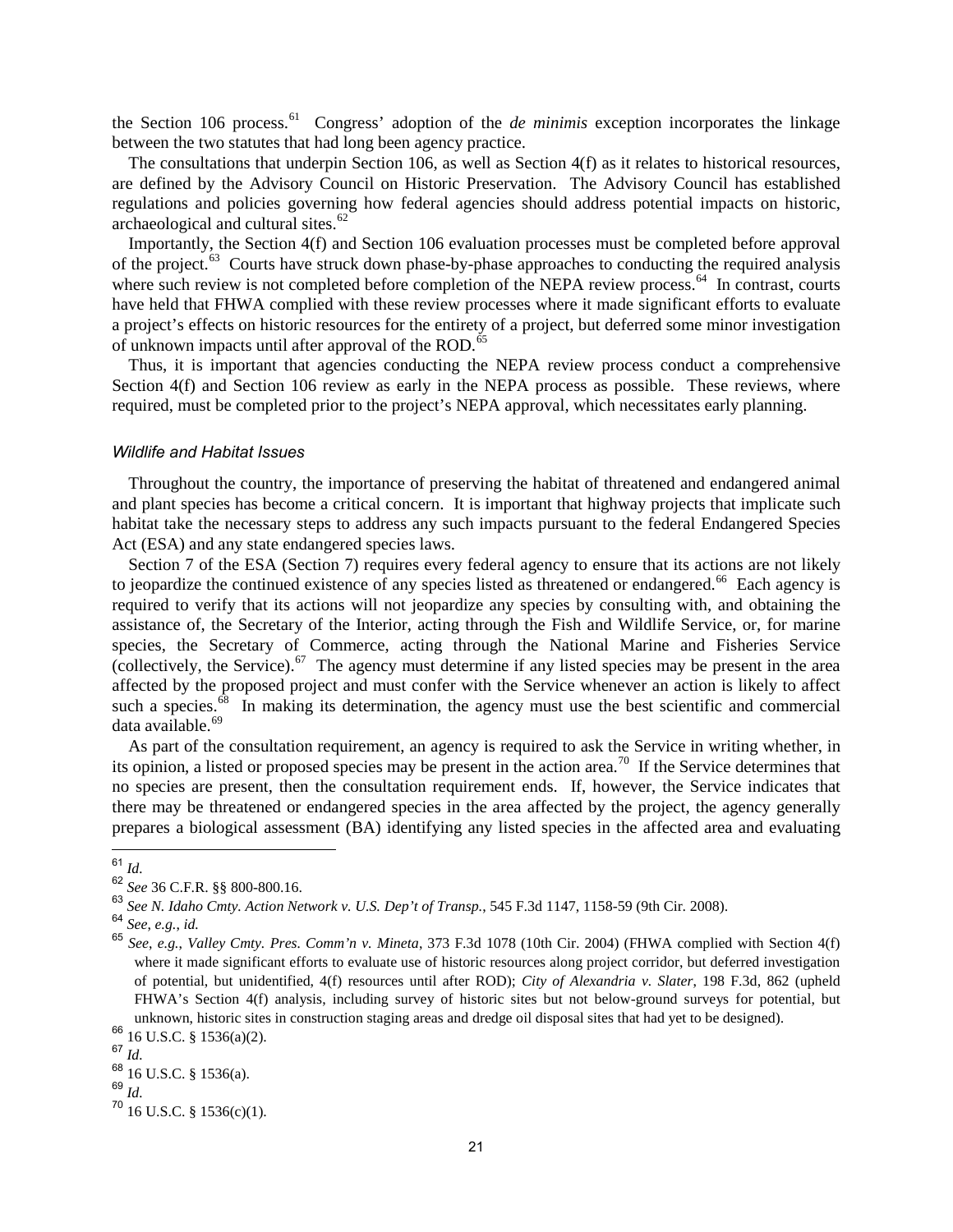the Section 106 process.[61] Congress' adoption of the *de minimis* exception incorporates the linkage between the two statutes that had long been agency practice.

The consultations that underpin Section 106, as well as Section 4(f) as it relates to historical resources, are defined by the Advisory Council on Historic Preservation. The Advisory Council has established regulations and policies governing how federal agencies should address potential impacts on historic, archaeological and cultural sites.[62]

Importantly, the Section 4(f) and Section 106 evaluation processes must be completed before approval of the project.[63] Courts have struck down phase-by-phase approaches to conducting the required analysis where such review is not completed before completion of the NEPA review process.[64] In contrast, courts have held that FHWA complied with these review processes where it made significant efforts to evaluate a project's effects on historic resources for the entirety of a project, but deferred some minor investigation of unknown impacts until after approval of the ROD.[65]

Thus, it is important that agencies conducting the NEPA review process conduct a comprehensive Section 4(f) and Section 106 review as early in the NEPA process as possible. These reviews, where required, must be completed prior to the project's NEPA approval, which necessitates early planning.

#### *Wildlife and Habitat Issues*

Throughout the country, the importance of preserving the habitat of threatened and endangered animal and plant species has become a critical concern. It is important that highway projects that implicate such habitat take the necessary steps to address any such impacts pursuant to the federal Endangered Species Act (ESA) and any state endangered species laws.

Section 7 of the ESA (Section 7) requires every federal agency to ensure that its actions are not likely to jeopardize the continued existence of any species listed as threatened or endangered.[66] Each agency is required to verify that its actions will not jeopardize any species by consulting with, and obtaining the assistance of, the Secretary of the Interior, acting through the Fish and Wildlife Service, or, for marine species, the Secretary of Commerce, acting through the National Marine and Fisheries Service (collectively, the Service).[67] The agency must determine if any listed species may be present in the area affected by the proposed project and must confer with the Service whenever an action is likely to affect such a species.[68] In making its determination, the agency must use the best scientific and commercial data available.[69]

As part of the consultation requirement, an agency is required to ask the Service in writing whether, in its opinion, a listed or proposed species may be present in the action area.[70] If the Service determines that no species are present, then the consultation requirement ends. If, however, the Service indicates that there may be threatened or endangered species in the area affected by the project, the agency generally prepares a biological assessment (BA) identifying any listed species in the affected area and evaluating

---

[61] *Id.*

[62] *See* 36 C.F.R. §§ 800-800.16.

[63] *See N. Idaho Cmty. Action Network v. U.S. Dep't of Transp.*, 545 F.3d 1147, 1158-59 (9th Cir. 2008).

[64] *See, e.g.*, *id.*

[65] *See, e.g.*, *Valley Cmty. Pres. Comm'n v. Mineta*, 373 F.3d 1078 (10th Cir. 2004) (FHWA complied with Section 4(f) where it made significant efforts to evaluate use of historic resources along project corridor, but deferred investigation of potential, but unidentified, 4(f) resources until after ROD); *City of Alexandria v. Slater*, 198 F.3d, 862 (upheld FHWA's Section 4(f) analysis, including survey of historic sites but not below-ground surveys for potential, but unknown, historic sites in construction staging areas and dredge oil disposal sites that had yet to be designed).

[66] 16 U.S.C. § 1536(a)(2).

[67] *Id.*

[68] 16 U.S.C. § 1536(a).

[69] *Id.*

[70] 16 U.S.C. § 1536(c)(1).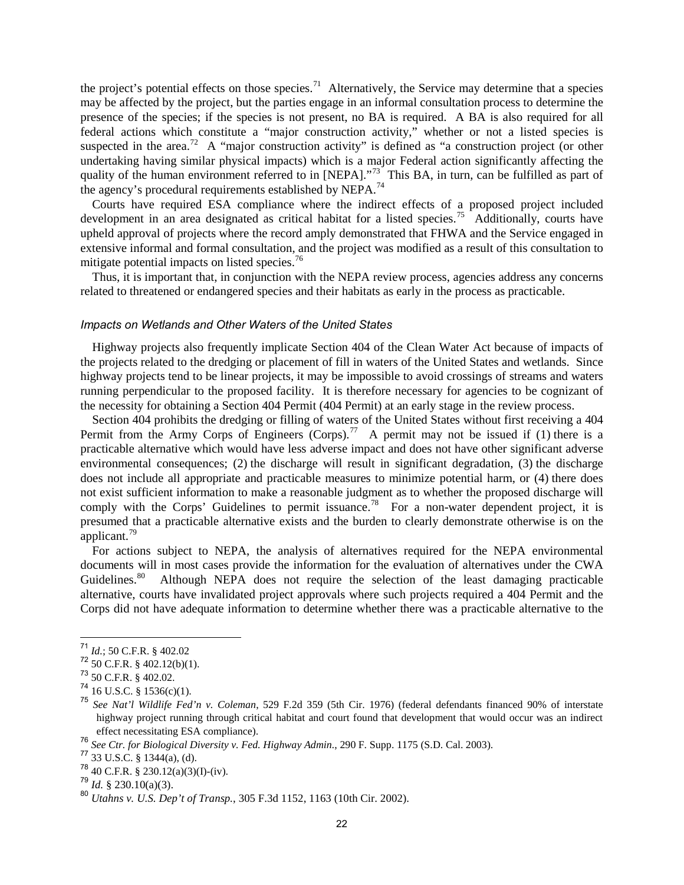the project's potential effects on those species.[71] Alternatively, the Service may determine that a species may be affected by the project, but the parties engage in an informal consultation process to determine the presence of the species; if the species is not present, no BA is required. A BA is also required for all federal actions which constitute a "major construction activity," whether or not a listed species is suspected in the area.[72] A "major construction activity" is defined as "a construction project (or other undertaking having similar physical impacts) which is a major Federal action significantly affecting the quality of the human environment referred to in [NEPA]."[73] This BA, in turn, can be fulfilled as part of the agency's procedural requirements established by NEPA.[74]

Courts have required ESA compliance where the indirect effects of a proposed project included development in an area designated as critical habitat for a listed species.[75] Additionally, courts have upheld approval of projects where the record amply demonstrated that FHWA and the Service engaged in extensive informal and formal consultation, and the project was modified as a result of this consultation to mitigate potential impacts on listed species.[76]

Thus, it is important that, in conjunction with the NEPA review process, agencies address any concerns related to threatened or endangered species and their habitats as early in the process as practicable.

#### *Impacts on Wetlands and Other Waters of the United States*

Highway projects also frequently implicate Section 404 of the Clean Water Act because of impacts of the projects related to the dredging or placement of fill in waters of the United States and wetlands. Since highway projects tend to be linear projects, it may be impossible to avoid crossings of streams and waters running perpendicular to the proposed facility. It is therefore necessary for agencies to be cognizant of the necessity for obtaining a Section 404 Permit (404 Permit) at an early stage in the review process.

Section 404 prohibits the dredging or filling of waters of the United States without first receiving a 404 Permit from the Army Corps of Engineers (Corps).[77] A permit may not be issued if (1) there is a practicable alternative which would have less adverse impact and does not have other significant adverse environmental consequences; (2) the discharge will result in significant degradation, (3) the discharge does not include all appropriate and practicable measures to minimize potential harm, or (4) there does not exist sufficient information to make a reasonable judgment as to whether the proposed discharge will comply with the Corps' Guidelines to permit issuance.[78] For a non-water dependent project, it is presumed that a practicable alternative exists and the burden to clearly demonstrate otherwise is on the applicant.[79]

For actions subject to NEPA, the analysis of alternatives required for the NEPA environmental documents will in most cases provide the information for the evaluation of alternatives under the CWA Guidelines.[80] Although NEPA does not require the selection of the least damaging practicable alternative, courts have invalidated project approvals where such projects required a 404 Permit and the Corps did not have adequate information to determine whether there was a practicable alternative to the

---

[71] *Id.*; 50 C.F.R. § 402.02

[72] 50 C.F.R. § 402.12(b)(1).

[73] 50 C.F.R. § 402.02.

[74] 16 U.S.C. § 1536(c)(1).

[75] *See Nat'l Wildlife Fed'n v. Coleman*, 529 F.2d 359 (5th Cir. 1976) (federal defendants financed 90% of interstate highway project running through critical habitat and court found that development that would occur was an indirect effect necessitating ESA compliance).

[76] *See Ctr. for Biological Diversity v. Fed. Highway Admin.*, 290 F. Supp. 1175 (S.D. Cal. 2003).

[77] 33 U.S.C. § 1344(a), (d).

[78] 40 C.F.R. § 230.12(a)(3)(I)-(iv).

[79] *Id.* § 230.10(a)(3).

[80] *Utahns v. U.S. Dep't of Transp.*, 305 F.3d 1152, 1163 (10th Cir. 2002).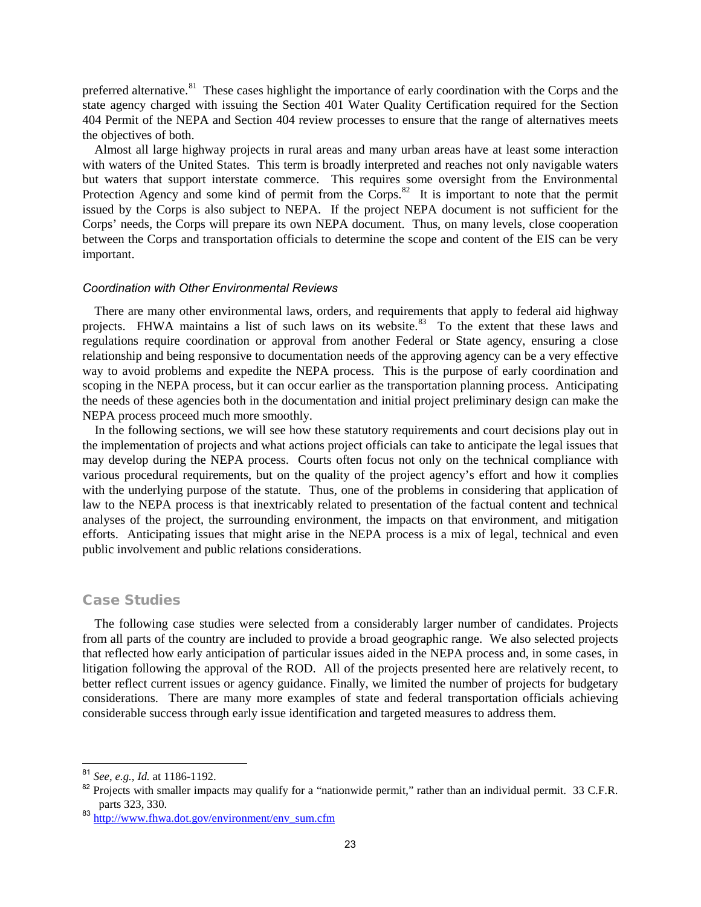preferred alternative.[81] These cases highlight the importance of early coordination with the Corps and the state agency charged with issuing the Section 401 Water Quality Certification required for the Section 404 Permit of the NEPA and Section 404 review processes to ensure that the range of alternatives meets the objectives of both.

Almost all large highway projects in rural areas and many urban areas have at least some interaction with waters of the United States. This term is broadly interpreted and reaches not only navigable waters but waters that support interstate commerce. This requires some oversight from the Environmental Protection Agency and some kind of permit from the Corps.[82] It is important to note that the permit issued by the Corps is also subject to NEPA. If the project NEPA document is not sufficient for the Corps' needs, the Corps will prepare its own NEPA document. Thus, on many levels, close cooperation between the Corps and transportation officials to determine the scope and content of the EIS can be very important.

### *Coordination with Other Environmental Reviews*

There are many other environmental laws, orders, and requirements that apply to federal aid highway projects. FHWA maintains a list of such laws on its website.[83] To the extent that these laws and regulations require coordination or approval from another Federal or State agency, ensuring a close relationship and being responsive to documentation needs of the approving agency can be a very effective way to avoid problems and expedite the NEPA process. This is the purpose of early coordination and scoping in the NEPA process, but it can occur earlier as the transportation planning process. Anticipating the needs of these agencies both in the documentation and initial project preliminary design can make the NEPA process proceed much more smoothly.

In the following sections, we will see how these statutory requirements and court decisions play out in the implementation of projects and what actions project officials can take to anticipate the legal issues that may develop during the NEPA process. Courts often focus not only on the technical compliance with various procedural requirements, but on the quality of the project agency's effort and how it complies with the underlying purpose of the statute. Thus, one of the problems in considering that application of law to the NEPA process is that inextricably related to presentation of the factual content and technical analyses of the project, the surrounding environment, the impacts on that environment, and mitigation efforts. Anticipating issues that might arise in the NEPA process is a mix of legal, technical and even public involvement and public relations considerations.

## Case Studies

The following case studies were selected from a considerably larger number of candidates. Projects from all parts of the country are included to provide a broad geographic range. We also selected projects that reflected how early anticipation of particular issues aided in the NEPA process and, in some cases, in litigation following the approval of the ROD. All of the projects presented here are relatively recent, to better reflect current issues or agency guidance. Finally, we limited the number of projects for budgetary considerations. There are many more examples of state and federal transportation officials achieving considerable success through early issue identification and targeted measures to address them.

---

[81] *See*, *e.g.*, *Id.* at 1186-1192.

[82] Projects with smaller impacts may qualify for a "nationwide permit," rather than an individual permit. 33 C.F.R. parts 323, 330.

[83] http://www.fhwa.dot.gov/environment/env_sum.cfm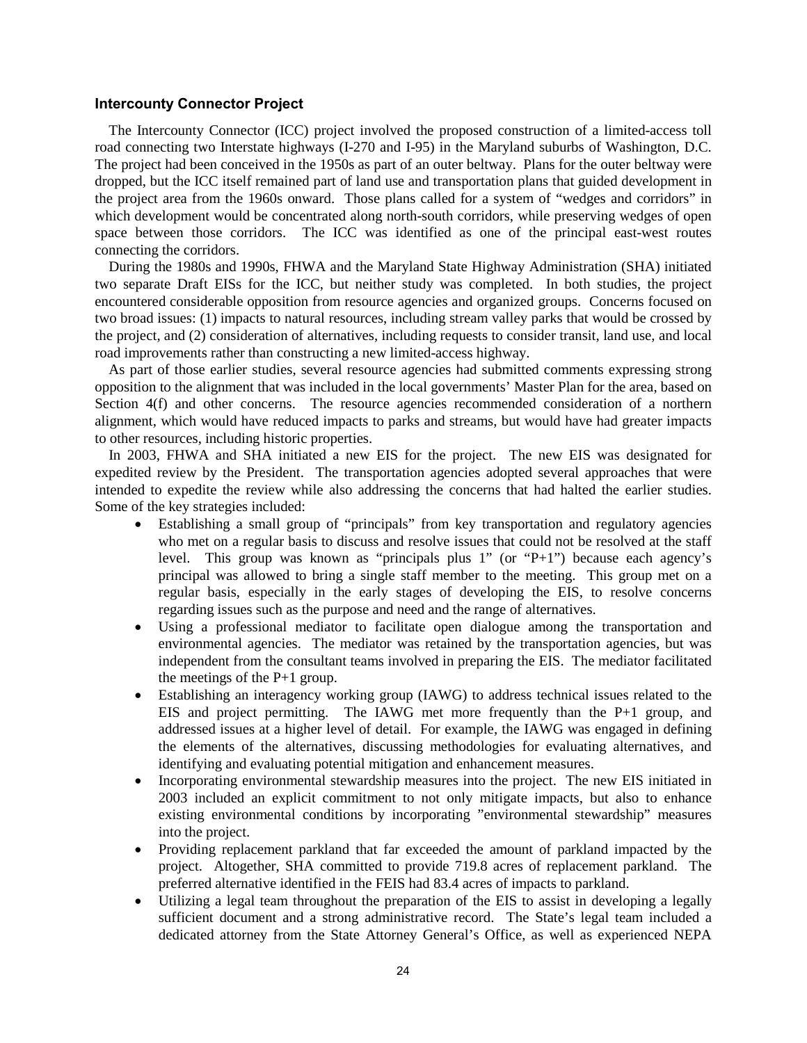### Intercounty Connector Project

The Intercounty Connector (ICC) project involved the proposed construction of a limited-access toll road connecting two Interstate highways (I-270 and I-95) in the Maryland suburbs of Washington, D.C. The project had been conceived in the 1950s as part of an outer beltway. Plans for the outer beltway were dropped, but the ICC itself remained part of land use and transportation plans that guided development in the project area from the 1960s onward. Those plans called for a system of "wedges and corridors" in which development would be concentrated along north-south corridors, while preserving wedges of open space between those corridors. The ICC was identified as one of the principal east-west routes connecting the corridors.

During the 1980s and 1990s, FHWA and the Maryland State Highway Administration (SHA) initiated two separate Draft EISs for the ICC, but neither study was completed. In both studies, the project encountered considerable opposition from resource agencies and organized groups. Concerns focused on two broad issues: (1) impacts to natural resources, including stream valley parks that would be crossed by the project, and (2) consideration of alternatives, including requests to consider transit, land use, and local road improvements rather than constructing a new limited-access highway.

As part of those earlier studies, several resource agencies had submitted comments expressing strong opposition to the alignment that was included in the local governments' Master Plan for the area, based on Section 4(f) and other concerns. The resource agencies recommended consideration of a northern alignment, which would have reduced impacts to parks and streams, but would have had greater impacts to other resources, including historic properties.

In 2003, FHWA and SHA initiated a new EIS for the project. The new EIS was designated for expedited review by the President. The transportation agencies adopted several approaches that were intended to expedite the review while also addressing the concerns that had halted the earlier studies. Some of the key strategies included:

- Establishing a small group of "principals" from key transportation and regulatory agencies who met on a regular basis to discuss and resolve issues that could not be resolved at the staff level. This group was known as "principals plus 1" (or "P+1") because each agency's principal was allowed to bring a single staff member to the meeting. This group met on a regular basis, especially in the early stages of developing the EIS, to resolve concerns regarding issues such as the purpose and need and the range of alternatives.
- Using a professional mediator to facilitate open dialogue among the transportation and environmental agencies. The mediator was retained by the transportation agencies, but was independent from the consultant teams involved in preparing the EIS. The mediator facilitated the meetings of the P+1 group.
- Establishing an interagency working group (IAWG) to address technical issues related to the EIS and project permitting. The IAWG met more frequently than the P+1 group, and addressed issues at a higher level of detail. For example, the IAWG was engaged in defining the elements of the alternatives, discussing methodologies for evaluating alternatives, and identifying and evaluating potential mitigation and enhancement measures.
- Incorporating environmental stewardship measures into the project. The new EIS initiated in 2003 included an explicit commitment to not only mitigate impacts, but also to enhance existing environmental conditions by incorporating "environmental stewardship" measures into the project.
- Providing replacement parkland that far exceeded the amount of parkland impacted by the project. Altogether, SHA committed to provide 719.8 acres of replacement parkland. The preferred alternative identified in the FEIS had 83.4 acres of impacts to parkland.
- Utilizing a legal team throughout the preparation of the EIS to assist in developing a legally sufficient document and a strong administrative record. The State's legal team included a dedicated attorney from the State Attorney General's Office, as well as experienced NEPA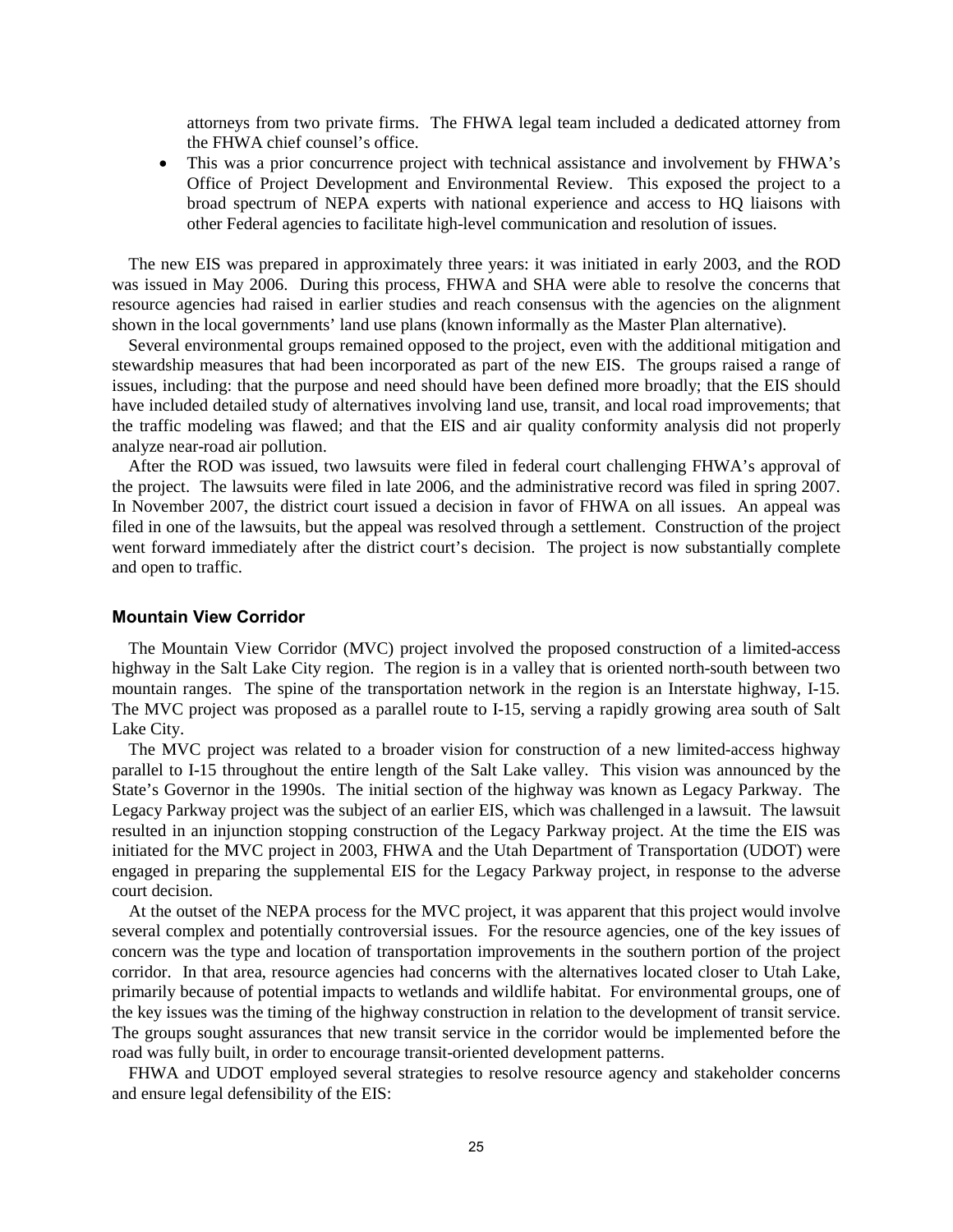attorneys from two private firms. The FHWA legal team included a dedicated attorney from the FHWA chief counsel's office.

- This was a prior concurrence project with technical assistance and involvement by FHWA's Office of Project Development and Environmental Review. This exposed the project to a broad spectrum of NEPA experts with national experience and access to HQ liaisons with other Federal agencies to facilitate high-level communication and resolution of issues.

The new EIS was prepared in approximately three years: it was initiated in early 2003, and the ROD was issued in May 2006. During this process, FHWA and SHA were able to resolve the concerns that resource agencies had raised in earlier studies and reach consensus with the agencies on the alignment shown in the local governments' land use plans (known informally as the Master Plan alternative).

Several environmental groups remained opposed to the project, even with the additional mitigation and stewardship measures that had been incorporated as part of the new EIS. The groups raised a range of issues, including: that the purpose and need should have been defined more broadly; that the EIS should have included detailed study of alternatives involving land use, transit, and local road improvements; that the traffic modeling was flawed; and that the EIS and air quality conformity analysis did not properly analyze near-road air pollution.

After the ROD was issued, two lawsuits were filed in federal court challenging FHWA's approval of the project. The lawsuits were filed in late 2006, and the administrative record was filed in spring 2007. In November 2007, the district court issued a decision in favor of FHWA on all issues. An appeal was filed in one of the lawsuits, but the appeal was resolved through a settlement. Construction of the project went forward immediately after the district court's decision. The project is now substantially complete and open to traffic.

### Mountain View Corridor

The Mountain View Corridor (MVC) project involved the proposed construction of a limited-access highway in the Salt Lake City region. The region is in a valley that is oriented north-south between two mountain ranges. The spine of the transportation network in the region is an Interstate highway, I-15. The MVC project was proposed as a parallel route to I-15, serving a rapidly growing area south of Salt Lake City.

The MVC project was related to a broader vision for construction of a new limited-access highway parallel to I-15 throughout the entire length of the Salt Lake valley. This vision was announced by the State's Governor in the 1990s. The initial section of the highway was known as Legacy Parkway. The Legacy Parkway project was the subject of an earlier EIS, which was challenged in a lawsuit. The lawsuit resulted in an injunction stopping construction of the Legacy Parkway project. At the time the EIS was initiated for the MVC project in 2003, FHWA and the Utah Department of Transportation (UDOT) were engaged in preparing the supplemental EIS for the Legacy Parkway project, in response to the adverse court decision.

At the outset of the NEPA process for the MVC project, it was apparent that this project would involve several complex and potentially controversial issues. For the resource agencies, one of the key issues of concern was the type and location of transportation improvements in the southern portion of the project corridor. In that area, resource agencies had concerns with the alternatives located closer to Utah Lake, primarily because of potential impacts to wetlands and wildlife habitat. For environmental groups, one of the key issues was the timing of the highway construction in relation to the development of transit service. The groups sought assurances that new transit service in the corridor would be implemented before the road was fully built, in order to encourage transit-oriented development patterns.

FHWA and UDOT employed several strategies to resolve resource agency and stakeholder concerns and ensure legal defensibility of the EIS: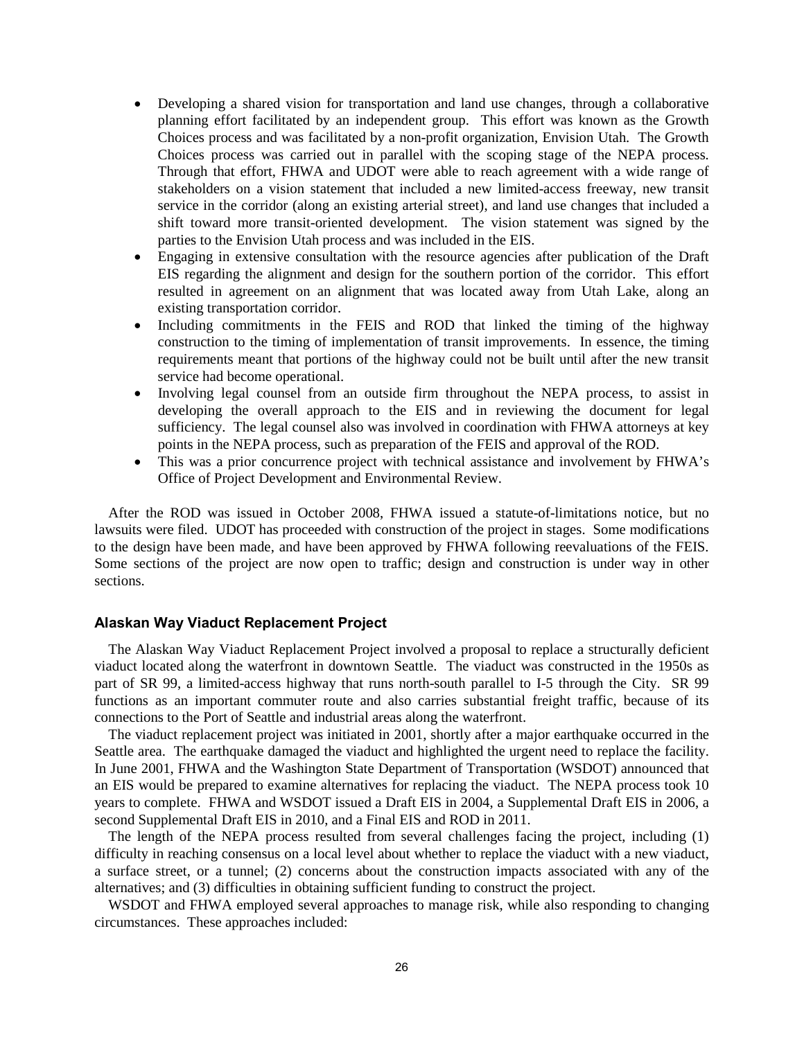- Developing a shared vision for transportation and land use changes, through a collaborative planning effort facilitated by an independent group. This effort was known as the Growth Choices process and was facilitated by a non-profit organization, Envision Utah. The Growth Choices process was carried out in parallel with the scoping stage of the NEPA process. Through that effort, FHWA and UDOT were able to reach agreement with a wide range of stakeholders on a vision statement that included a new limited-access freeway, new transit service in the corridor (along an existing arterial street), and land use changes that included a shift toward more transit-oriented development. The vision statement was signed by the parties to the Envision Utah process and was included in the EIS.
- Engaging in extensive consultation with the resource agencies after publication of the Draft EIS regarding the alignment and design for the southern portion of the corridor. This effort resulted in agreement on an alignment that was located away from Utah Lake, along an existing transportation corridor.
- Including commitments in the FEIS and ROD that linked the timing of the highway construction to the timing of implementation of transit improvements. In essence, the timing requirements meant that portions of the highway could not be built until after the new transit service had become operational.
- Involving legal counsel from an outside firm throughout the NEPA process, to assist in developing the overall approach to the EIS and in reviewing the document for legal sufficiency. The legal counsel also was involved in coordination with FHWA attorneys at key points in the NEPA process, such as preparation of the FEIS and approval of the ROD.
- This was a prior concurrence project with technical assistance and involvement by FHWA's Office of Project Development and Environmental Review.

After the ROD was issued in October 2008, FHWA issued a statute-of-limitations notice, but no lawsuits were filed. UDOT has proceeded with construction of the project in stages. Some modifications to the design have been made, and have been approved by FHWA following reevaluations of the FEIS. Some sections of the project are now open to traffic; design and construction is under way in other sections.

### Alaskan Way Viaduct Replacement Project

The Alaskan Way Viaduct Replacement Project involved a proposal to replace a structurally deficient viaduct located along the waterfront in downtown Seattle. The viaduct was constructed in the 1950s as part of SR 99, a limited-access highway that runs north-south parallel to I-5 through the City. SR 99 functions as an important commuter route and also carries substantial freight traffic, because of its connections to the Port of Seattle and industrial areas along the waterfront.

The viaduct replacement project was initiated in 2001, shortly after a major earthquake occurred in the Seattle area. The earthquake damaged the viaduct and highlighted the urgent need to replace the facility. In June 2001, FHWA and the Washington State Department of Transportation (WSDOT) announced that an EIS would be prepared to examine alternatives for replacing the viaduct. The NEPA process took 10 years to complete. FHWA and WSDOT issued a Draft EIS in 2004, a Supplemental Draft EIS in 2006, a second Supplemental Draft EIS in 2010, and a Final EIS and ROD in 2011.

The length of the NEPA process resulted from several challenges facing the project, including (1) difficulty in reaching consensus on a local level about whether to replace the viaduct with a new viaduct, a surface street, or a tunnel; (2) concerns about the construction impacts associated with any of the alternatives; and (3) difficulties in obtaining sufficient funding to construct the project.

WSDOT and FHWA employed several approaches to manage risk, while also responding to changing circumstances. These approaches included: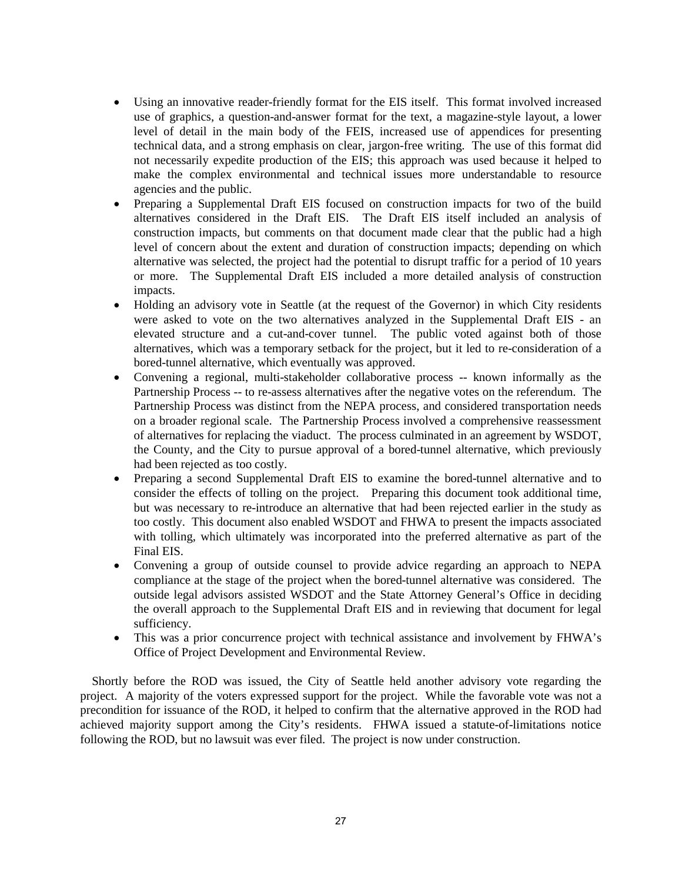- Using an innovative reader-friendly format for the EIS itself. This format involved increased use of graphics, a question-and-answer format for the text, a magazine-style layout, a lower level of detail in the main body of the FEIS, increased use of appendices for presenting technical data, and a strong emphasis on clear, jargon-free writing. The use of this format did not necessarily expedite production of the EIS; this approach was used because it helped to make the complex environmental and technical issues more understandable to resource agencies and the public.
- Preparing a Supplemental Draft EIS focused on construction impacts for two of the build alternatives considered in the Draft EIS. The Draft EIS itself included an analysis of construction impacts, but comments on that document made clear that the public had a high level of concern about the extent and duration of construction impacts; depending on which alternative was selected, the project had the potential to disrupt traffic for a period of 10 years or more. The Supplemental Draft EIS included a more detailed analysis of construction impacts.
- Holding an advisory vote in Seattle (at the request of the Governor) in which City residents were asked to vote on the two alternatives analyzed in the Supplemental Draft EIS - an elevated structure and a cut-and-cover tunnel. The public voted against both of those alternatives, which was a temporary setback for the project, but it led to re-consideration of a bored-tunnel alternative, which eventually was approved.
- Convening a regional, multi-stakeholder collaborative process -- known informally as the Partnership Process -- to re-assess alternatives after the negative votes on the referendum. The Partnership Process was distinct from the NEPA process, and considered transportation needs on a broader regional scale. The Partnership Process involved a comprehensive reassessment of alternatives for replacing the viaduct. The process culminated in an agreement by WSDOT, the County, and the City to pursue approval of a bored-tunnel alternative, which previously had been rejected as too costly.
- Preparing a second Supplemental Draft EIS to examine the bored-tunnel alternative and to consider the effects of tolling on the project. Preparing this document took additional time, but was necessary to re-introduce an alternative that had been rejected earlier in the study as too costly. This document also enabled WSDOT and FHWA to present the impacts associated with tolling, which ultimately was incorporated into the preferred alternative as part of the Final EIS.
- Convening a group of outside counsel to provide advice regarding an approach to NEPA compliance at the stage of the project when the bored-tunnel alternative was considered. The outside legal advisors assisted WSDOT and the State Attorney General's Office in deciding the overall approach to the Supplemental Draft EIS and in reviewing that document for legal sufficiency.
- This was a prior concurrence project with technical assistance and involvement by FHWA's Office of Project Development and Environmental Review.

Shortly before the ROD was issued, the City of Seattle held another advisory vote regarding the project. A majority of the voters expressed support for the project. While the favorable vote was not a precondition for issuance of the ROD, it helped to confirm that the alternative approved in the ROD had achieved majority support among the City's residents. FHWA issued a statute-of-limitations notice following the ROD, but no lawsuit was ever filed. The project is now under construction.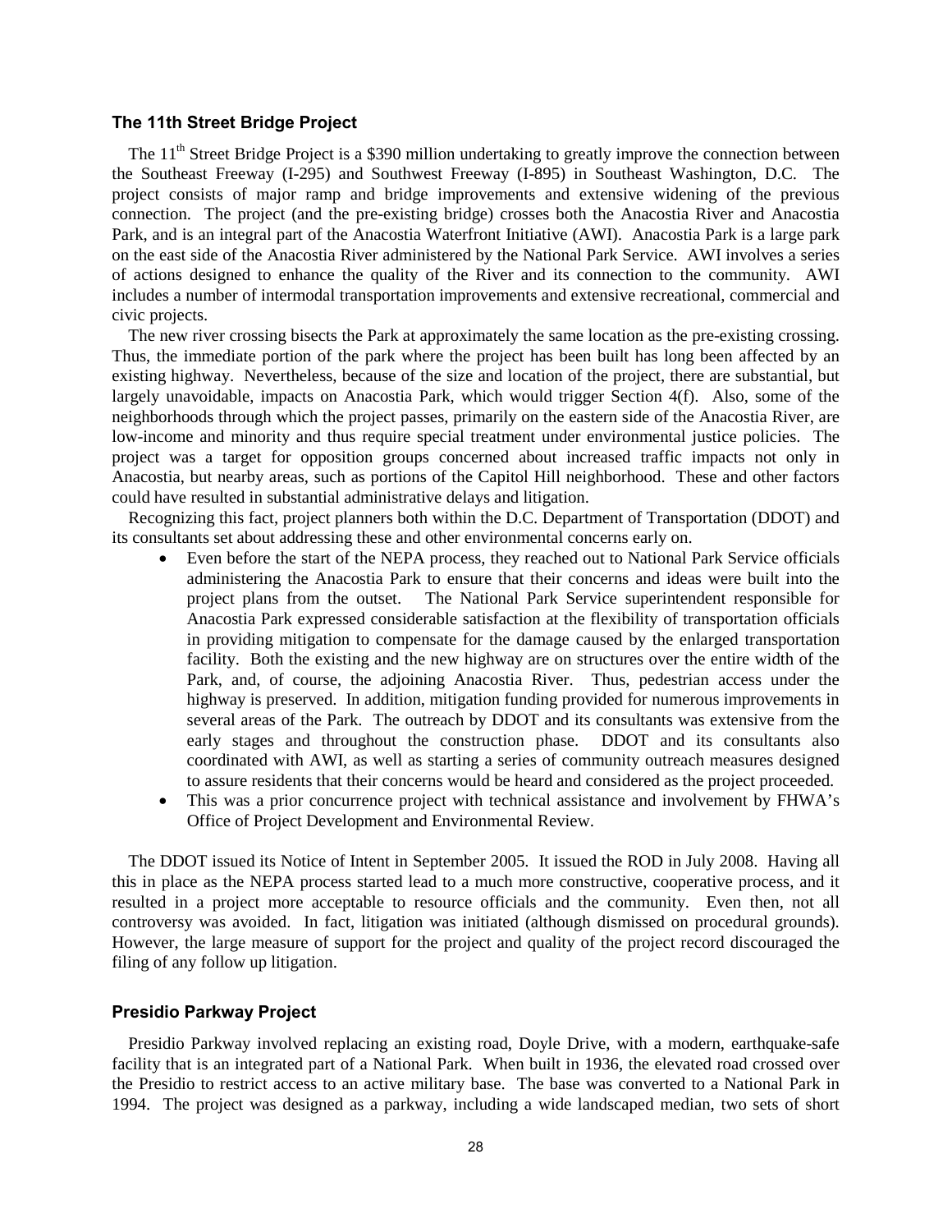### The 11th Street Bridge Project

The 11th Street Bridge Project is a $390 million undertaking to greatly improve the connection between the Southeast Freeway (I-295) and Southwest Freeway (I-895) in Southeast Washington, D.C. The project consists of major ramp and bridge improvements and extensive widening of the previous connection. The project (and the pre-existing bridge) crosses both the Anacostia River and Anacostia Park, and is an integral part of the Anacostia Waterfront Initiative (AWI). Anacostia Park is a large park on the east side of the Anacostia River administered by the National Park Service. AWI involves a series of actions designed to enhance the quality of the River and its connection to the community. AWI includes a number of intermodal transportation improvements and extensive recreational, commercial and civic projects.

The new river crossing bisects the Park at approximately the same location as the pre-existing crossing. Thus, the immediate portion of the park where the project has been built has long been affected by an existing highway. Nevertheless, because of the size and location of the project, there are substantial, but largely unavoidable, impacts on Anacostia Park, which would trigger Section 4(f). Also, some of the neighborhoods through which the project passes, primarily on the eastern side of the Anacostia River, are low-income and minority and thus require special treatment under environmental justice policies. The project was a target for opposition groups concerned about increased traffic impacts not only in Anacostia, but nearby areas, such as portions of the Capitol Hill neighborhood. These and other factors could have resulted in substantial administrative delays and litigation.

Recognizing this fact, project planners both within the D.C. Department of Transportation (DDOT) and its consultants set about addressing these and other environmental concerns early on.

- Even before the start of the NEPA process, they reached out to National Park Service officials administering the Anacostia Park to ensure that their concerns and ideas were built into the project plans from the outset. The National Park Service superintendent responsible for Anacostia Park expressed considerable satisfaction at the flexibility of transportation officials in providing mitigation to compensate for the damage caused by the enlarged transportation facility. Both the existing and the new highway are on structures over the entire width of the Park, and, of course, the adjoining Anacostia River. Thus, pedestrian access under the highway is preserved. In addition, mitigation funding provided for numerous improvements in several areas of the Park. The outreach by DDOT and its consultants was extensive from the early stages and throughout the construction phase. DDOT and its consultants also coordinated with AWI, as well as starting a series of community outreach measures designed to assure residents that their concerns would be heard and considered as the project proceeded.
- This was a prior concurrence project with technical assistance and involvement by FHWA's Office of Project Development and Environmental Review.

The DDOT issued its Notice of Intent in September 2005. It issued the ROD in July 2008. Having all this in place as the NEPA process started lead to a much more constructive, cooperative process, and it resulted in a project more acceptable to resource officials and the community. Even then, not all controversy was avoided. In fact, litigation was initiated (although dismissed on procedural grounds). However, the large measure of support for the project and quality of the project record discouraged the filing of any follow up litigation.

### Presidio Parkway Project

Presidio Parkway involved replacing an existing road, Doyle Drive, with a modern, earthquake-safe facility that is an integrated part of a National Park. When built in 1936, the elevated road crossed over the Presidio to restrict access to an active military base. The base was converted to a National Park in 1994. The project was designed as a parkway, including a wide landscaped median, two sets of short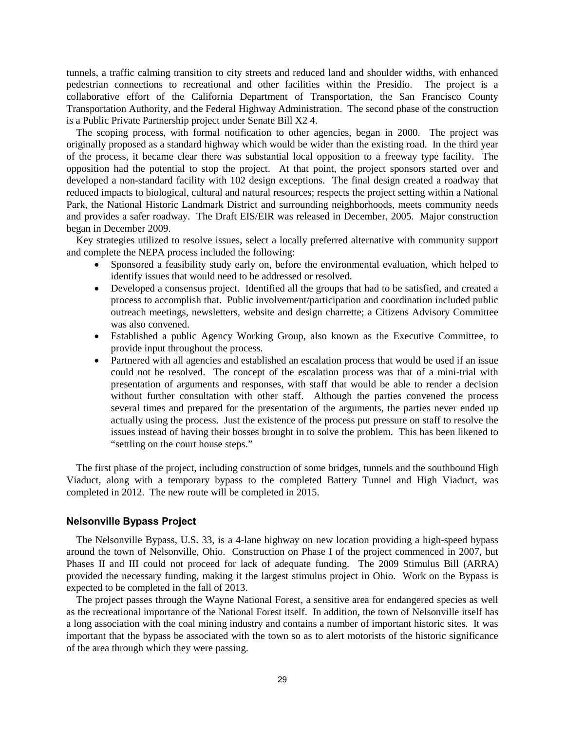tunnels, a traffic calming transition to city streets and reduced land and shoulder widths, with enhanced pedestrian connections to recreational and other facilities within the Presidio. The project is a collaborative effort of the California Department of Transportation, the San Francisco County Transportation Authority, and the Federal Highway Administration. The second phase of the construction is a Public Private Partnership project under Senate Bill X2 4.

The scoping process, with formal notification to other agencies, began in 2000. The project was originally proposed as a standard highway which would be wider than the existing road. In the third year of the process, it became clear there was substantial local opposition to a freeway type facility. The opposition had the potential to stop the project. At that point, the project sponsors started over and developed a non-standard facility with 102 design exceptions. The final design created a roadway that reduced impacts to biological, cultural and natural resources; respects the project setting within a National Park, the National Historic Landmark District and surrounding neighborhoods, meets community needs and provides a safer roadway. The Draft EIS/EIR was released in December, 2005. Major construction began in December 2009.

Key strategies utilized to resolve issues, select a locally preferred alternative with community support and complete the NEPA process included the following:

- Sponsored a feasibility study early on, before the environmental evaluation, which helped to identify issues that would need to be addressed or resolved.
- Developed a consensus project. Identified all the groups that had to be satisfied, and created a process to accomplish that. Public involvement/participation and coordination included public outreach meetings, newsletters, website and design charrette; a Citizens Advisory Committee was also convened.
- Established a public Agency Working Group, also known as the Executive Committee, to provide input throughout the process.
- Partnered with all agencies and established an escalation process that would be used if an issue could not be resolved. The concept of the escalation process was that of a mini-trial with presentation of arguments and responses, with staff that would be able to render a decision without further consultation with other staff. Although the parties convened the process several times and prepared for the presentation of the arguments, the parties never ended up actually using the process. Just the existence of the process put pressure on staff to resolve the issues instead of having their bosses brought in to solve the problem. This has been likened to "settling on the court house steps."

The first phase of the project, including construction of some bridges, tunnels and the southbound High Viaduct, along with a temporary bypass to the completed Battery Tunnel and High Viaduct, was completed in 2012. The new route will be completed in 2015.

### Nelsonville Bypass Project

The Nelsonville Bypass, U.S. 33, is a 4-lane highway on new location providing a high-speed bypass around the town of Nelsonville, Ohio. Construction on Phase I of the project commenced in 2007, but Phases II and III could not proceed for lack of adequate funding. The 2009 Stimulus Bill (ARRA) provided the necessary funding, making it the largest stimulus project in Ohio. Work on the Bypass is expected to be completed in the fall of 2013.

The project passes through the Wayne National Forest, a sensitive area for endangered species as well as the recreational importance of the National Forest itself. In addition, the town of Nelsonville itself has a long association with the coal mining industry and contains a number of important historic sites. It was important that the bypass be associated with the town so as to alert motorists of the historic significance of the area through which they were passing.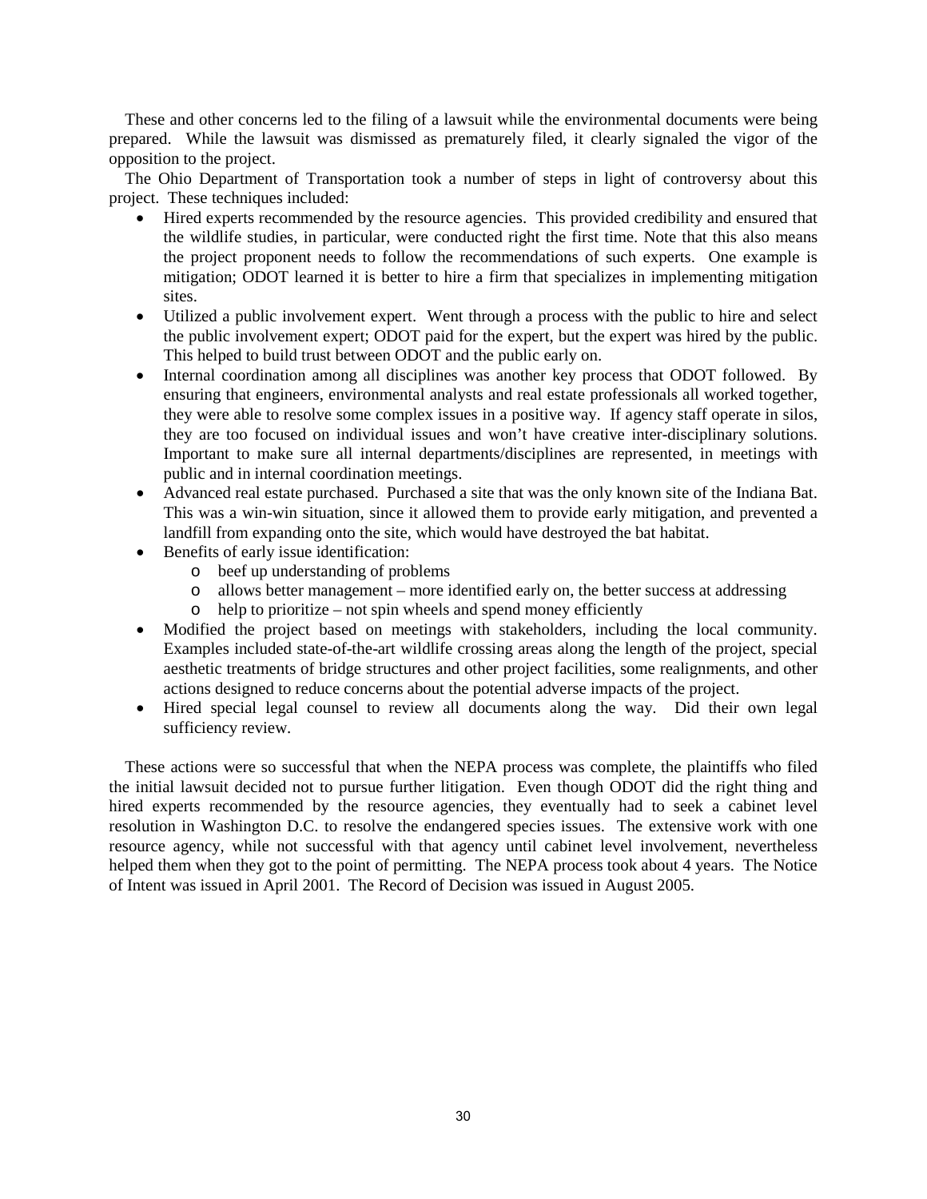These and other concerns led to the filing of a lawsuit while the environmental documents were being prepared. While the lawsuit was dismissed as prematurely filed, it clearly signaled the vigor of the opposition to the project.

The Ohio Department of Transportation took a number of steps in light of controversy about this project. These techniques included:

- Hired experts recommended by the resource agencies. This provided credibility and ensured that the wildlife studies, in particular, were conducted right the first time. Note that this also means the project proponent needs to follow the recommendations of such experts. One example is mitigation; ODOT learned it is better to hire a firm that specializes in implementing mitigation sites.
- Utilized a public involvement expert. Went through a process with the public to hire and select the public involvement expert; ODOT paid for the expert, but the expert was hired by the public. This helped to build trust between ODOT and the public early on.
- Internal coordination among all disciplines was another key process that ODOT followed. By ensuring that engineers, environmental analysts and real estate professionals all worked together, they were able to resolve some complex issues in a positive way. If agency staff operate in silos, they are too focused on individual issues and won't have creative inter-disciplinary solutions. Important to make sure all internal departments/disciplines are represented, in meetings with public and in internal coordination meetings.
- Advanced real estate purchased. Purchased a site that was the only known site of the Indiana Bat. This was a win-win situation, since it allowed them to provide early mitigation, and prevented a landfill from expanding onto the site, which would have destroyed the bat habitat.
- Benefits of early issue identification:
  - beef up understanding of problems
  - allows better management – more identified early on, the better success at addressing
  - help to prioritize – not spin wheels and spend money efficiently
- Modified the project based on meetings with stakeholders, including the local community. Examples included state-of-the-art wildlife crossing areas along the length of the project, special aesthetic treatments of bridge structures and other project facilities, some realignments, and other actions designed to reduce concerns about the potential adverse impacts of the project.
- Hired special legal counsel to review all documents along the way. Did their own legal sufficiency review.

These actions were so successful that when the NEPA process was complete, the plaintiffs who filed the initial lawsuit decided not to pursue further litigation. Even though ODOT did the right thing and hired experts recommended by the resource agencies, they eventually had to seek a cabinet level resolution in Washington D.C. to resolve the endangered species issues. The extensive work with one resource agency, while not successful with that agency until cabinet level involvement, nevertheless helped them when they got to the point of permitting. The NEPA process took about 4 years. The Notice of Intent was issued in April 2001. The Record of Decision was issued in August 2005.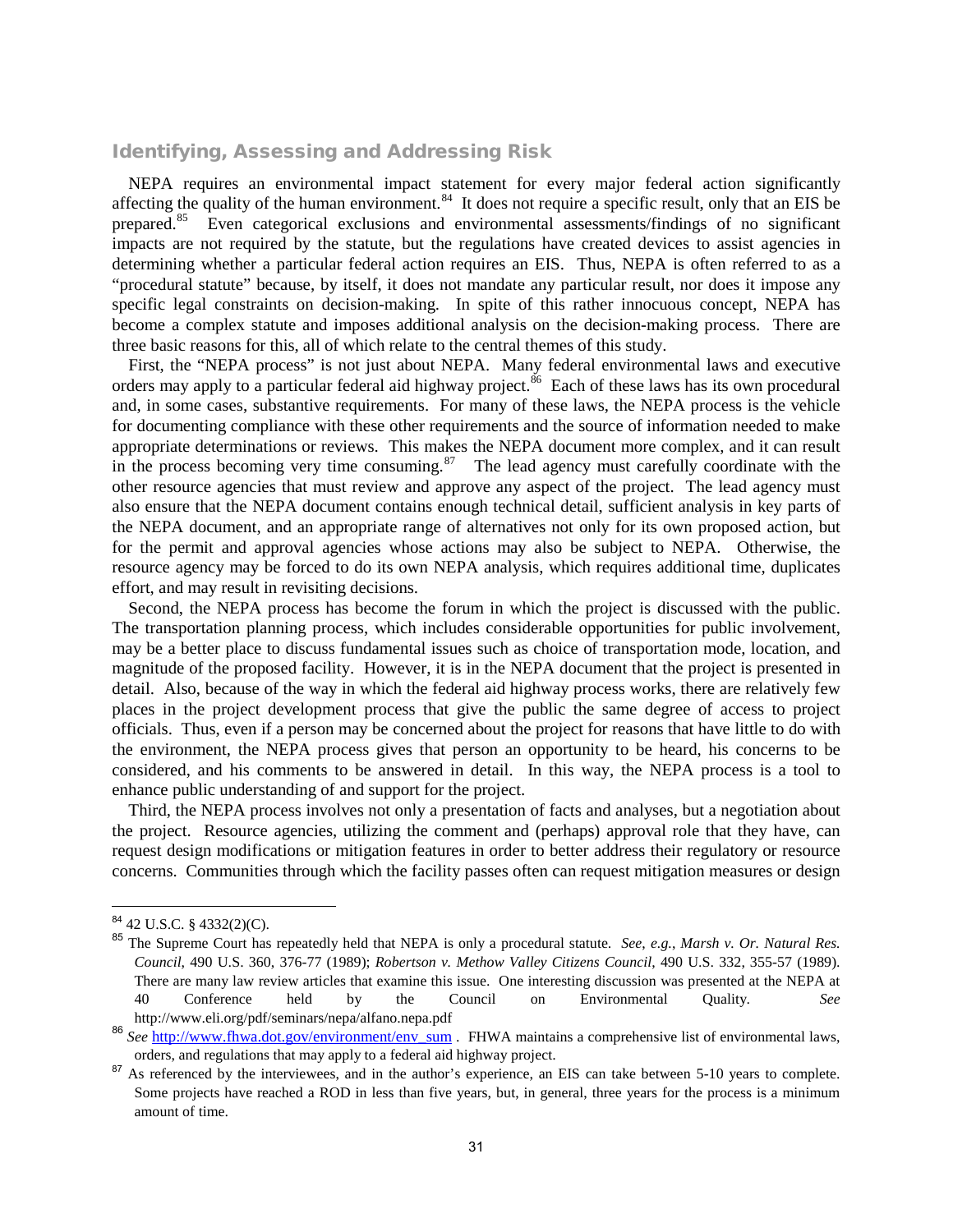## Identifying, Assessing and Addressing Risk

NEPA requires an environmental impact statement for every major federal action significantly affecting the quality of the human environment.[84] It does not require a specific result, only that an EIS be prepared.[85] Even categorical exclusions and environmental assessments/findings of no significant impacts are not required by the statute, but the regulations have created devices to assist agencies in determining whether a particular federal action requires an EIS. Thus, NEPA is often referred to as a "procedural statute" because, by itself, it does not mandate any particular result, nor does it impose any specific legal constraints on decision-making. In spite of this rather innocuous concept, NEPA has become a complex statute and imposes additional analysis on the decision-making process. There are three basic reasons for this, all of which relate to the central themes of this study.

First, the "NEPA process" is not just about NEPA. Many federal environmental laws and executive orders may apply to a particular federal aid highway project.[86] Each of these laws has its own procedural and, in some cases, substantive requirements. For many of these laws, the NEPA process is the vehicle for documenting compliance with these other requirements and the source of information needed to make appropriate determinations or reviews. This makes the NEPA document more complex, and it can result in the process becoming very time consuming.[87] The lead agency must carefully coordinate with the other resource agencies that must review and approve any aspect of the project. The lead agency must also ensure that the NEPA document contains enough technical detail, sufficient analysis in key parts of the NEPA document, and an appropriate range of alternatives not only for its own proposed action, but for the permit and approval agencies whose actions may also be subject to NEPA. Otherwise, the resource agency may be forced to do its own NEPA analysis, which requires additional time, duplicates effort, and may result in revisiting decisions.

Second, the NEPA process has become the forum in which the project is discussed with the public. The transportation planning process, which includes considerable opportunities for public involvement, may be a better place to discuss fundamental issues such as choice of transportation mode, location, and magnitude of the proposed facility. However, it is in the NEPA document that the project is presented in detail. Also, because of the way in which the federal aid highway process works, there are relatively few places in the project development process that give the public the same degree of access to project officials. Thus, even if a person may be concerned about the project for reasons that have little to do with the environment, the NEPA process gives that person an opportunity to be heard, his concerns to be considered, and his comments to be answered in detail. In this way, the NEPA process is a tool to enhance public understanding of and support for the project.

Third, the NEPA process involves not only a presentation of facts and analyses, but a negotiation about the project. Resource agencies, utilizing the comment and (perhaps) approval role that they have, can request design modifications or mitigation features in order to better address their regulatory or resource concerns. Communities through which the facility passes often can request mitigation measures or design

---

[84] 42 U.S.C. § 4332(2)(C).

[85] The Supreme Court has repeatedly held that NEPA is only a procedural statute. *See, e.g.*, *Marsh v. Or. Natural Res. Council*, 490 U.S. 360, 376-77 (1989); *Robertson v. Methow Valley Citizens Council*, 490 U.S. 332, 355-57 (1989). There are many law review articles that examine this issue. One interesting discussion was presented at the NEPA at 40 Conference held by the Council on Environmental Quality. *See* http://www.eli.org/pdf/seminars/nepa/alfano.nepa.pdf

[86] *See* http://www.fhwa.dot.gov/environment/env_sum . FHWA maintains a comprehensive list of environmental laws, orders, and regulations that may apply to a federal aid highway project.

[87] As referenced by the interviewees, and in the author's experience, an EIS can take between 5-10 years to complete. Some projects have reached a ROD in less than five years, but, in general, three years for the process is a minimum amount of time.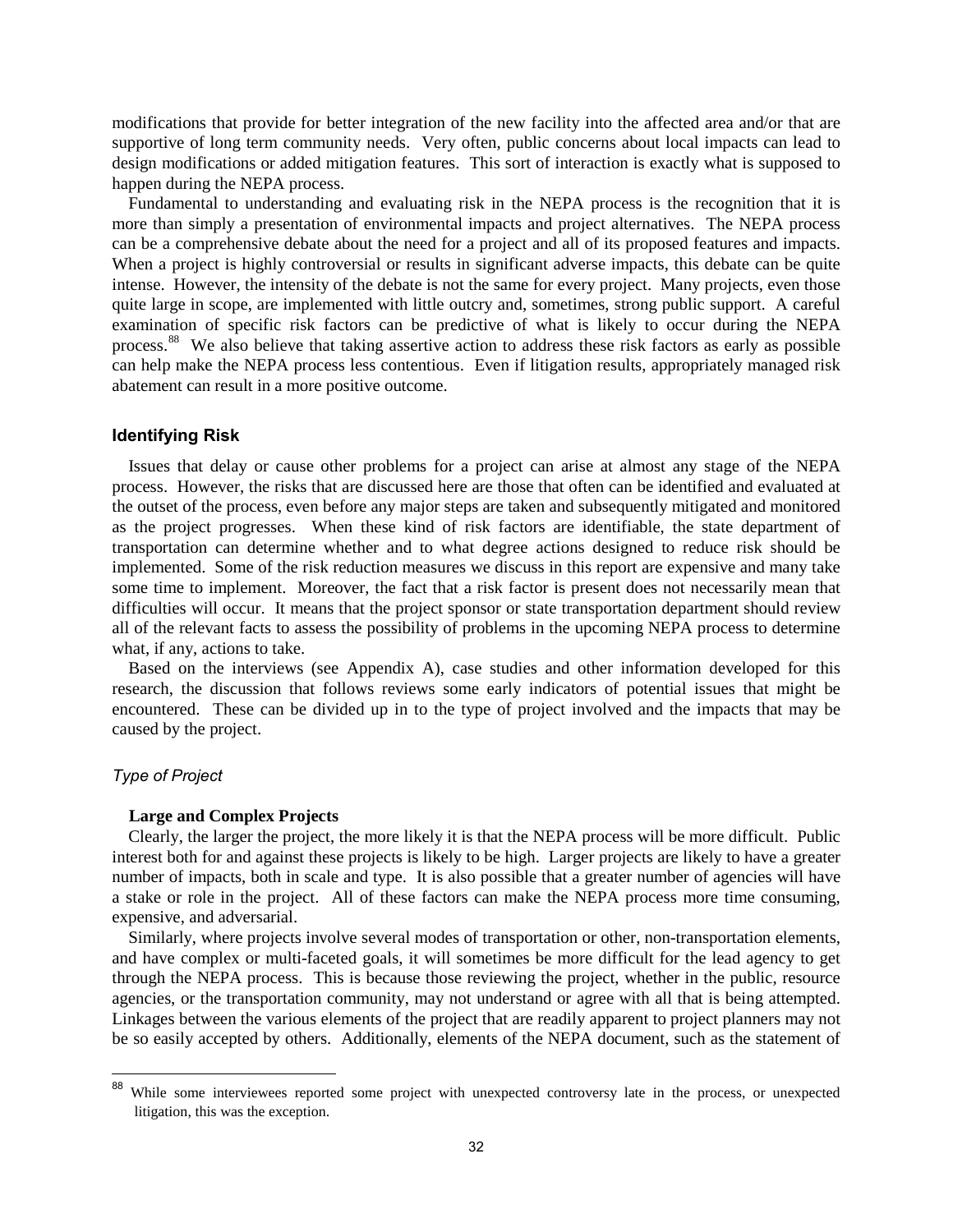modifications that provide for better integration of the new facility into the affected area and/or that are supportive of long term community needs. Very often, public concerns about local impacts can lead to design modifications or added mitigation features. This sort of interaction is exactly what is supposed to happen during the NEPA process.

Fundamental to understanding and evaluating risk in the NEPA process is the recognition that it is more than simply a presentation of environmental impacts and project alternatives. The NEPA process can be a comprehensive debate about the need for a project and all of its proposed features and impacts. When a project is highly controversial or results in significant adverse impacts, this debate can be quite intense. However, the intensity of the debate is not the same for every project. Many projects, even those quite large in scope, are implemented with little outcry and, sometimes, strong public support. A careful examination of specific risk factors can be predictive of what is likely to occur during the NEPA process.[88] We also believe that taking assertive action to address these risk factors as early as possible can help make the NEPA process less contentious. Even if litigation results, appropriately managed risk abatement can result in a more positive outcome.

### Identifying Risk

Issues that delay or cause other problems for a project can arise at almost any stage of the NEPA process. However, the risks that are discussed here are those that often can be identified and evaluated at the outset of the process, even before any major steps are taken and subsequently mitigated and monitored as the project progresses. When these kind of risk factors are identifiable, the state department of transportation can determine whether and to what degree actions designed to reduce risk should be implemented. Some of the risk reduction measures we discuss in this report are expensive and many take some time to implement. Moreover, the fact that a risk factor is present does not necessarily mean that difficulties will occur. It means that the project sponsor or state transportation department should review all of the relevant facts to assess the possibility of problems in the upcoming NEPA process to determine what, if any, actions to take.

Based on the interviews (see Appendix A), case studies and other information developed for this research, the discussion that follows reviews some early indicators of potential issues that might be encountered. These can be divided up in to the type of project involved and the impacts that may be caused by the project.

#### *Type of Project*

**Large and Complex Projects**

Clearly, the larger the project, the more likely it is that the NEPA process will be more difficult. Public interest both for and against these projects is likely to be high. Larger projects are likely to have a greater number of impacts, both in scale and type. It is also possible that a greater number of agencies will have a stake or role in the project. All of these factors can make the NEPA process more time consuming, expensive, and adversarial.

Similarly, where projects involve several modes of transportation or other, non-transportation elements, and have complex or multi-faceted goals, it will sometimes be more difficult for the lead agency to get through the NEPA process. This is because those reviewing the project, whether in the public, resource agencies, or the transportation community, may not understand or agree with all that is being attempted. Linkages between the various elements of the project that are readily apparent to project planners may not be so easily accepted by others. Additionally, elements of the NEPA document, such as the statement of

[88] While some interviewees reported some project with unexpected controversy late in the process, or unexpected litigation, this was the exception.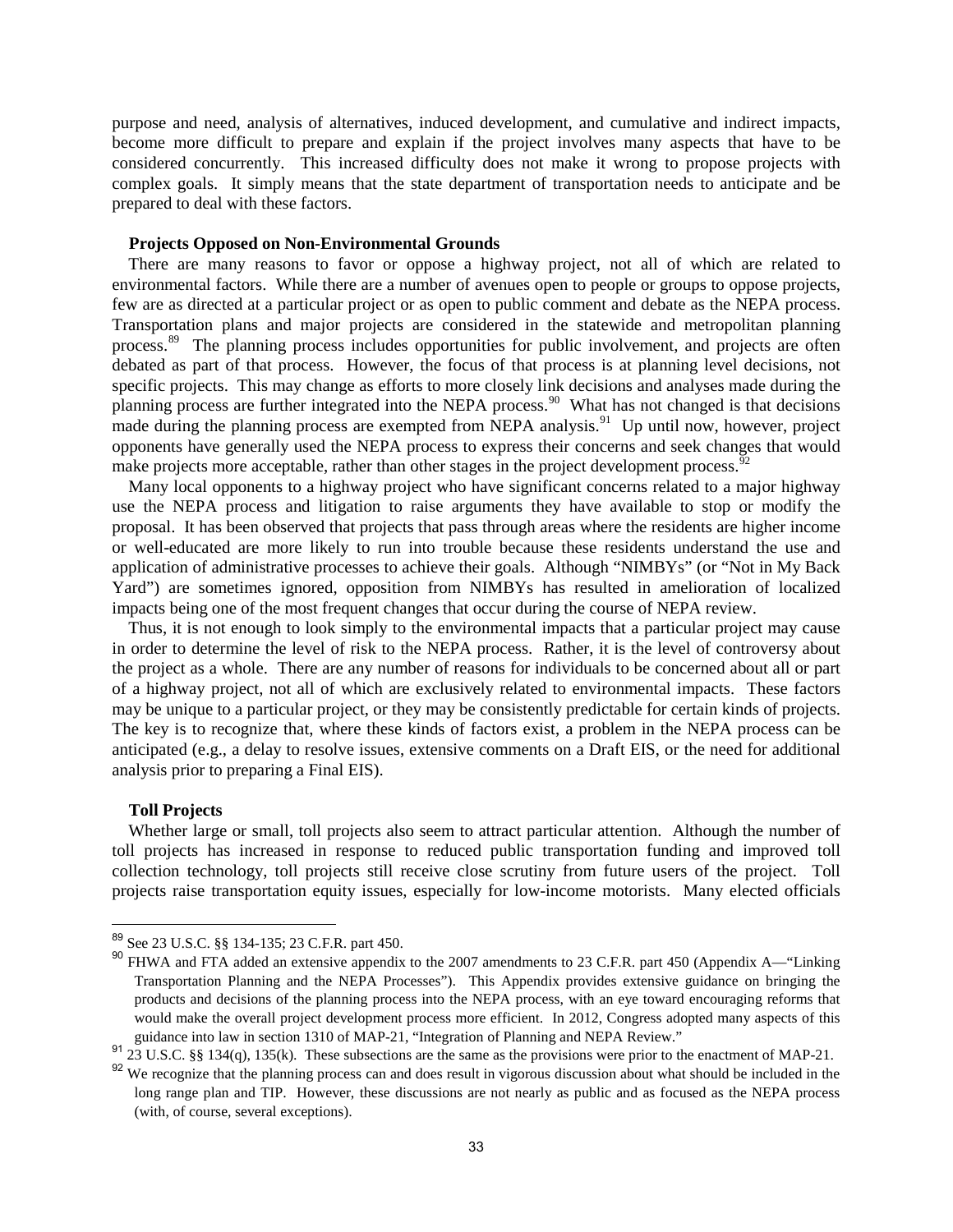purpose and need, analysis of alternatives, induced development, and cumulative and indirect impacts, become more difficult to prepare and explain if the project involves many aspects that have to be considered concurrently. This increased difficulty does not make it wrong to propose projects with complex goals. It simply means that the state department of transportation needs to anticipate and be prepared to deal with these factors.

**Projects Opposed on Non-Environmental Grounds**

There are many reasons to favor or oppose a highway project, not all of which are related to environmental factors. While there are a number of avenues open to people or groups to oppose projects, few are as directed at a particular project or as open to public comment and debate as the NEPA process. Transportation plans and major projects are considered in the statewide and metropolitan planning process.[89] The planning process includes opportunities for public involvement, and projects are often debated as part of that process. However, the focus of that process is at planning level decisions, not specific projects. This may change as efforts to more closely link decisions and analyses made during the planning process are further integrated into the NEPA process.[90] What has not changed is that decisions made during the planning process are exempted from NEPA analysis.[91] Up until now, however, project opponents have generally used the NEPA process to express their concerns and seek changes that would make projects more acceptable, rather than other stages in the project development process.[92]

Many local opponents to a highway project who have significant concerns related to a major highway use the NEPA process and litigation to raise arguments they have available to stop or modify the proposal. It has been observed that projects that pass through areas where the residents are higher income or well-educated are more likely to run into trouble because these residents understand the use and application of administrative processes to achieve their goals. Although "NIMBYs" (or "Not in My Back Yard") are sometimes ignored, opposition from NIMBYs has resulted in amelioration of localized impacts being one of the most frequent changes that occur during the course of NEPA review.

Thus, it is not enough to look simply to the environmental impacts that a particular project may cause in order to determine the level of risk to the NEPA process. Rather, it is the level of controversy about the project as a whole. There are any number of reasons for individuals to be concerned about all or part of a highway project, not all of which are exclusively related to environmental impacts. These factors may be unique to a particular project, or they may be consistently predictable for certain kinds of projects. The key is to recognize that, where these kinds of factors exist, a problem in the NEPA process can be anticipated (e.g., a delay to resolve issues, extensive comments on a Draft EIS, or the need for additional analysis prior to preparing a Final EIS).

**Toll Projects**

Whether large or small, toll projects also seem to attract particular attention. Although the number of toll projects has increased in response to reduced public transportation funding and improved toll collection technology, toll projects still receive close scrutiny from future users of the project. Toll projects raise transportation equity issues, especially for low-income motorists. Many elected officials

---

[89] See 23 U.S.C. §§ 134-135; 23 C.F.R. part 450.

[90] FHWA and FTA added an extensive appendix to the 2007 amendments to 23 C.F.R. part 450 (Appendix A—"Linking Transportation Planning and the NEPA Processes"). This Appendix provides extensive guidance on bringing the products and decisions of the planning process into the NEPA process, with an eye toward encouraging reforms that would make the overall project development process more efficient. In 2012, Congress adopted many aspects of this guidance into law in section 1310 of MAP-21, "Integration of Planning and NEPA Review."

[91] 23 U.S.C. §§ 134(q), 135(k). These subsections are the same as the provisions were prior to the enactment of MAP-21.

[92] We recognize that the planning process can and does result in vigorous discussion about what should be included in the long range plan and TIP. However, these discussions are not nearly as public and as focused as the NEPA process (with, of course, several exceptions).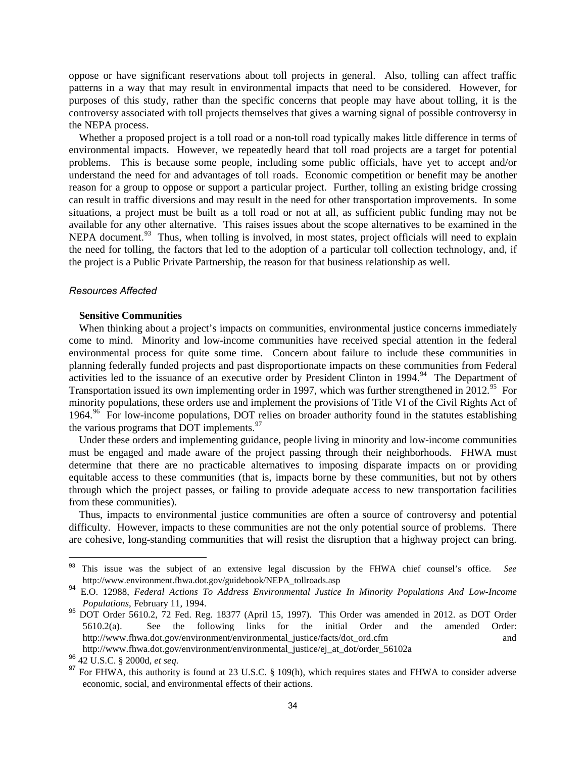oppose or have significant reservations about toll projects in general. Also, tolling can affect traffic patterns in a way that may result in environmental impacts that need to be considered. However, for purposes of this study, rather than the specific concerns that people may have about tolling, it is the controversy associated with toll projects themselves that gives a warning signal of possible controversy in the NEPA process.

Whether a proposed project is a toll road or a non-toll road typically makes little difference in terms of environmental impacts. However, we repeatedly heard that toll road projects are a target for potential problems. This is because some people, including some public officials, have yet to accept and/or understand the need for and advantages of toll roads. Economic competition or benefit may be another reason for a group to oppose or support a particular project. Further, tolling an existing bridge crossing can result in traffic diversions and may result in the need for other transportation improvements. In some situations, a project must be built as a toll road or not at all, as sufficient public funding may not be available for any other alternative. This raises issues about the scope alternatives to be examined in the NEPA document.[93] Thus, when tolling is involved, in most states, project officials will need to explain the need for tolling, the factors that led to the adoption of a particular toll collection technology, and, if the project is a Public Private Partnership, the reason for that business relationship as well.

### *Resources Affected*

**Sensitive Communities**

When thinking about a project's impacts on communities, environmental justice concerns immediately come to mind. Minority and low-income communities have received special attention in the federal environmental process for quite some time. Concern about failure to include these communities in planning federally funded projects and past disproportionate impacts on these communities from Federal activities led to the issuance of an executive order by President Clinton in 1994.[94] The Department of Transportation issued its own implementing order in 1997, which was further strengthened in 2012.[95] For minority populations, these orders use and implement the provisions of Title VI of the Civil Rights Act of 1964.[96] For low-income populations, DOT relies on broader authority found in the statutes establishing the various programs that DOT implements.[97]

Under these orders and implementing guidance, people living in minority and low-income communities must be engaged and made aware of the project passing through their neighborhoods. FHWA must determine that there are no practicable alternatives to imposing disparate impacts on or providing equitable access to these communities (that is, impacts borne by these communities, but not by others through which the project passes, or failing to provide adequate access to new transportation facilities from these communities).

Thus, impacts to environmental justice communities are often a source of controversy and potential difficulty. However, impacts to these communities are not the only potential source of problems. There are cohesive, long-standing communities that will resist the disruption that a highway project can bring.

---

[93] This issue was the subject of an extensive legal discussion by the FHWA chief counsel's office. *See* http://www.environment.fhwa.dot.gov/guidebook/NEPA_tollroads.asp

[94] E.O. 12988, *Federal Actions To Address Environmental Justice In Minority Populations And Low-Income Populations*, February 11, 1994.

[95] DOT Order 5610.2, 72 Fed. Reg. 18377 (April 15, 1997). This Order was amended in 2012. as DOT Order 5610.2(a). See the following links for the initial Order and the amended Order: http://www.fhwa.dot.gov/environment/environmental_justice/facts/dot_ord.cfm and http://www.fhwa.dot.gov/environment/environmental_justice/ej_at_dot/order_56102a

[96] 42 U.S.C. § 2000d, *et seq.*

[97] For FHWA, this authority is found at 23 U.S.C. § 109(h), which requires states and FHWA to consider adverse economic, social, and environmental effects of their actions.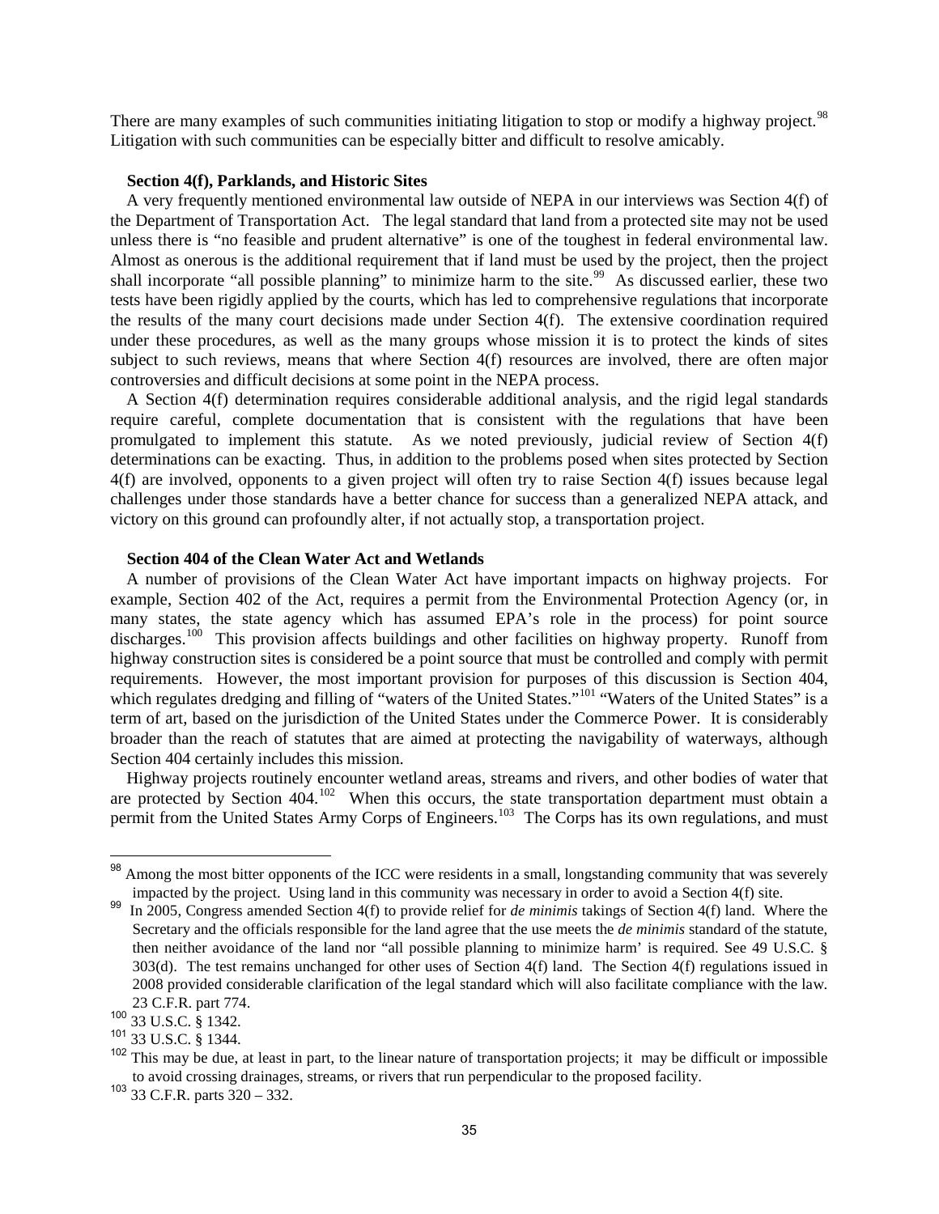There are many examples of such communities initiating litigation to stop or modify a highway project.[98] Litigation with such communities can be especially bitter and difficult to resolve amicably.

### Section 4(f), Parklands, and Historic Sites

A very frequently mentioned environmental law outside of NEPA in our interviews was Section 4(f) of the Department of Transportation Act. The legal standard that land from a protected site may not be used unless there is "no feasible and prudent alternative" is one of the toughest in federal environmental law. Almost as onerous is the additional requirement that if land must be used by the project, then the project shall incorporate "all possible planning" to minimize harm to the site.[99] As discussed earlier, these two tests have been rigidly applied by the courts, which has led to comprehensive regulations that incorporate the results of the many court decisions made under Section 4(f). The extensive coordination required under these procedures, as well as the many groups whose mission it is to protect the kinds of sites subject to such reviews, means that where Section 4(f) resources are involved, there are often major controversies and difficult decisions at some point in the NEPA process.

A Section 4(f) determination requires considerable additional analysis, and the rigid legal standards require careful, complete documentation that is consistent with the regulations that have been promulgated to implement this statute. As we noted previously, judicial review of Section 4(f) determinations can be exacting. Thus, in addition to the problems posed when sites protected by Section 4(f) are involved, opponents to a given project will often try to raise Section 4(f) issues because legal challenges under those standards have a better chance for success than a generalized NEPA attack, and victory on this ground can profoundly alter, if not actually stop, a transportation project.

### Section 404 of the Clean Water Act and Wetlands

A number of provisions of the Clean Water Act have important impacts on highway projects. For example, Section 402 of the Act, requires a permit from the Environmental Protection Agency (or, in many states, the state agency which has assumed EPA's role in the process) for point source discharges.[100] This provision affects buildings and other facilities on highway property. Runoff from highway construction sites is considered be a point source that must be controlled and comply with permit requirements. However, the most important provision for purposes of this discussion is Section 404, which regulates dredging and filling of "waters of the United States."[101] "Waters of the United States" is a term of art, based on the jurisdiction of the United States under the Commerce Power. It is considerably broader than the reach of statutes that are aimed at protecting the navigability of waterways, although Section 404 certainly includes this mission.

Highway projects routinely encounter wetland areas, streams and rivers, and other bodies of water that are protected by Section 404.[102] When this occurs, the state transportation department must obtain a permit from the United States Army Corps of Engineers.[103] The Corps has its own regulations, and must

---

[98] Among the most bitter opponents of the ICC were residents in a small, longstanding community that was severely impacted by the project. Using land in this community was necessary in order to avoid a Section 4(f) site.

[99] In 2005, Congress amended Section 4(f) to provide relief for *de minimis* takings of Section 4(f) land. Where the Secretary and the officials responsible for the land agree that the use meets the *de minimis* standard of the statute, then neither avoidance of the land nor "all possible planning to minimize harm' is required. See 49 U.S.C. § 303(d). The test remains unchanged for other uses of Section 4(f) land. The Section 4(f) regulations issued in 2008 provided considerable clarification of the legal standard which will also facilitate compliance with the law. 23 C.F.R. part 774.

[100] 33 U.S.C. § 1342.

[101] 33 U.S.C. § 1344.

[102] This may be due, at least in part, to the linear nature of transportation projects; it may be difficult or impossible to avoid crossing drainages, streams, or rivers that run perpendicular to the proposed facility.

[103] 33 C.F.R. parts 320 – 332.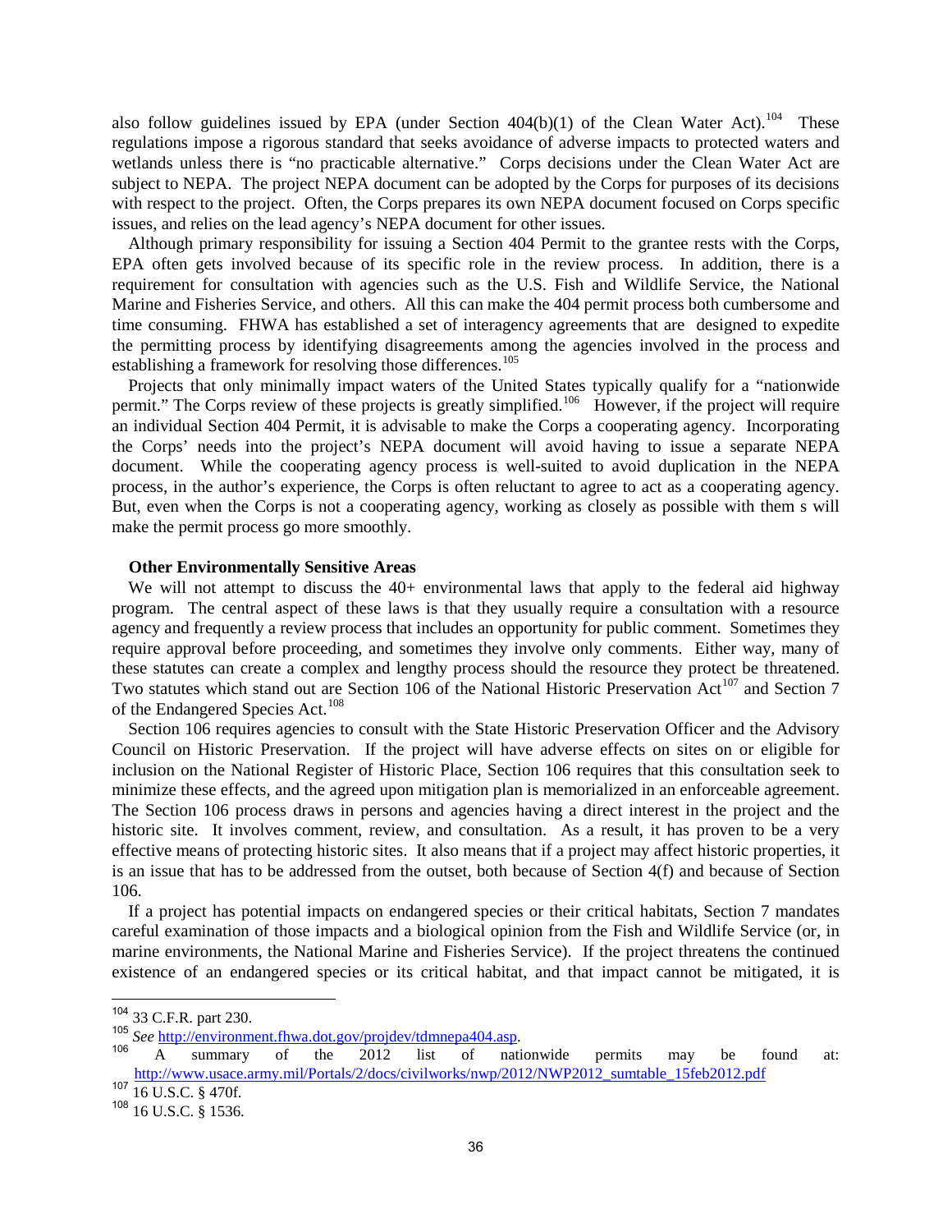also follow guidelines issued by EPA (under Section 404(b)(1) of the Clean Water Act).[104] These regulations impose a rigorous standard that seeks avoidance of adverse impacts to protected waters and wetlands unless there is "no practicable alternative." Corps decisions under the Clean Water Act are subject to NEPA. The project NEPA document can be adopted by the Corps for purposes of its decisions with respect to the project. Often, the Corps prepares its own NEPA document focused on Corps specific issues, and relies on the lead agency's NEPA document for other issues.

Although primary responsibility for issuing a Section 404 Permit to the grantee rests with the Corps, EPA often gets involved because of its specific role in the review process. In addition, there is a requirement for consultation with agencies such as the U.S. Fish and Wildlife Service, the National Marine and Fisheries Service, and others. All this can make the 404 permit process both cumbersome and time consuming. FHWA has established a set of interagency agreements that are designed to expedite the permitting process by identifying disagreements among the agencies involved in the process and establishing a framework for resolving those differences.[105]

Projects that only minimally impact waters of the United States typically qualify for a "nationwide permit." The Corps review of these projects is greatly simplified.[106] However, if the project will require an individual Section 404 Permit, it is advisable to make the Corps a cooperating agency. Incorporating the Corps' needs into the project's NEPA document will avoid having to issue a separate NEPA document. While the cooperating agency process is well-suited to avoid duplication in the NEPA process, in the author's experience, the Corps is often reluctant to agree to act as a cooperating agency. But, even when the Corps is not a cooperating agency, working as closely as possible with them s will make the permit process go more smoothly.

**Other Environmentally Sensitive Areas**

We will not attempt to discuss the 40+ environmental laws that apply to the federal aid highway program. The central aspect of these laws is that they usually require a consultation with a resource agency and frequently a review process that includes an opportunity for public comment. Sometimes they require approval before proceeding, and sometimes they involve only comments. Either way, many of these statutes can create a complex and lengthy process should the resource they protect be threatened. Two statutes which stand out are Section 106 of the National Historic Preservation Act[107] and Section 7 of the Endangered Species Act.[108]

Section 106 requires agencies to consult with the State Historic Preservation Officer and the Advisory Council on Historic Preservation. If the project will have adverse effects on sites on or eligible for inclusion on the National Register of Historic Place, Section 106 requires that this consultation seek to minimize these effects, and the agreed upon mitigation plan is memorialized in an enforceable agreement. The Section 106 process draws in persons and agencies having a direct interest in the project and the historic site. It involves comment, review, and consultation. As a result, it has proven to be a very effective means of protecting historic sites. It also means that if a project may affect historic properties, it is an issue that has to be addressed from the outset, both because of Section 4(f) and because of Section 106.

If a project has potential impacts on endangered species or their critical habitats, Section 7 mandates careful examination of those impacts and a biological opinion from the Fish and Wildlife Service (or, in marine environments, the National Marine and Fisheries Service). If the project threatens the continued existence of an endangered species or its critical habitat, and that impact cannot be mitigated, it is

---

[104] 33 C.F.R. part 230.

[105] *See* http://environment.fhwa.dot.gov/projdev/tdmnepa404.asp.

[106] A summary of the 2012 list of nationwide permits may be found at: http://www.usace.army.mil/Portals/2/docs/civilworks/nwp/2012/NWP2012_sumtable_15feb2012.pdf

[107] 16 U.S.C. § 470f.

[108] 16 U.S.C. § 1536.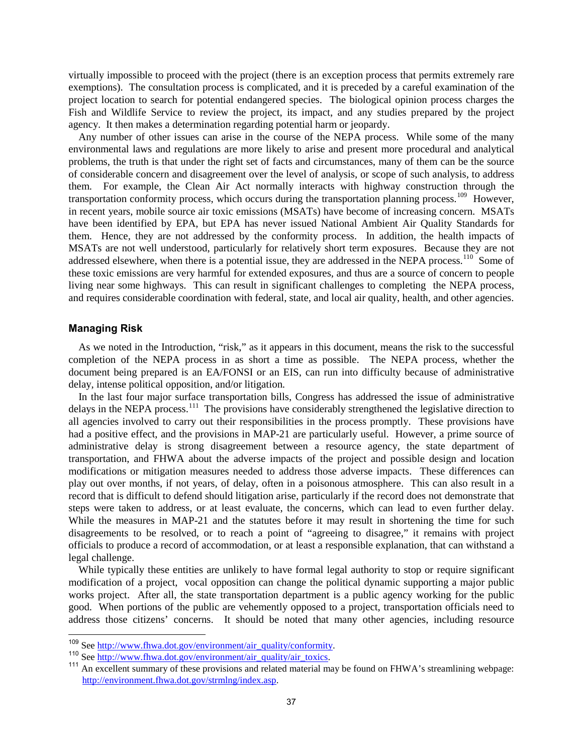virtually impossible to proceed with the project (there is an exception process that permits extremely rare exemptions). The consultation process is complicated, and it is preceded by a careful examination of the project location to search for potential endangered species. The biological opinion process charges the Fish and Wildlife Service to review the project, its impact, and any studies prepared by the project agency. It then makes a determination regarding potential harm or jeopardy.

Any number of other issues can arise in the course of the NEPA process. While some of the many environmental laws and regulations are more likely to arise and present more procedural and analytical problems, the truth is that under the right set of facts and circumstances, many of them can be the source of considerable concern and disagreement over the level of analysis, or scope of such analysis, to address them. For example, the Clean Air Act normally interacts with highway construction through the transportation conformity process, which occurs during the transportation planning process.[109] However, in recent years, mobile source air toxic emissions (MSATs) have become of increasing concern. MSATs have been identified by EPA, but EPA has never issued National Ambient Air Quality Standards for them. Hence, they are not addressed by the conformity process. In addition, the health impacts of MSATs are not well understood, particularly for relatively short term exposures. Because they are not addressed elsewhere, when there is a potential issue, they are addressed in the NEPA process.[110] Some of these toxic emissions are very harmful for extended exposures, and thus are a source of concern to people living near some highways. This can result in significant challenges to completing the NEPA process, and requires considerable coordination with federal, state, and local air quality, health, and other agencies.

## Managing Risk

As we noted in the Introduction, "risk," as it appears in this document, means the risk to the successful completion of the NEPA process in as short a time as possible. The NEPA process, whether the document being prepared is an EA/FONSI or an EIS, can run into difficulty because of administrative delay, intense political opposition, and/or litigation.

In the last four major surface transportation bills, Congress has addressed the issue of administrative delays in the NEPA process.[111] The provisions have considerably strengthened the legislative direction to all agencies involved to carry out their responsibilities in the process promptly. These provisions have had a positive effect, and the provisions in MAP-21 are particularly useful. However, a prime source of administrative delay is strong disagreement between a resource agency, the state department of transportation, and FHWA about the adverse impacts of the project and possible design and location modifications or mitigation measures needed to address those adverse impacts. These differences can play out over months, if not years, of delay, often in a poisonous atmosphere. This can also result in a record that is difficult to defend should litigation arise, particularly if the record does not demonstrate that steps were taken to address, or at least evaluate, the concerns, which can lead to even further delay. While the measures in MAP-21 and the statutes before it may result in shortening the time for such disagreements to be resolved, or to reach a point of "agreeing to disagree," it remains with project officials to produce a record of accommodation, or at least a responsible explanation, that can withstand a legal challenge.

While typically these entities are unlikely to have formal legal authority to stop or require significant modification of a project, vocal opposition can change the political dynamic supporting a major public works project. After all, the state transportation department is a public agency working for the public good. When portions of the public are vehemently opposed to a project, transportation officials need to address those citizens' concerns. It should be noted that many other agencies, including resource

---

[109] See http://www.fhwa.dot.gov/environment/air_quality/conformity.

[110] See http://www.fhwa.dot.gov/environment/air_quality/air_toxics.

[111] An excellent summary of these provisions and related material may be found on FHWA's streamlining webpage: http://environment.fhwa.dot.gov/strmlng/index.asp.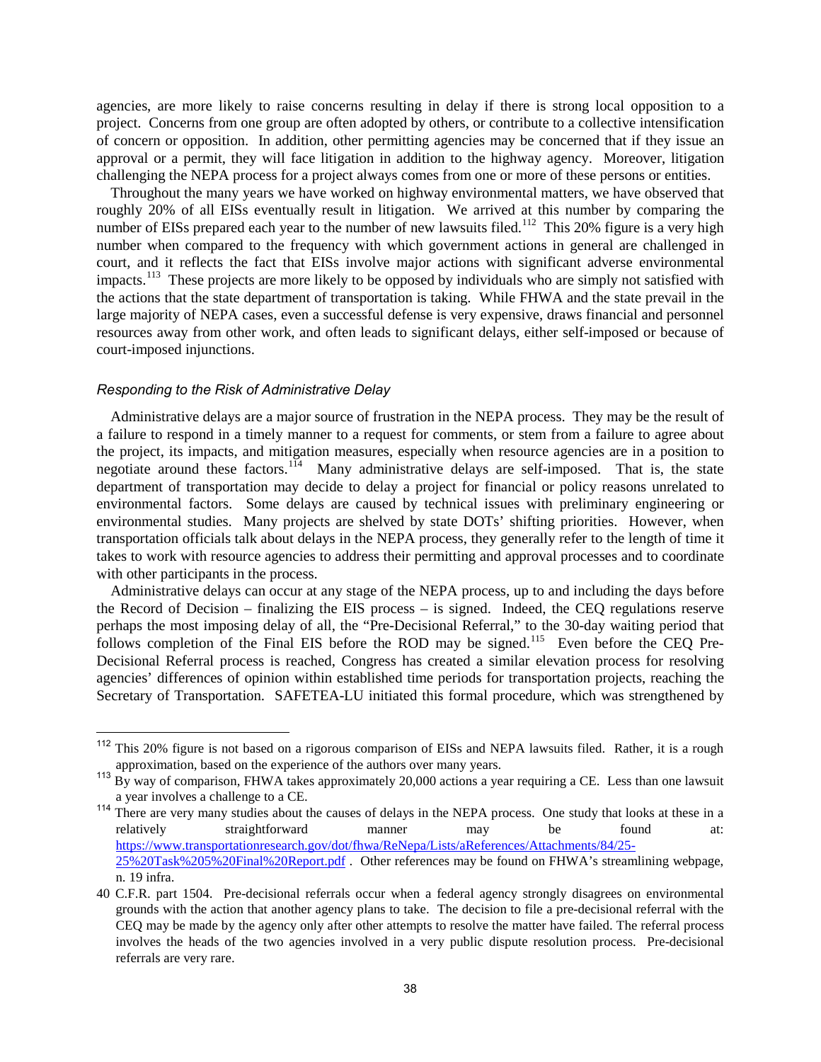agencies, are more likely to raise concerns resulting in delay if there is strong local opposition to a project. Concerns from one group are often adopted by others, or contribute to a collective intensification of concern or opposition. In addition, other permitting agencies may be concerned that if they issue an approval or a permit, they will face litigation in addition to the highway agency. Moreover, litigation challenging the NEPA process for a project always comes from one or more of these persons or entities.

Throughout the many years we have worked on highway environmental matters, we have observed that roughly 20% of all EISs eventually result in litigation. We arrived at this number by comparing the number of EISs prepared each year to the number of new lawsuits filed.[112] This 20% figure is a very high number when compared to the frequency with which government actions in general are challenged in court, and it reflects the fact that EISs involve major actions with significant adverse environmental impacts.[113] These projects are more likely to be opposed by individuals who are simply not satisfied with the actions that the state department of transportation is taking. While FHWA and the state prevail in the large majority of NEPA cases, even a successful defense is very expensive, draws financial and personnel resources away from other work, and often leads to significant delays, either self-imposed or because of court-imposed injunctions.

### *Responding to the Risk of Administrative Delay*

Administrative delays are a major source of frustration in the NEPA process. They may be the result of a failure to respond in a timely manner to a request for comments, or stem from a failure to agree about the project, its impacts, and mitigation measures, especially when resource agencies are in a position to negotiate around these factors.[114] Many administrative delays are self-imposed. That is, the state department of transportation may decide to delay a project for financial or policy reasons unrelated to environmental factors. Some delays are caused by technical issues with preliminary engineering or environmental studies. Many projects are shelved by state DOTs' shifting priorities. However, when transportation officials talk about delays in the NEPA process, they generally refer to the length of time it takes to work with resource agencies to address their permitting and approval processes and to coordinate with other participants in the process.

Administrative delays can occur at any stage of the NEPA process, up to and including the days before the Record of Decision – finalizing the EIS process – is signed. Indeed, the CEQ regulations reserve perhaps the most imposing delay of all, the "Pre-Decisional Referral," to the 30-day waiting period that follows completion of the Final EIS before the ROD may be signed.[115] Even before the CEQ Pre-Decisional Referral process is reached, Congress has created a similar elevation process for resolving agencies' differences of opinion within established time periods for transportation projects, reaching the Secretary of Transportation. SAFETEA-LU initiated this formal procedure, which was strengthened by

---

[112] This 20% figure is not based on a rigorous comparison of EISs and NEPA lawsuits filed. Rather, it is a rough approximation, based on the experience of the authors over many years.

[113] By way of comparison, FHWA takes approximately 20,000 actions a year requiring a CE. Less than one lawsuit a year involves a challenge to a CE.

[114] There are very many studies about the causes of delays in the NEPA process. One study that looks at these in a relatively straightforward manner may be found at: https://www.transportationresearch.gov/dot/fhwa/ReNepa/Lists/aReferences/Attachments/84/25-25%20Task%205%20Final%20Report.pdf . Other references may be found on FHWA's streamlining webpage, n. 19 infra.

[115] 40 C.F.R. part 1504. Pre-decisional referrals occur when a federal agency strongly disagrees on environmental grounds with the action that another agency plans to take. The decision to file a pre-decisional referral with the CEQ may be made by the agency only after other attempts to resolve the matter have failed. The referral process involves the heads of the two agencies involved in a very public dispute resolution process. Pre-decisional referrals are very rare.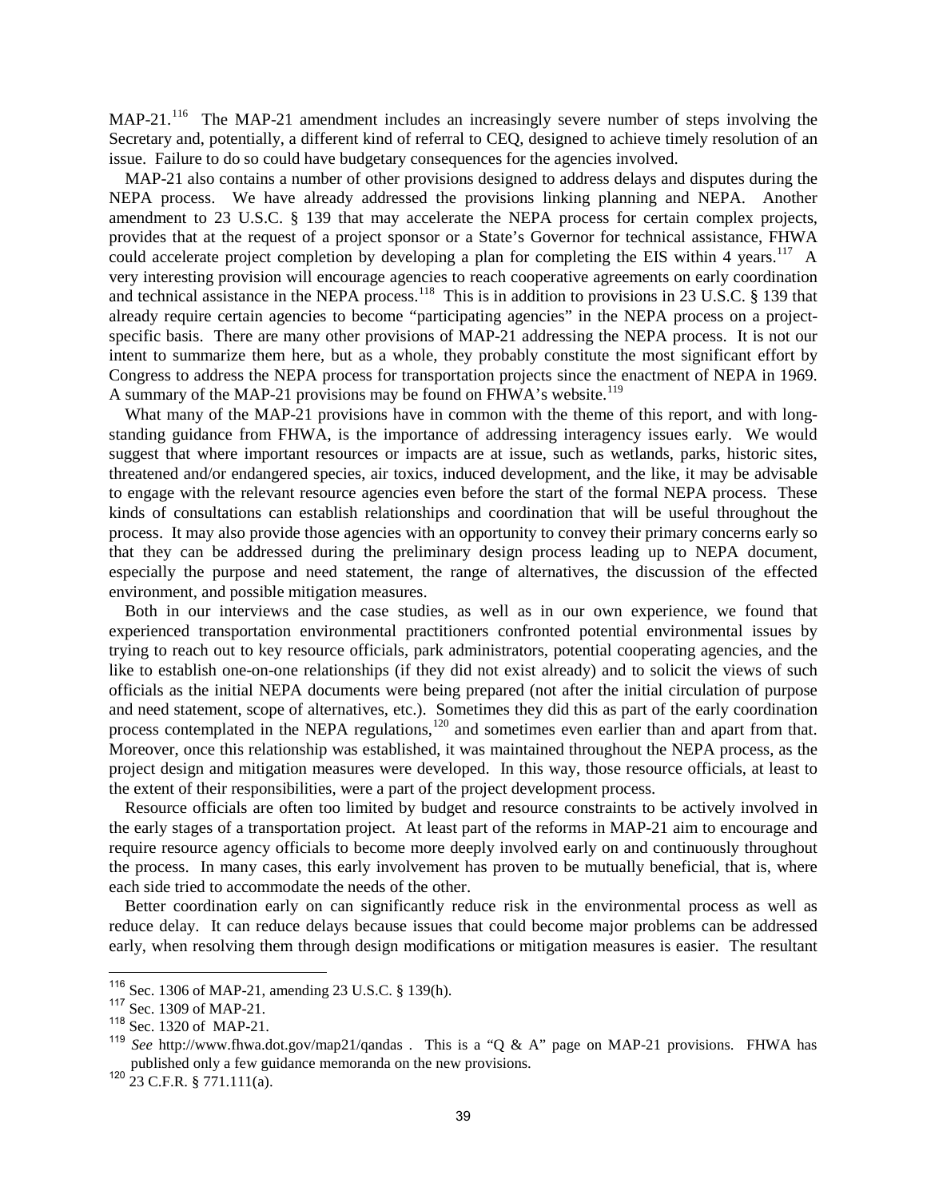MAP-21.[116] The MAP-21 amendment includes an increasingly severe number of steps involving the Secretary and, potentially, a different kind of referral to CEQ, designed to achieve timely resolution of an issue. Failure to do so could have budgetary consequences for the agencies involved.

MAP-21 also contains a number of other provisions designed to address delays and disputes during the NEPA process. We have already addressed the provisions linking planning and NEPA. Another amendment to 23 U.S.C. § 139 that may accelerate the NEPA process for certain complex projects, provides that at the request of a project sponsor or a State's Governor for technical assistance, FHWA could accelerate project completion by developing a plan for completing the EIS within 4 years.[117] A very interesting provision will encourage agencies to reach cooperative agreements on early coordination and technical assistance in the NEPA process.[118] This is in addition to provisions in 23 U.S.C. § 139 that already require certain agencies to become "participating agencies" in the NEPA process on a project-specific basis. There are many other provisions of MAP-21 addressing the NEPA process. It is not our intent to summarize them here, but as a whole, they probably constitute the most significant effort by Congress to address the NEPA process for transportation projects since the enactment of NEPA in 1969. A summary of the MAP-21 provisions may be found on FHWA's website.[119]

What many of the MAP-21 provisions have in common with the theme of this report, and with long-standing guidance from FHWA, is the importance of addressing interagency issues early. We would suggest that where important resources or impacts are at issue, such as wetlands, parks, historic sites, threatened and/or endangered species, air toxics, induced development, and the like, it may be advisable to engage with the relevant resource agencies even before the start of the formal NEPA process. These kinds of consultations can establish relationships and coordination that will be useful throughout the process. It may also provide those agencies with an opportunity to convey their primary concerns early so that they can be addressed during the preliminary design process leading up to NEPA document, especially the purpose and need statement, the range of alternatives, the discussion of the effected environment, and possible mitigation measures.

Both in our interviews and the case studies, as well as in our own experience, we found that experienced transportation environmental practitioners confronted potential environmental issues by trying to reach out to key resource officials, park administrators, potential cooperating agencies, and the like to establish one-on-one relationships (if they did not exist already) and to solicit the views of such officials as the initial NEPA documents were being prepared (not after the initial circulation of purpose and need statement, scope of alternatives, etc.). Sometimes they did this as part of the early coordination process contemplated in the NEPA regulations,[120] and sometimes even earlier than and apart from that. Moreover, once this relationship was established, it was maintained throughout the NEPA process, as the project design and mitigation measures were developed. In this way, those resource officials, at least to the extent of their responsibilities, were a part of the project development process.

Resource officials are often too limited by budget and resource constraints to be actively involved in the early stages of a transportation project. At least part of the reforms in MAP-21 aim to encourage and require resource agency officials to become more deeply involved early on and continuously throughout the process. In many cases, this early involvement has proven to be mutually beneficial, that is, where each side tried to accommodate the needs of the other.

Better coordination early on can significantly reduce risk in the environmental process as well as reduce delay. It can reduce delays because issues that could become major problems can be addressed early, when resolving them through design modifications or mitigation measures is easier. The resultant

---

[116] Sec. 1306 of MAP-21, amending 23 U.S.C. § 139(h).

[117] Sec. 1309 of MAP-21.

[118] Sec. 1320 of MAP-21.

[119] *See* http://www.fhwa.dot.gov/map21/qandas . This is a "Q & A" page on MAP-21 provisions. FHWA has published only a few guidance memoranda on the new provisions.

[120] 23 C.F.R. § 771.111(a).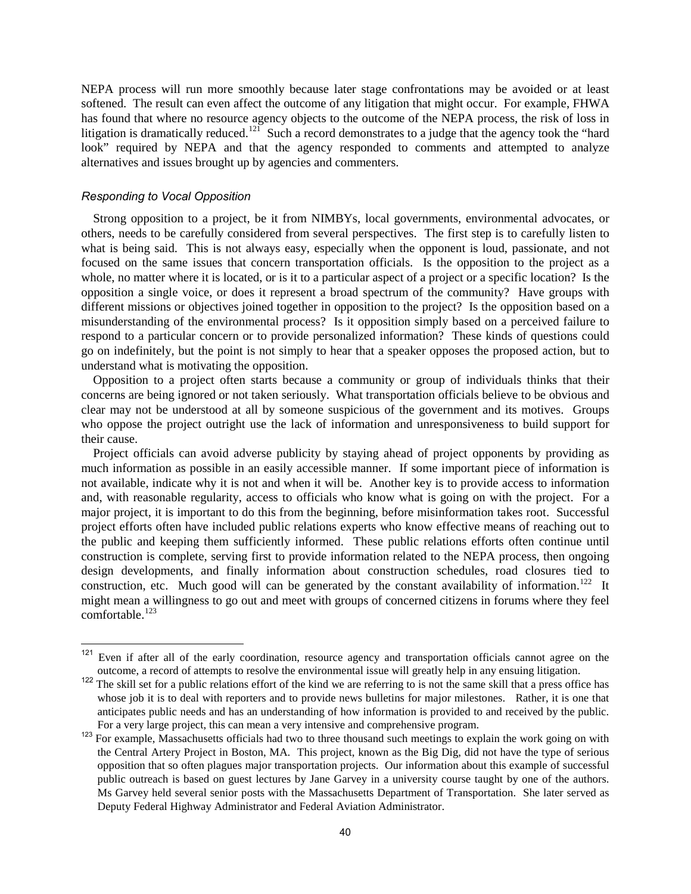NEPA process will run more smoothly because later stage confrontations may be avoided or at least softened. The result can even affect the outcome of any litigation that might occur. For example, FHWA has found that where no resource agency objects to the outcome of the NEPA process, the risk of loss in litigation is dramatically reduced.[121] Such a record demonstrates to a judge that the agency took the "hard look" required by NEPA and that the agency responded to comments and attempted to analyze alternatives and issues brought up by agencies and commenters.

### *Responding to Vocal Opposition*

Strong opposition to a project, be it from NIMBYs, local governments, environmental advocates, or others, needs to be carefully considered from several perspectives. The first step is to carefully listen to what is being said. This is not always easy, especially when the opponent is loud, passionate, and not focused on the same issues that concern transportation officials. Is the opposition to the project as a whole, no matter where it is located, or is it to a particular aspect of a project or a specific location? Is the opposition a single voice, or does it represent a broad spectrum of the community? Have groups with different missions or objectives joined together in opposition to the project? Is the opposition based on a misunderstanding of the environmental process? Is it opposition simply based on a perceived failure to respond to a particular concern or to provide personalized information? These kinds of questions could go on indefinitely, but the point is not simply to hear that a speaker opposes the proposed action, but to understand what is motivating the opposition.

Opposition to a project often starts because a community or group of individuals thinks that their concerns are being ignored or not taken seriously. What transportation officials believe to be obvious and clear may not be understood at all by someone suspicious of the government and its motives. Groups who oppose the project outright use the lack of information and unresponsiveness to build support for their cause.

Project officials can avoid adverse publicity by staying ahead of project opponents by providing as much information as possible in an easily accessible manner. If some important piece of information is not available, indicate why it is not and when it will be. Another key is to provide access to information and, with reasonable regularity, access to officials who know what is going on with the project. For a major project, it is important to do this from the beginning, before misinformation takes root. Successful project efforts often have included public relations experts who know effective means of reaching out to the public and keeping them sufficiently informed. These public relations efforts often continue until construction is complete, serving first to provide information related to the NEPA process, then ongoing design developments, and finally information about construction schedules, road closures tied to construction, etc. Much good will can be generated by the constant availability of information.[122] It might mean a willingness to go out and meet with groups of concerned citizens in forums where they feel comfortable.[123]

---

[121] Even if after all of the early coordination, resource agency and transportation officials cannot agree on the outcome, a record of attempts to resolve the environmental issue will greatly help in any ensuing litigation.

[122] The skill set for a public relations effort of the kind we are referring to is not the same skill that a press office has whose job it is to deal with reporters and to provide news bulletins for major milestones. Rather, it is one that anticipates public needs and has an understanding of how information is provided to and received by the public. For a very large project, this can mean a very intensive and comprehensive program.

[123] For example, Massachusetts officials had two to three thousand such meetings to explain the work going on with the Central Artery Project in Boston, MA. This project, known as the Big Dig, did not have the type of serious opposition that so often plagues major transportation projects. Our information about this example of successful public outreach is based on guest lectures by Jane Garvey in a university course taught by one of the authors. Ms Garvey held several senior posts with the Massachusetts Department of Transportation. She later served as Deputy Federal Highway Administrator and Federal Aviation Administrator.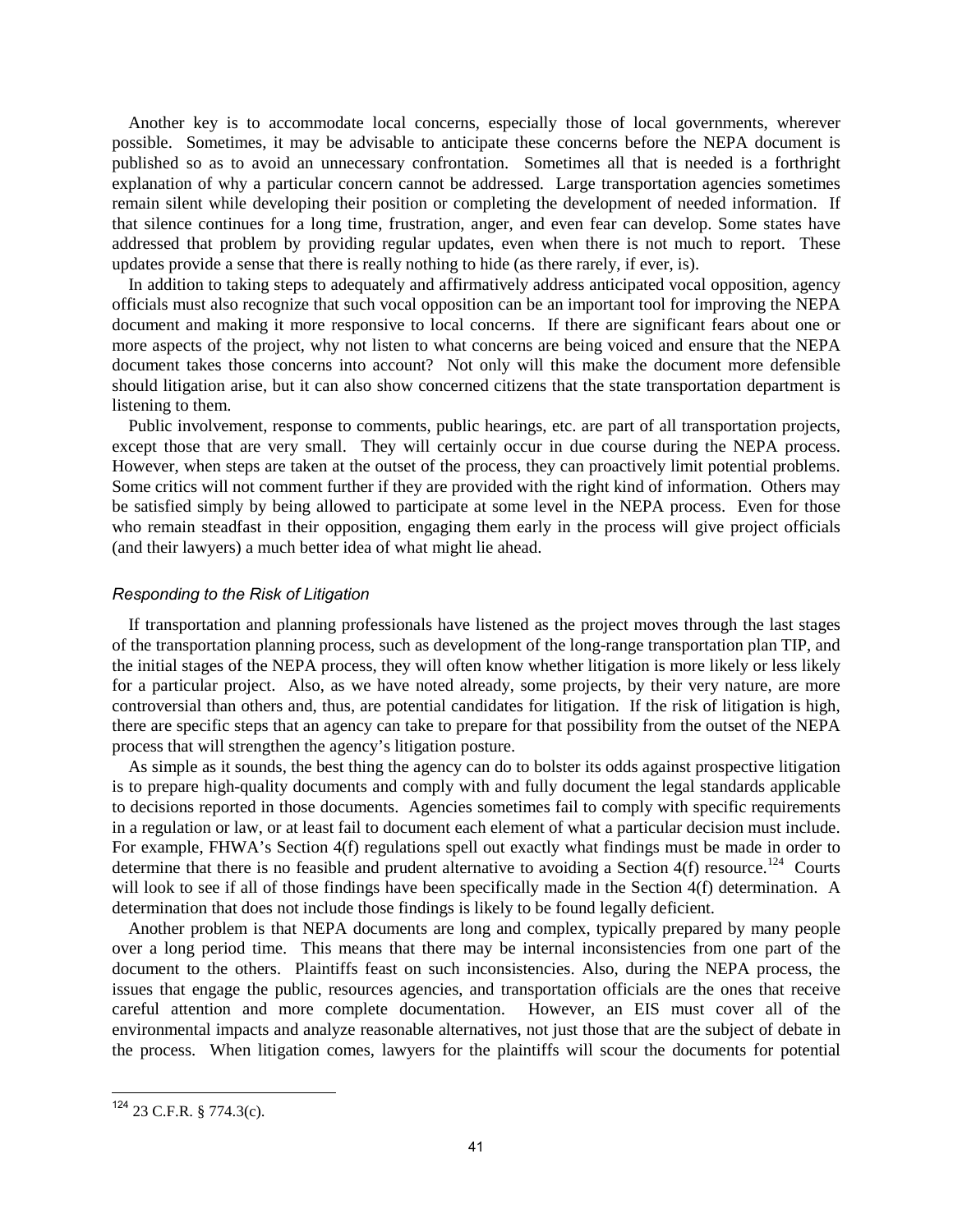Another key is to accommodate local concerns, especially those of local governments, wherever possible. Sometimes, it may be advisable to anticipate these concerns before the NEPA document is published so as to avoid an unnecessary confrontation. Sometimes all that is needed is a forthright explanation of why a particular concern cannot be addressed. Large transportation agencies sometimes remain silent while developing their position or completing the development of needed information. If that silence continues for a long time, frustration, anger, and even fear can develop. Some states have addressed that problem by providing regular updates, even when there is not much to report. These updates provide a sense that there is really nothing to hide (as there rarely, if ever, is).

In addition to taking steps to adequately and affirmatively address anticipated vocal opposition, agency officials must also recognize that such vocal opposition can be an important tool for improving the NEPA document and making it more responsive to local concerns. If there are significant fears about one or more aspects of the project, why not listen to what concerns are being voiced and ensure that the NEPA document takes those concerns into account? Not only will this make the document more defensible should litigation arise, but it can also show concerned citizens that the state transportation department is listening to them.

Public involvement, response to comments, public hearings, etc. are part of all transportation projects, except those that are very small. They will certainly occur in due course during the NEPA process. However, when steps are taken at the outset of the process, they can proactively limit potential problems. Some critics will not comment further if they are provided with the right kind of information. Others may be satisfied simply by being allowed to participate at some level in the NEPA process. Even for those who remain steadfast in their opposition, engaging them early in the process will give project officials (and their lawyers) a much better idea of what might lie ahead.

### *Responding to the Risk of Litigation*

If transportation and planning professionals have listened as the project moves through the last stages of the transportation planning process, such as development of the long-range transportation plan TIP, and the initial stages of the NEPA process, they will often know whether litigation is more likely or less likely for a particular project. Also, as we have noted already, some projects, by their very nature, are more controversial than others and, thus, are potential candidates for litigation. If the risk of litigation is high, there are specific steps that an agency can take to prepare for that possibility from the outset of the NEPA process that will strengthen the agency's litigation posture.

As simple as it sounds, the best thing the agency can do to bolster its odds against prospective litigation is to prepare high-quality documents and comply with and fully document the legal standards applicable to decisions reported in those documents. Agencies sometimes fail to comply with specific requirements in a regulation or law, or at least fail to document each element of what a particular decision must include. For example, FHWA's Section 4(f) regulations spell out exactly what findings must be made in order to determine that there is no feasible and prudent alternative to avoiding a Section 4(f) resource.[124] Courts will look to see if all of those findings have been specifically made in the Section 4(f) determination. A determination that does not include those findings is likely to be found legally deficient.

Another problem is that NEPA documents are long and complex, typically prepared by many people over a long period time. This means that there may be internal inconsistencies from one part of the document to the others. Plaintiffs feast on such inconsistencies. Also, during the NEPA process, the issues that engage the public, resources agencies, and transportation officials are the ones that receive careful attention and more complete documentation. However, an EIS must cover all of the environmental impacts and analyze reasonable alternatives, not just those that are the subject of debate in the process. When litigation comes, lawyers for the plaintiffs will scour the documents for potential

---

[124] 23 C.F.R. § 774.3(c).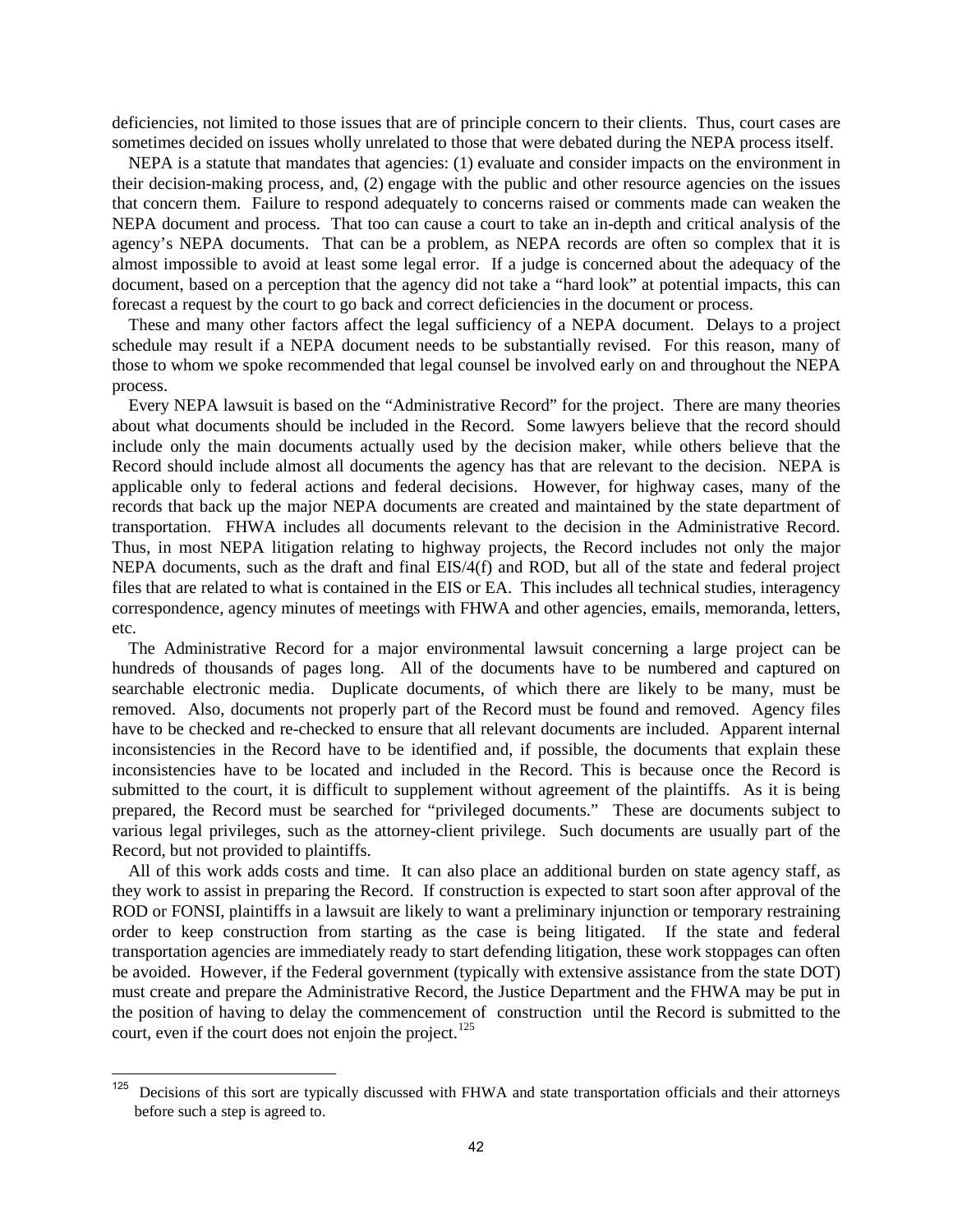deficiencies, not limited to those issues that are of principle concern to their clients. Thus, court cases are sometimes decided on issues wholly unrelated to those that were debated during the NEPA process itself.

NEPA is a statute that mandates that agencies: (1) evaluate and consider impacts on the environment in their decision-making process, and, (2) engage with the public and other resource agencies on the issues that concern them. Failure to respond adequately to concerns raised or comments made can weaken the NEPA document and process. That too can cause a court to take an in-depth and critical analysis of the agency's NEPA documents. That can be a problem, as NEPA records are often so complex that it is almost impossible to avoid at least some legal error. If a judge is concerned about the adequacy of the document, based on a perception that the agency did not take a "hard look" at potential impacts, this can forecast a request by the court to go back and correct deficiencies in the document or process.

These and many other factors affect the legal sufficiency of a NEPA document. Delays to a project schedule may result if a NEPA document needs to be substantially revised. For this reason, many of those to whom we spoke recommended that legal counsel be involved early on and throughout the NEPA process.

Every NEPA lawsuit is based on the "Administrative Record" for the project. There are many theories about what documents should be included in the Record. Some lawyers believe that the record should include only the main documents actually used by the decision maker, while others believe that the Record should include almost all documents the agency has that are relevant to the decision. NEPA is applicable only to federal actions and federal decisions. However, for highway cases, many of the records that back up the major NEPA documents are created and maintained by the state department of transportation. FHWA includes all documents relevant to the decision in the Administrative Record. Thus, in most NEPA litigation relating to highway projects, the Record includes not only the major NEPA documents, such as the draft and final EIS/4(f) and ROD, but all of the state and federal project files that are related to what is contained in the EIS or EA. This includes all technical studies, interagency correspondence, agency minutes of meetings with FHWA and other agencies, emails, memoranda, letters, etc.

The Administrative Record for a major environmental lawsuit concerning a large project can be hundreds of thousands of pages long. All of the documents have to be numbered and captured on searchable electronic media. Duplicate documents, of which there are likely to be many, must be removed. Also, documents not properly part of the Record must be found and removed. Agency files have to be checked and re-checked to ensure that all relevant documents are included. Apparent internal inconsistencies in the Record have to be identified and, if possible, the documents that explain these inconsistencies have to be located and included in the Record. This is because once the Record is submitted to the court, it is difficult to supplement without agreement of the plaintiffs. As it is being prepared, the Record must be searched for "privileged documents." These are documents subject to various legal privileges, such as the attorney-client privilege. Such documents are usually part of the Record, but not provided to plaintiffs.

All of this work adds costs and time. It can also place an additional burden on state agency staff, as they work to assist in preparing the Record. If construction is expected to start soon after approval of the ROD or FONSI, plaintiffs in a lawsuit are likely to want a preliminary injunction or temporary restraining order to keep construction from starting as the case is being litigated. If the state and federal transportation agencies are immediately ready to start defending litigation, these work stoppages can often be avoided. However, if the Federal government (typically with extensive assistance from the state DOT) must create and prepare the Administrative Record, the Justice Department and the FHWA may be put in the position of having to delay the commencement of construction until the Record is submitted to the court, even if the court does not enjoin the project.[125]

---

[125] Decisions of this sort are typically discussed with FHWA and state transportation officials and their attorneys before such a step is agreed to.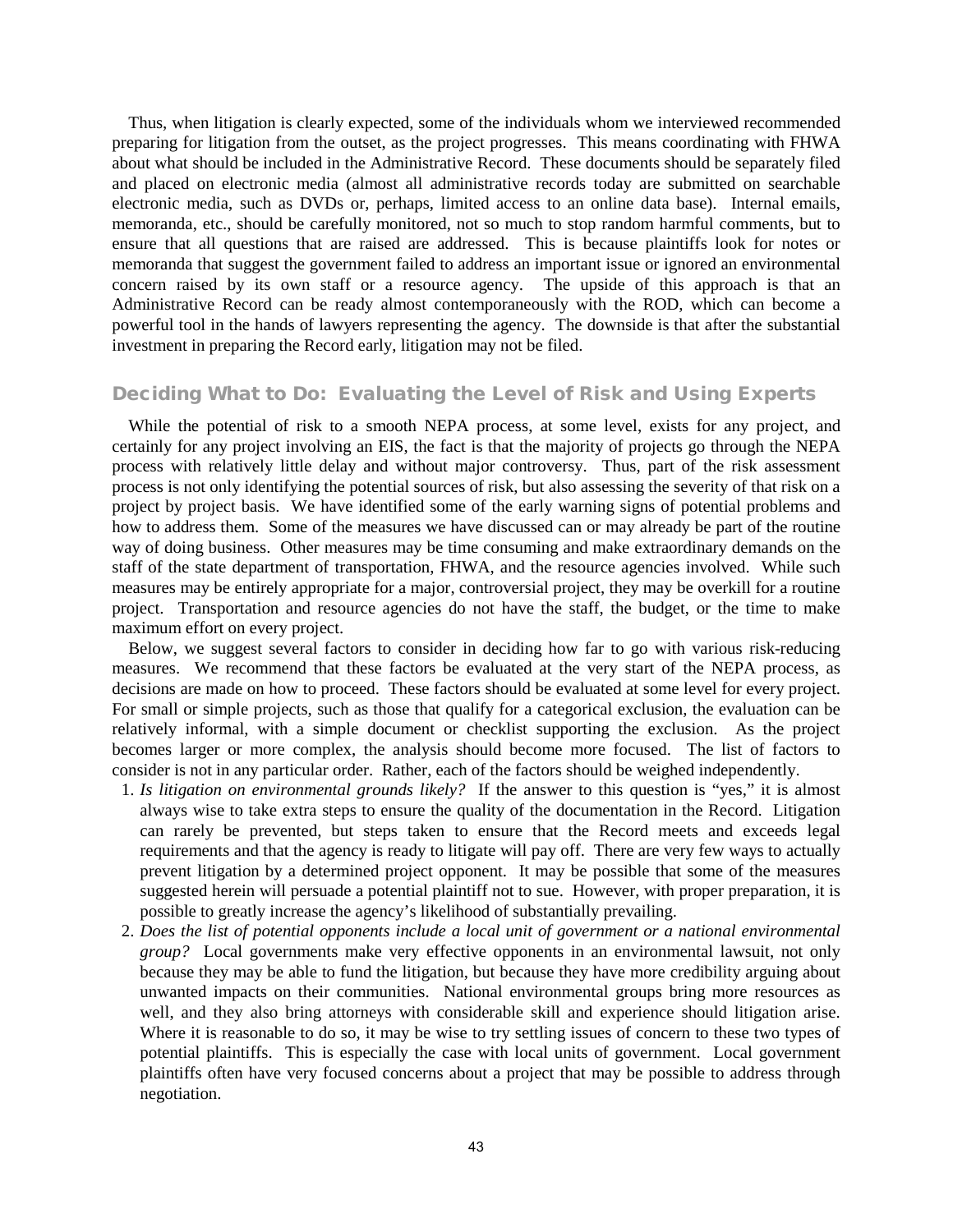Thus, when litigation is clearly expected, some of the individuals whom we interviewed recommended preparing for litigation from the outset, as the project progresses. This means coordinating with FHWA about what should be included in the Administrative Record. These documents should be separately filed and placed on electronic media (almost all administrative records today are submitted on searchable electronic media, such as DVDs or, perhaps, limited access to an online data base). Internal emails, memoranda, etc., should be carefully monitored, not so much to stop random harmful comments, but to ensure that all questions that are raised are addressed. This is because plaintiffs look for notes or memoranda that suggest the government failed to address an important issue or ignored an environmental concern raised by its own staff or a resource agency. The upside of this approach is that an Administrative Record can be ready almost contemporaneously with the ROD, which can become a powerful tool in the hands of lawyers representing the agency. The downside is that after the substantial investment in preparing the Record early, litigation may not be filed.

## Deciding What to Do: Evaluating the Level of Risk and Using Experts

While the potential of risk to a smooth NEPA process, at some level, exists for any project, and certainly for any project involving an EIS, the fact is that the majority of projects go through the NEPA process with relatively little delay and without major controversy. Thus, part of the risk assessment process is not only identifying the potential sources of risk, but also assessing the severity of that risk on a project by project basis. We have identified some of the early warning signs of potential problems and how to address them. Some of the measures we have discussed can or may already be part of the routine way of doing business. Other measures may be time consuming and make extraordinary demands on the staff of the state department of transportation, FHWA, and the resource agencies involved. While such measures may be entirely appropriate for a major, controversial project, they may be overkill for a routine project. Transportation and resource agencies do not have the staff, the budget, or the time to make maximum effort on every project.

Below, we suggest several factors to consider in deciding how far to go with various risk-reducing measures. We recommend that these factors be evaluated at the very start of the NEPA process, as decisions are made on how to proceed. These factors should be evaluated at some level for every project. For small or simple projects, such as those that qualify for a categorical exclusion, the evaluation can be relatively informal, with a simple document or checklist supporting the exclusion. As the project becomes larger or more complex, the analysis should become more focused. The list of factors to consider is not in any particular order. Rather, each of the factors should be weighed independently.

1. *Is litigation on environmental grounds likely?* If the answer to this question is "yes," it is almost always wise to take extra steps to ensure the quality of the documentation in the Record. Litigation can rarely be prevented, but steps taken to ensure that the Record meets and exceeds legal requirements and that the agency is ready to litigate will pay off. There are very few ways to actually prevent litigation by a determined project opponent. It may be possible that some of the measures suggested herein will persuade a potential plaintiff not to sue. However, with proper preparation, it is possible to greatly increase the agency's likelihood of substantially prevailing.
2. *Does the list of potential opponents include a local unit of government or a national environmental group?* Local governments make very effective opponents in an environmental lawsuit, not only because they may be able to fund the litigation, but because they have more credibility arguing about unwanted impacts on their communities. National environmental groups bring more resources as well, and they also bring attorneys with considerable skill and experience should litigation arise. Where it is reasonable to do so, it may be wise to try settling issues of concern to these two types of potential plaintiffs. This is especially the case with local units of government. Local government plaintiffs often have very focused concerns about a project that may be possible to address through negotiation.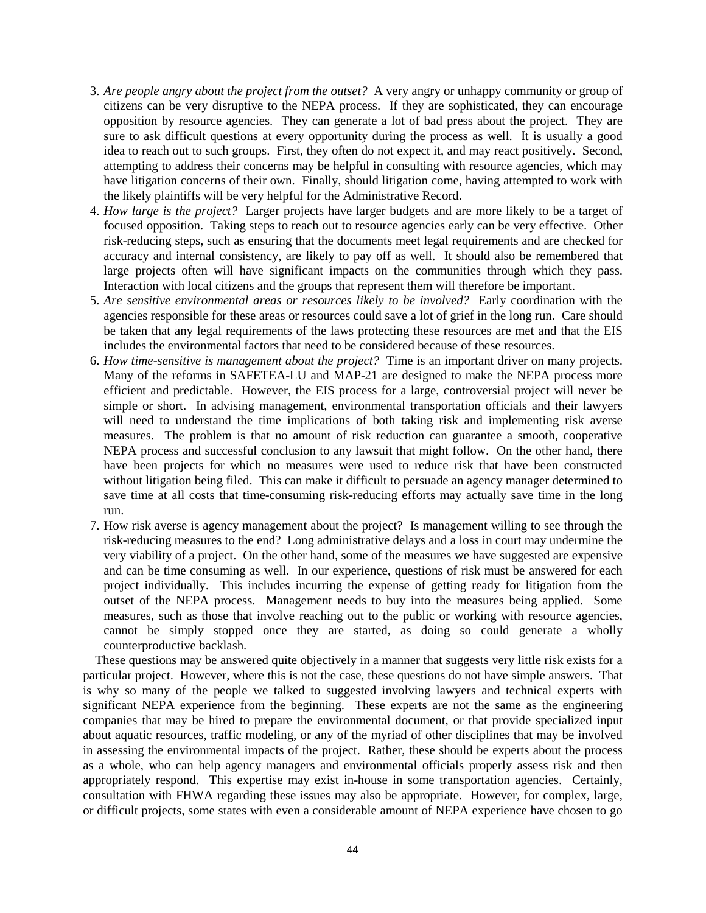3. *Are people angry about the project from the outset?* A very angry or unhappy community or group of citizens can be very disruptive to the NEPA process. If they are sophisticated, they can encourage opposition by resource agencies. They can generate a lot of bad press about the project. They are sure to ask difficult questions at every opportunity during the process as well. It is usually a good idea to reach out to such groups. First, they often do not expect it, and may react positively. Second, attempting to address their concerns may be helpful in consulting with resource agencies, which may have litigation concerns of their own. Finally, should litigation come, having attempted to work with the likely plaintiffs will be very helpful for the Administrative Record.
4. *How large is the project?* Larger projects have larger budgets and are more likely to be a target of focused opposition. Taking steps to reach out to resource agencies early can be very effective. Other risk-reducing steps, such as ensuring that the documents meet legal requirements and are checked for accuracy and internal consistency, are likely to pay off as well. It should also be remembered that large projects often will have significant impacts on the communities through which they pass. Interaction with local citizens and the groups that represent them will therefore be important.
5. *Are sensitive environmental areas or resources likely to be involved?* Early coordination with the agencies responsible for these areas or resources could save a lot of grief in the long run. Care should be taken that any legal requirements of the laws protecting these resources are met and that the EIS includes the environmental factors that need to be considered because of these resources.
6. *How time-sensitive is management about the project?* Time is an important driver on many projects. Many of the reforms in SAFETEA-LU and MAP-21 are designed to make the NEPA process more efficient and predictable. However, the EIS process for a large, controversial project will never be simple or short. In advising management, environmental transportation officials and their lawyers will need to understand the time implications of both taking risk and implementing risk averse measures. The problem is that no amount of risk reduction can guarantee a smooth, cooperative NEPA process and successful conclusion to any lawsuit that might follow. On the other hand, there have been projects for which no measures were used to reduce risk that have been constructed without litigation being filed. This can make it difficult to persuade an agency manager determined to save time at all costs that time-consuming risk-reducing efforts may actually save time in the long run.
7. How risk averse is agency management about the project? Is management willing to see through the risk-reducing measures to the end? Long administrative delays and a loss in court may undermine the very viability of a project. On the other hand, some of the measures we have suggested are expensive and can be time consuming as well. In our experience, questions of risk must be answered for each project individually. This includes incurring the expense of getting ready for litigation from the outset of the NEPA process. Management needs to buy into the measures being applied. Some measures, such as those that involve reaching out to the public or working with resource agencies, cannot be simply stopped once they are started, as doing so could generate a wholly counterproductive backlash.

These questions may be answered quite objectively in a manner that suggests very little risk exists for a particular project. However, where this is not the case, these questions do not have simple answers. That is why so many of the people we talked to suggested involving lawyers and technical experts with significant NEPA experience from the beginning. These experts are not the same as the engineering companies that may be hired to prepare the environmental document, or that provide specialized input about aquatic resources, traffic modeling, or any of the myriad of other disciplines that may be involved in assessing the environmental impacts of the project. Rather, these should be experts about the process as a whole, who can help agency managers and environmental officials properly assess risk and then appropriately respond. This expertise may exist in-house in some transportation agencies. Certainly, consultation with FHWA regarding these issues may also be appropriate. However, for complex, large, or difficult projects, some states with even a considerable amount of NEPA experience have chosen to go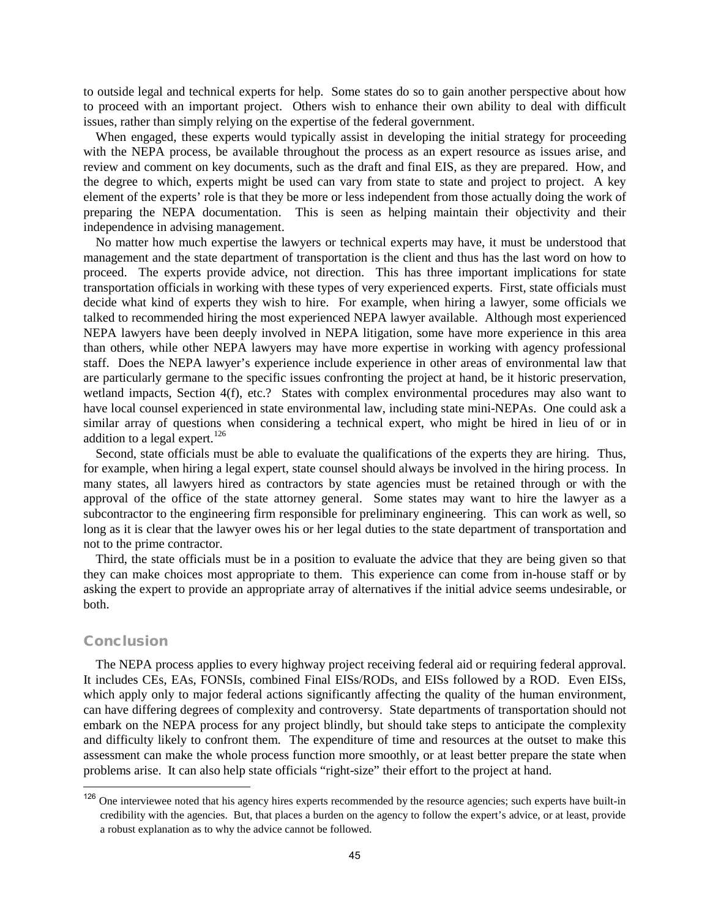to outside legal and technical experts for help. Some states do so to gain another perspective about how to proceed with an important project. Others wish to enhance their own ability to deal with difficult issues, rather than simply relying on the expertise of the federal government.

When engaged, these experts would typically assist in developing the initial strategy for proceeding with the NEPA process, be available throughout the process as an expert resource as issues arise, and review and comment on key documents, such as the draft and final EIS, as they are prepared. How, and the degree to which, experts might be used can vary from state to state and project to project. A key element of the experts' role is that they be more or less independent from those actually doing the work of preparing the NEPA documentation. This is seen as helping maintain their objectivity and their independence in advising management.

No matter how much expertise the lawyers or technical experts may have, it must be understood that management and the state department of transportation is the client and thus has the last word on how to proceed. The experts provide advice, not direction. This has three important implications for state transportation officials in working with these types of very experienced experts. First, state officials must decide what kind of experts they wish to hire. For example, when hiring a lawyer, some officials we talked to recommended hiring the most experienced NEPA lawyer available. Although most experienced NEPA lawyers have been deeply involved in NEPA litigation, some have more experience in this area than others, while other NEPA lawyers may have more expertise in working with agency professional staff. Does the NEPA lawyer's experience include experience in other areas of environmental law that are particularly germane to the specific issues confronting the project at hand, be it historic preservation, wetland impacts, Section 4(f), etc.? States with complex environmental procedures may also want to have local counsel experienced in state environmental law, including state mini-NEPAs. One could ask a similar array of questions when considering a technical expert, who might be hired in lieu of or in addition to a legal expert.[126]

Second, state officials must be able to evaluate the qualifications of the experts they are hiring. Thus, for example, when hiring a legal expert, state counsel should always be involved in the hiring process. In many states, all lawyers hired as contractors by state agencies must be retained through or with the approval of the office of the state attorney general. Some states may want to hire the lawyer as a subcontractor to the engineering firm responsible for preliminary engineering. This can work as well, so long as it is clear that the lawyer owes his or her legal duties to the state department of transportation and not to the prime contractor.

Third, the state officials must be in a position to evaluate the advice that they are being given so that they can make choices most appropriate to them. This experience can come from in-house staff or by asking the expert to provide an appropriate array of alternatives if the initial advice seems undesirable, or both.

## Conclusion

The NEPA process applies to every highway project receiving federal aid or requiring federal approval. It includes CEs, EAs, FONSIs, combined Final EISs/RODs, and EISs followed by a ROD. Even EISs, which apply only to major federal actions significantly affecting the quality of the human environment, can have differing degrees of complexity and controversy. State departments of transportation should not embark on the NEPA process for any project blindly, but should take steps to anticipate the complexity and difficulty likely to confront them. The expenditure of time and resources at the outset to make this assessment can make the whole process function more smoothly, or at least better prepare the state when problems arise. It can also help state officials "right-size" their effort to the project at hand.

---

[126] One interviewee noted that his agency hires experts recommended by the resource agencies; such experts have built-in credibility with the agencies. But, that places a burden on the agency to follow the expert's advice, or at least, provide a robust explanation as to why the advice cannot be followed.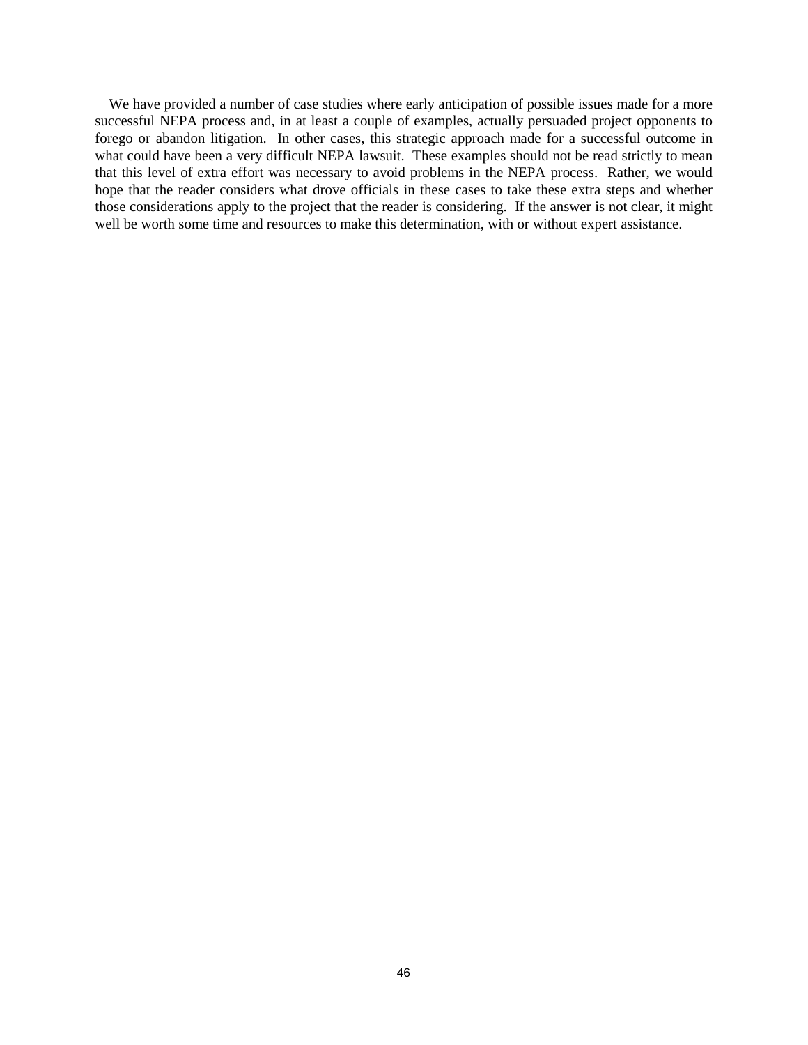We have provided a number of case studies where early anticipation of possible issues made for a more successful NEPA process and, in at least a couple of examples, actually persuaded project opponents to forego or abandon litigation. In other cases, this strategic approach made for a successful outcome in what could have been a very difficult NEPA lawsuit. These examples should not be read strictly to mean that this level of extra effort was necessary to avoid problems in the NEPA process. Rather, we would hope that the reader considers what drove officials in these cases to take these extra steps and whether those considerations apply to the project that the reader is considering. If the answer is not clear, it might well be worth some time and resources to make this determination, with or without expert assistance.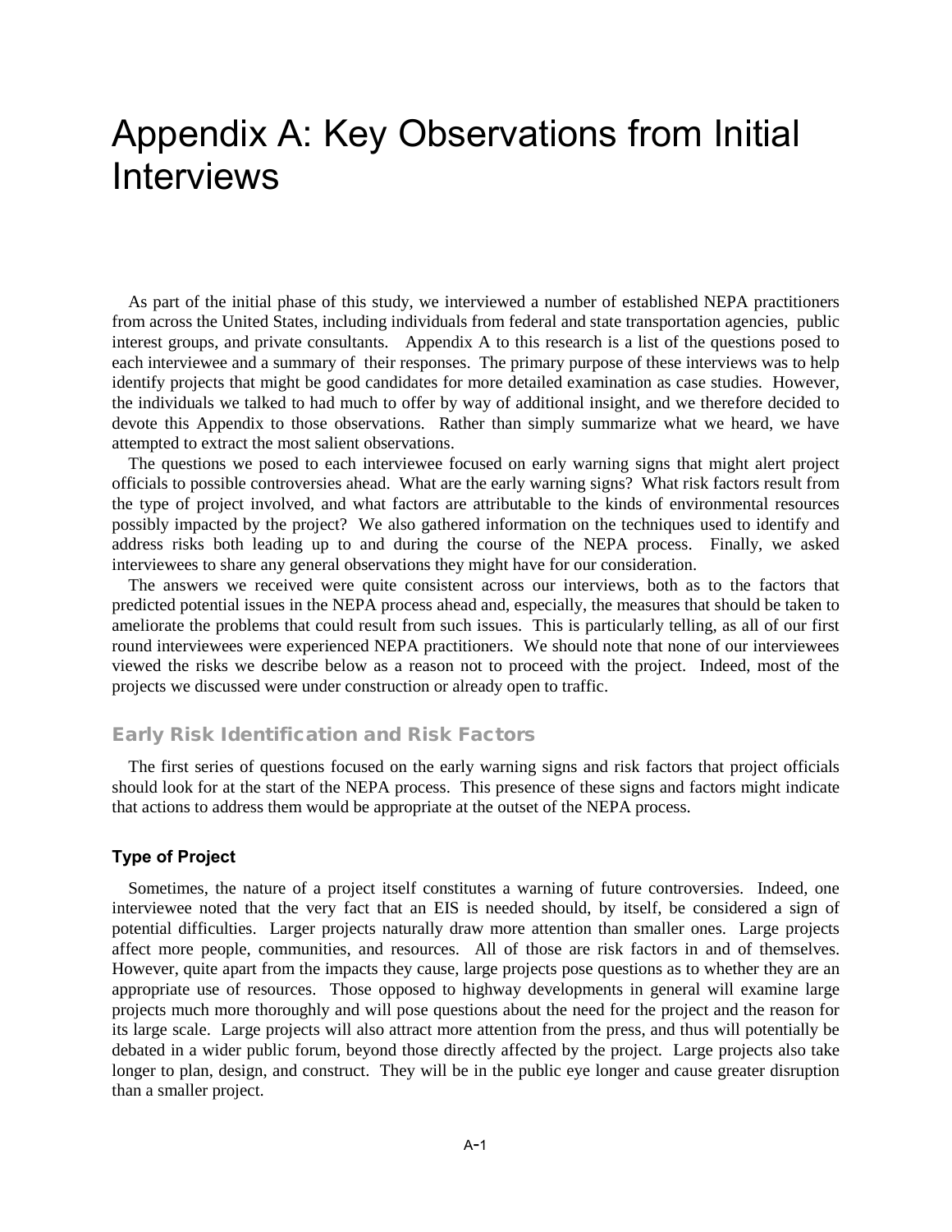# Appendix A: Key Observations from Initial Interviews

As part of the initial phase of this study, we interviewed a number of established NEPA practitioners from across the United States, including individuals from federal and state transportation agencies, public interest groups, and private consultants. Appendix A to this research is a list of the questions posed to each interviewee and a summary of their responses. The primary purpose of these interviews was to help identify projects that might be good candidates for more detailed examination as case studies. However, the individuals we talked to had much to offer by way of additional insight, and we therefore decided to devote this Appendix to those observations. Rather than simply summarize what we heard, we have attempted to extract the most salient observations.

The questions we posed to each interviewee focused on early warning signs that might alert project officials to possible controversies ahead. What are the early warning signs? What risk factors result from the type of project involved, and what factors are attributable to the kinds of environmental resources possibly impacted by the project? We also gathered information on the techniques used to identify and address risks both leading up to and during the course of the NEPA process. Finally, we asked interviewees to share any general observations they might have for our consideration.

The answers we received were quite consistent across our interviews, both as to the factors that predicted potential issues in the NEPA process ahead and, especially, the measures that should be taken to ameliorate the problems that could result from such issues. This is particularly telling, as all of our first round interviewees were experienced NEPA practitioners. We should note that none of our interviewees viewed the risks we describe below as a reason not to proceed with the project. Indeed, most of the projects we discussed were under construction or already open to traffic.

## Early Risk Identification and Risk Factors

The first series of questions focused on the early warning signs and risk factors that project officials should look for at the start of the NEPA process. This presence of these signs and factors might indicate that actions to address them would be appropriate at the outset of the NEPA process.

### Type of Project

Sometimes, the nature of a project itself constitutes a warning of future controversies. Indeed, one interviewee noted that the very fact that an EIS is needed should, by itself, be considered a sign of potential difficulties. Larger projects naturally draw more attention than smaller ones. Large projects affect more people, communities, and resources. All of those are risk factors in and of themselves. However, quite apart from the impacts they cause, large projects pose questions as to whether they are an appropriate use of resources. Those opposed to highway developments in general will examine large projects much more thoroughly and will pose questions about the need for the project and the reason for its large scale. Large projects will also attract more attention from the press, and thus will potentially be debated in a wider public forum, beyond those directly affected by the project. Large projects also take longer to plan, design, and construct. They will be in the public eye longer and cause greater disruption than a smaller project.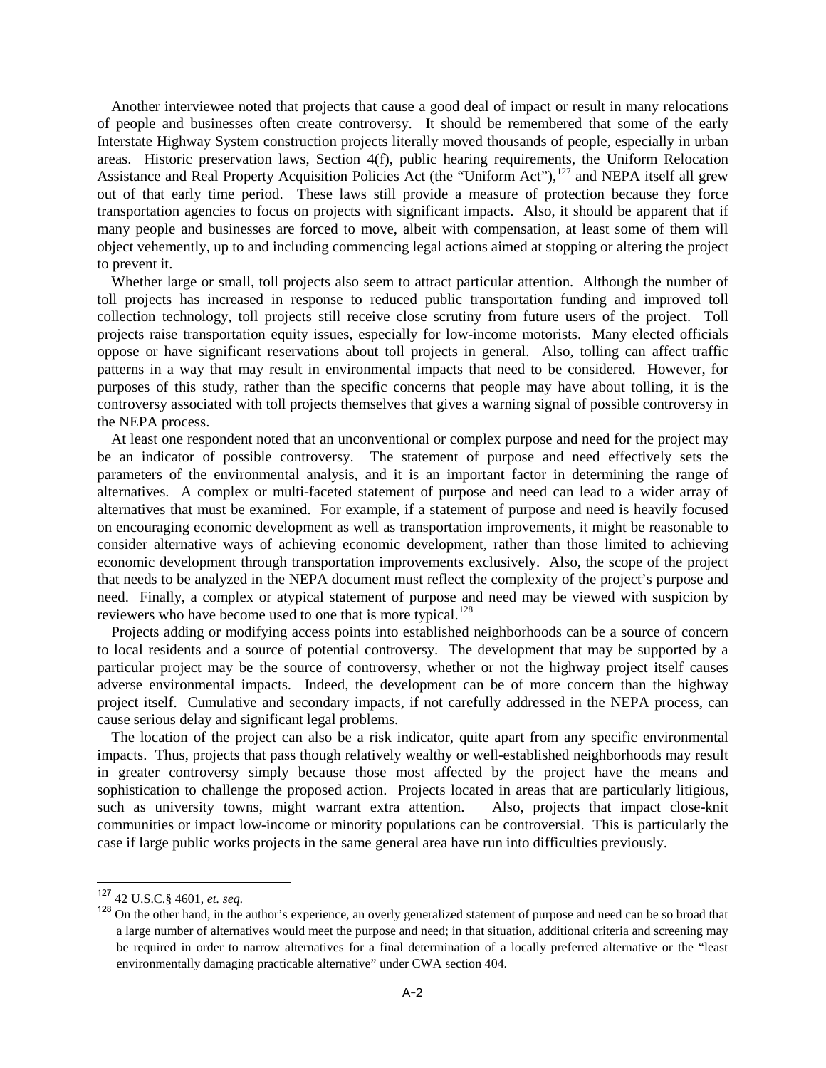Another interviewee noted that projects that cause a good deal of impact or result in many relocations of people and businesses often create controversy. It should be remembered that some of the early Interstate Highway System construction projects literally moved thousands of people, especially in urban areas. Historic preservation laws, Section 4(f), public hearing requirements, the Uniform Relocation Assistance and Real Property Acquisition Policies Act (the "Uniform Act"),[127] and NEPA itself all grew out of that early time period. These laws still provide a measure of protection because they force transportation agencies to focus on projects with significant impacts. Also, it should be apparent that if many people and businesses are forced to move, albeit with compensation, at least some of them will object vehemently, up to and including commencing legal actions aimed at stopping or altering the project to prevent it.

Whether large or small, toll projects also seem to attract particular attention. Although the number of toll projects has increased in response to reduced public transportation funding and improved toll collection technology, toll projects still receive close scrutiny from future users of the project. Toll projects raise transportation equity issues, especially for low-income motorists. Many elected officials oppose or have significant reservations about toll projects in general. Also, tolling can affect traffic patterns in a way that may result in environmental impacts that need to be considered. However, for purposes of this study, rather than the specific concerns that people may have about tolling, it is the controversy associated with toll projects themselves that gives a warning signal of possible controversy in the NEPA process.

At least one respondent noted that an unconventional or complex purpose and need for the project may be an indicator of possible controversy. The statement of purpose and need effectively sets the parameters of the environmental analysis, and it is an important factor in determining the range of alternatives. A complex or multi-faceted statement of purpose and need can lead to a wider array of alternatives that must be examined. For example, if a statement of purpose and need is heavily focused on encouraging economic development as well as transportation improvements, it might be reasonable to consider alternative ways of achieving economic development, rather than those limited to achieving economic development through transportation improvements exclusively. Also, the scope of the project that needs to be analyzed in the NEPA document must reflect the complexity of the project's purpose and need. Finally, a complex or atypical statement of purpose and need may be viewed with suspicion by reviewers who have become used to one that is more typical.[128]

Projects adding or modifying access points into established neighborhoods can be a source of concern to local residents and a source of potential controversy. The development that may be supported by a particular project may be the source of controversy, whether or not the highway project itself causes adverse environmental impacts. Indeed, the development can be of more concern than the highway project itself. Cumulative and secondary impacts, if not carefully addressed in the NEPA process, can cause serious delay and significant legal problems.

The location of the project can also be a risk indicator, quite apart from any specific environmental impacts. Thus, projects that pass though relatively wealthy or well-established neighborhoods may result in greater controversy simply because those most affected by the project have the means and sophistication to challenge the proposed action. Projects located in areas that are particularly litigious, such as university towns, might warrant extra attention. Also, projects that impact close-knit communities or impact low-income or minority populations can be controversial. This is particularly the case if large public works projects in the same general area have run into difficulties previously.

---

[127] 42 U.S.C.§ 4601, *et. seq*.

[128] On the other hand, in the author's experience, an overly generalized statement of purpose and need can be so broad that a large number of alternatives would meet the purpose and need; in that situation, additional criteria and screening may be required in order to narrow alternatives for a final determination of a locally preferred alternative or the "least environmentally damaging practicable alternative" under CWA section 404.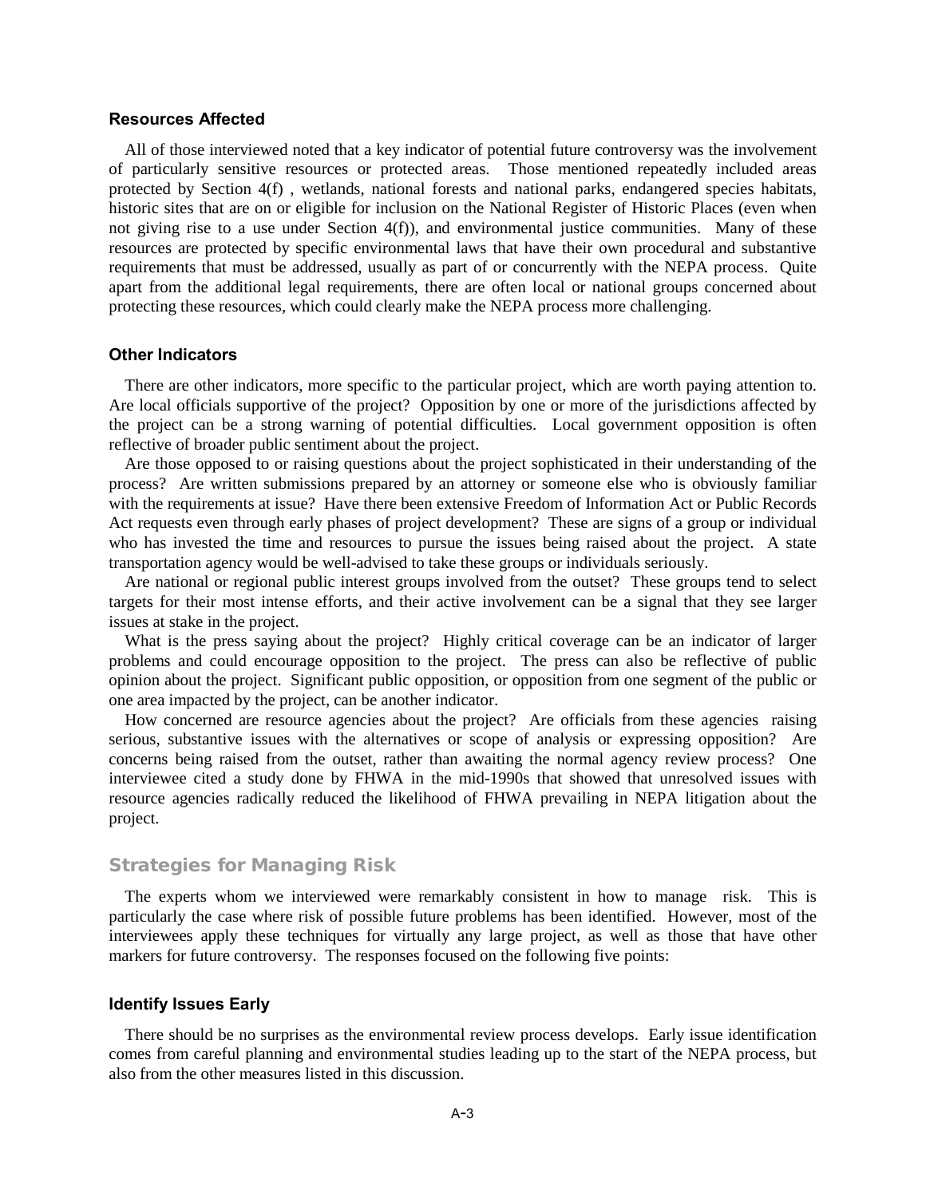### Resources Affected

All of those interviewed noted that a key indicator of potential future controversy was the involvement of particularly sensitive resources or protected areas. Those mentioned repeatedly included areas protected by Section 4(f) , wetlands, national forests and national parks, endangered species habitats, historic sites that are on or eligible for inclusion on the National Register of Historic Places (even when not giving rise to a use under Section 4(f)), and environmental justice communities. Many of these resources are protected by specific environmental laws that have their own procedural and substantive requirements that must be addressed, usually as part of or concurrently with the NEPA process. Quite apart from the additional legal requirements, there are often local or national groups concerned about protecting these resources, which could clearly make the NEPA process more challenging.

### Other Indicators

There are other indicators, more specific to the particular project, which are worth paying attention to. Are local officials supportive of the project? Opposition by one or more of the jurisdictions affected by the project can be a strong warning of potential difficulties. Local government opposition is often reflective of broader public sentiment about the project.

Are those opposed to or raising questions about the project sophisticated in their understanding of the process? Are written submissions prepared by an attorney or someone else who is obviously familiar with the requirements at issue? Have there been extensive Freedom of Information Act or Public Records Act requests even through early phases of project development? These are signs of a group or individual who has invested the time and resources to pursue the issues being raised about the project. A state transportation agency would be well-advised to take these groups or individuals seriously.

Are national or regional public interest groups involved from the outset? These groups tend to select targets for their most intense efforts, and their active involvement can be a signal that they see larger issues at stake in the project.

What is the press saying about the project? Highly critical coverage can be an indicator of larger problems and could encourage opposition to the project. The press can also be reflective of public opinion about the project. Significant public opposition, or opposition from one segment of the public or one area impacted by the project, can be another indicator.

How concerned are resource agencies about the project? Are officials from these agencies raising serious, substantive issues with the alternatives or scope of analysis or expressing opposition? Are concerns being raised from the outset, rather than awaiting the normal agency review process? One interviewee cited a study done by FHWA in the mid-1990s that showed that unresolved issues with resource agencies radically reduced the likelihood of FHWA prevailing in NEPA litigation about the project.

## Strategies for Managing Risk

The experts whom we interviewed were remarkably consistent in how to manage risk. This is particularly the case where risk of possible future problems has been identified. However, most of the interviewees apply these techniques for virtually any large project, as well as those that have other markers for future controversy. The responses focused on the following five points:

### Identify Issues Early

There should be no surprises as the environmental review process develops. Early issue identification comes from careful planning and environmental studies leading up to the start of the NEPA process, but also from the other measures listed in this discussion.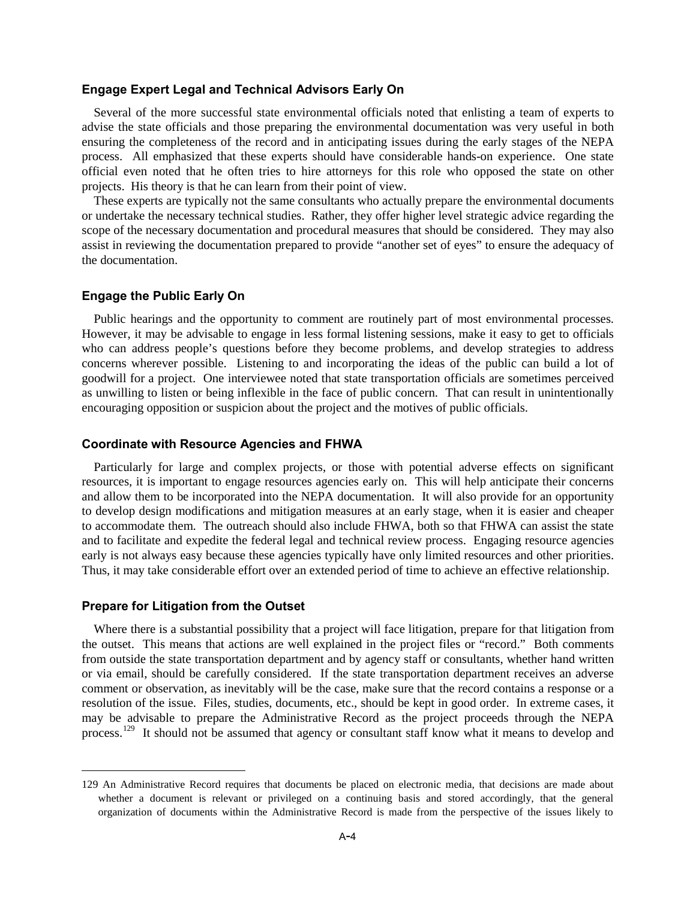### Engage Expert Legal and Technical Advisors Early On

Several of the more successful state environmental officials noted that enlisting a team of experts to advise the state officials and those preparing the environmental documentation was very useful in both ensuring the completeness of the record and in anticipating issues during the early stages of the NEPA process. All emphasized that these experts should have considerable hands-on experience. One state official even noted that he often tries to hire attorneys for this role who opposed the state on other projects. His theory is that he can learn from their point of view.

These experts are typically not the same consultants who actually prepare the environmental documents or undertake the necessary technical studies. Rather, they offer higher level strategic advice regarding the scope of the necessary documentation and procedural measures that should be considered. They may also assist in reviewing the documentation prepared to provide "another set of eyes" to ensure the adequacy of the documentation.

### Engage the Public Early On

Public hearings and the opportunity to comment are routinely part of most environmental processes. However, it may be advisable to engage in less formal listening sessions, make it easy to get to officials who can address people's questions before they become problems, and develop strategies to address concerns wherever possible. Listening to and incorporating the ideas of the public can build a lot of goodwill for a project. One interviewee noted that state transportation officials are sometimes perceived as unwilling to listen or being inflexible in the face of public concern. That can result in unintentionally encouraging opposition or suspicion about the project and the motives of public officials.

### Coordinate with Resource Agencies and FHWA

Particularly for large and complex projects, or those with potential adverse effects on significant resources, it is important to engage resources agencies early on. This will help anticipate their concerns and allow them to be incorporated into the NEPA documentation. It will also provide for an opportunity to develop design modifications and mitigation measures at an early stage, when it is easier and cheaper to accommodate them. The outreach should also include FHWA, both so that FHWA can assist the state and to facilitate and expedite the federal legal and technical review process. Engaging resource agencies early is not always easy because these agencies typically have only limited resources and other priorities. Thus, it may take considerable effort over an extended period of time to achieve an effective relationship.

### Prepare for Litigation from the Outset

Where there is a substantial possibility that a project will face litigation, prepare for that litigation from the outset. This means that actions are well explained in the project files or "record." Both comments from outside the state transportation department and by agency staff or consultants, whether hand written or via email, should be carefully considered. If the state transportation department receives an adverse comment or observation, as inevitably will be the case, make sure that the record contains a response or a resolution of the issue. Files, studies, documents, etc., should be kept in good order. In extreme cases, it may be advisable to prepare the Administrative Record as the project proceeds through the NEPA process.[129] It should not be assumed that agency or consultant staff know what it means to develop and

---

129 An Administrative Record requires that documents be placed on electronic media, that decisions are made about whether a document is relevant or privileged on a continuing basis and stored accordingly, that the general organization of documents within the Administrative Record is made from the perspective of the issues likely to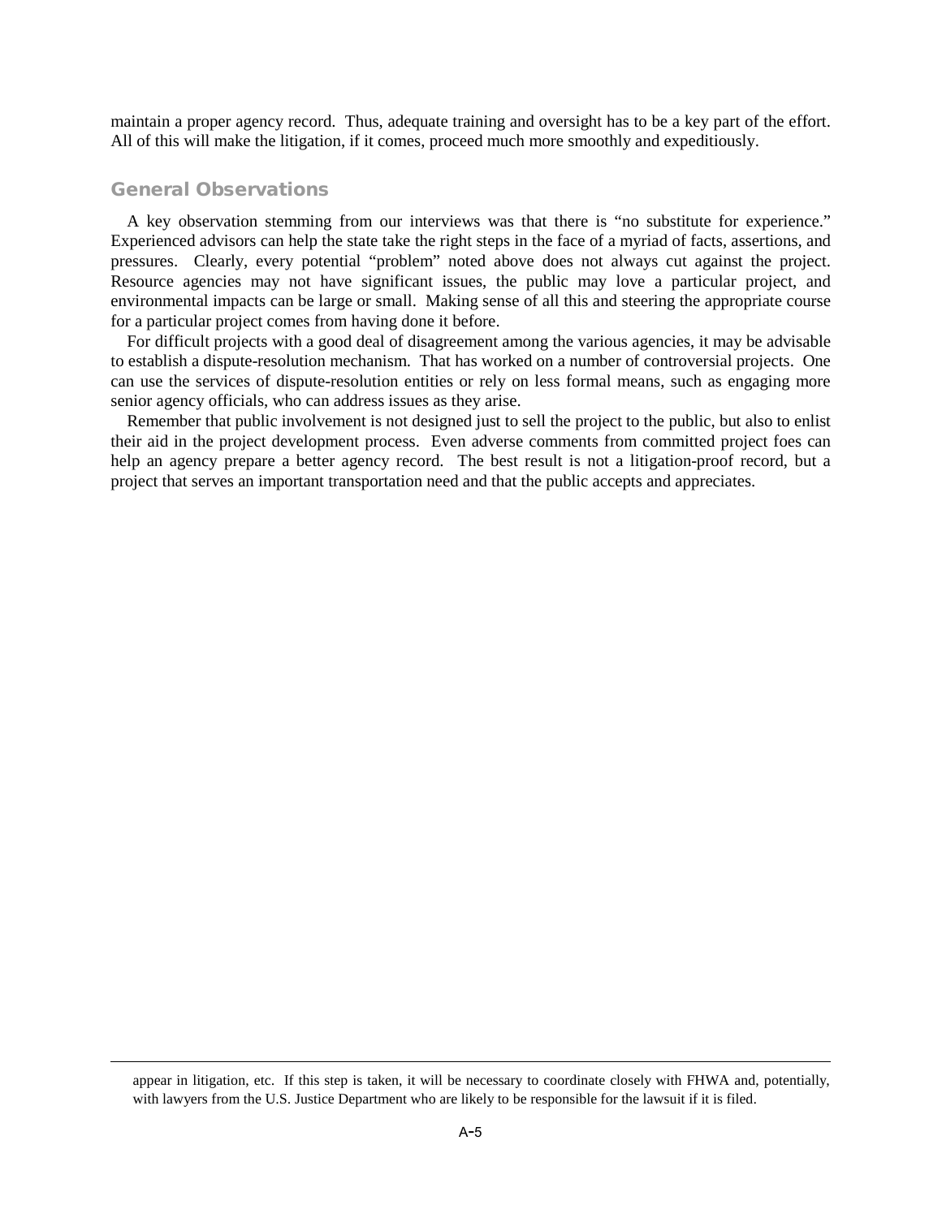maintain a proper agency record. Thus, adequate training and oversight has to be a key part of the effort. All of this will make the litigation, if it comes, proceed much more smoothly and expeditiously.

## General Observations

A key observation stemming from our interviews was that there is "no substitute for experience." Experienced advisors can help the state take the right steps in the face of a myriad of facts, assertions, and pressures. Clearly, every potential "problem" noted above does not always cut against the project. Resource agencies may not have significant issues, the public may love a particular project, and environmental impacts can be large or small. Making sense of all this and steering the appropriate course for a particular project comes from having done it before.

For difficult projects with a good deal of disagreement among the various agencies, it may be advisable to establish a dispute-resolution mechanism. That has worked on a number of controversial projects. One can use the services of dispute-resolution entities or rely on less formal means, such as engaging more senior agency officials, who can address issues as they arise.

Remember that public involvement is not designed just to sell the project to the public, but also to enlist their aid in the project development process. Even adverse comments from committed project foes can help an agency prepare a better agency record. The best result is not a litigation-proof record, but a project that serves an important transportation need and that the public accepts and appreciates.

---

appear in litigation, etc. If this step is taken, it will be necessary to coordinate closely with FHWA and, potentially, with lawyers from the U.S. Justice Department who are likely to be responsible for the lawsuit if it is filed.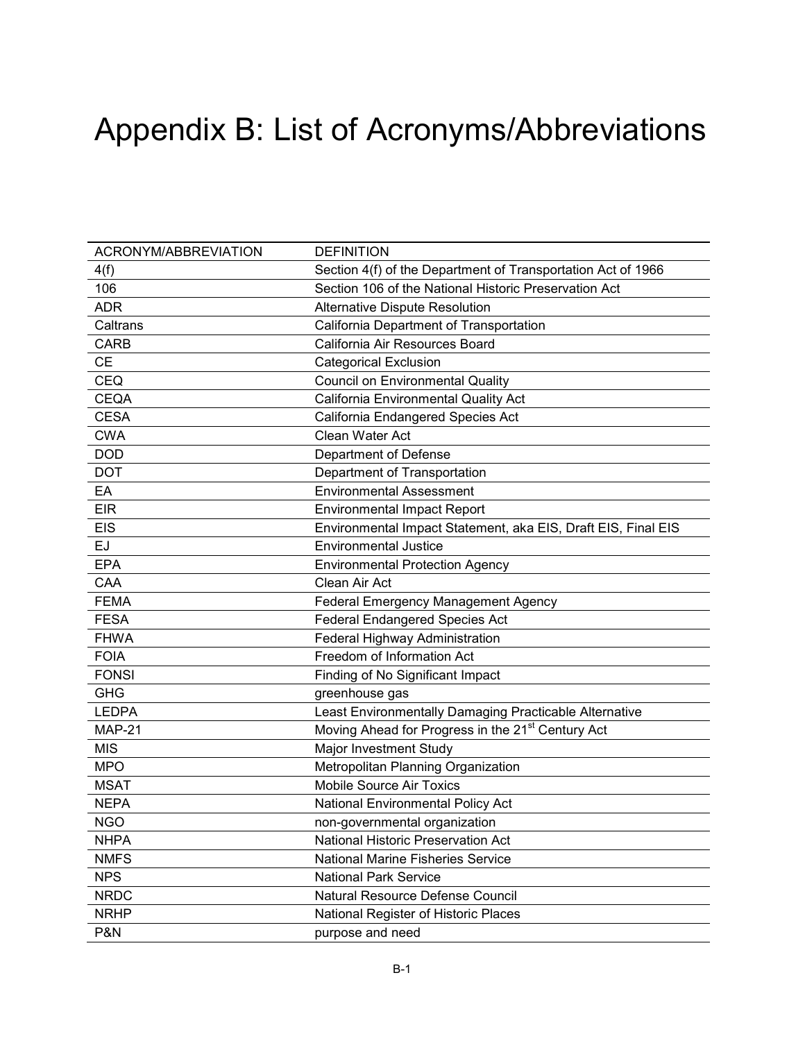# Appendix B: List of Acronyms/Abbreviations

| ACRONYM/ABBREVIATION | DEFINITION |
| --- | --- |
| 4(f) | Section 4(f) of the Department of Transportation Act of 1966 |
| 106 | Section 106 of the National Historic Preservation Act |
| ADR | Alternative Dispute Resolution |
| Caltrans | California Department of Transportation |
| CARB | California Air Resources Board |
| CE | Categorical Exclusion |
| CEQ | Council on Environmental Quality |
| CEQA | California Environmental Quality Act |
| CESA | California Endangered Species Act |
| CWA | Clean Water Act |
| DOD | Department of Defense |
| DOT | Department of Transportation |
| EA | Environmental Assessment |
| EIR | Environmental Impact Report |
| EIS | Environmental Impact Statement, aka EIS, Draft EIS, Final EIS |
| EJ | Environmental Justice |
| EPA | Environmental Protection Agency |
| CAA | Clean Air Act |
| FEMA | Federal Emergency Management Agency |
| FESA | Federal Endangered Species Act |
| FHWA | Federal Highway Administration |
| FOIA | Freedom of Information Act |
| FONSI | Finding of No Significant Impact |
| GHG | greenhouse gas |
| LEDPA | Least Environmentally Damaging Practicable Alternative |
| MAP-21 | Moving Ahead for Progress in the 21st Century Act |
| MIS | Major Investment Study |
| MPO | Metropolitan Planning Organization |
| MSAT | Mobile Source Air Toxics |
| NEPA | National Environmental Policy Act |
| NGO | non-governmental organization |
| NHPA | National Historic Preservation Act |
| NMFS | National Marine Fisheries Service |
| NPS | National Park Service |
| NRDC | Natural Resource Defense Council |
| NRHP | National Register of Historic Places |
| P&N | purpose and need |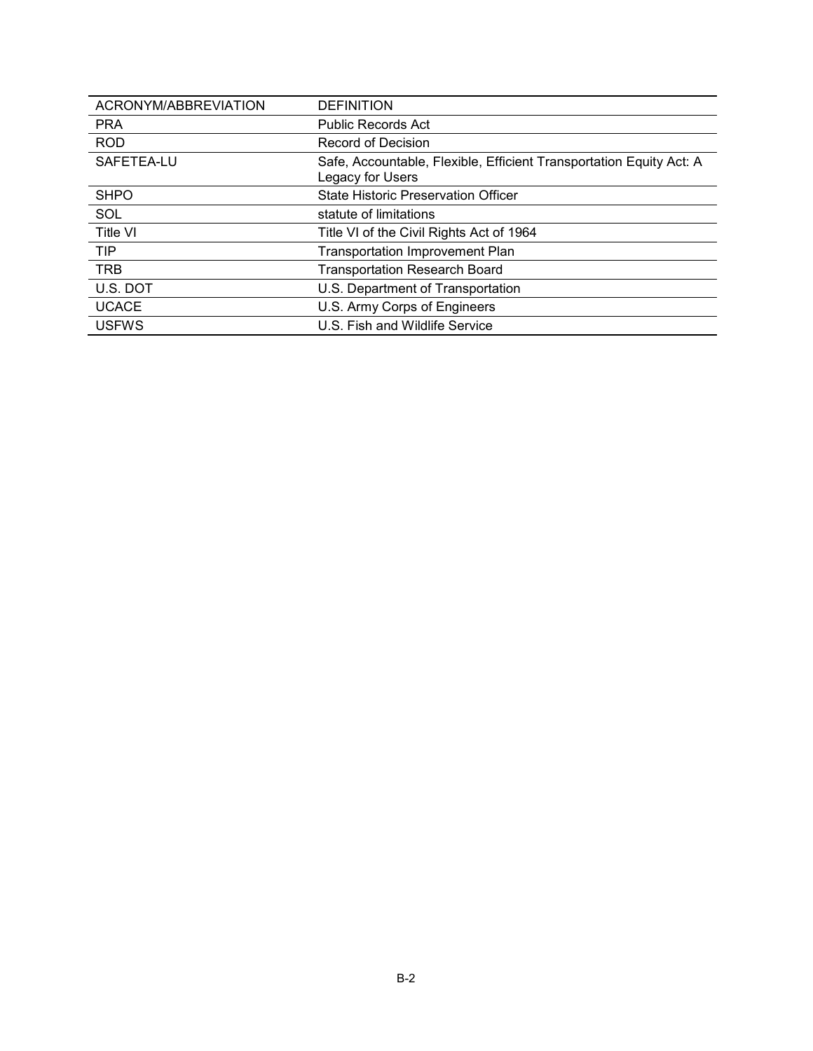| ACRONYM/ABBREVIATION | DEFINITION |
| --- | --- |
| PRA | Public Records Act |
| ROD | Record of Decision |
| SAFETEA-LU | Safe, Accountable, Flexible, Efficient Transportation Equity Act: A Legacy for Users |
| SHPO | State Historic Preservation Officer |
| SOL | statute of limitations |
| Title VI | Title VI of the Civil Rights Act of 1964 |
| TIP | Transportation Improvement Plan |
| TRB | Transportation Research Board |
| U.S. DOT | U.S. Department of Transportation |
| UCACE | U.S. Army Corps of Engineers |
| USFWS | U.S. Fish and Wildlife Service |